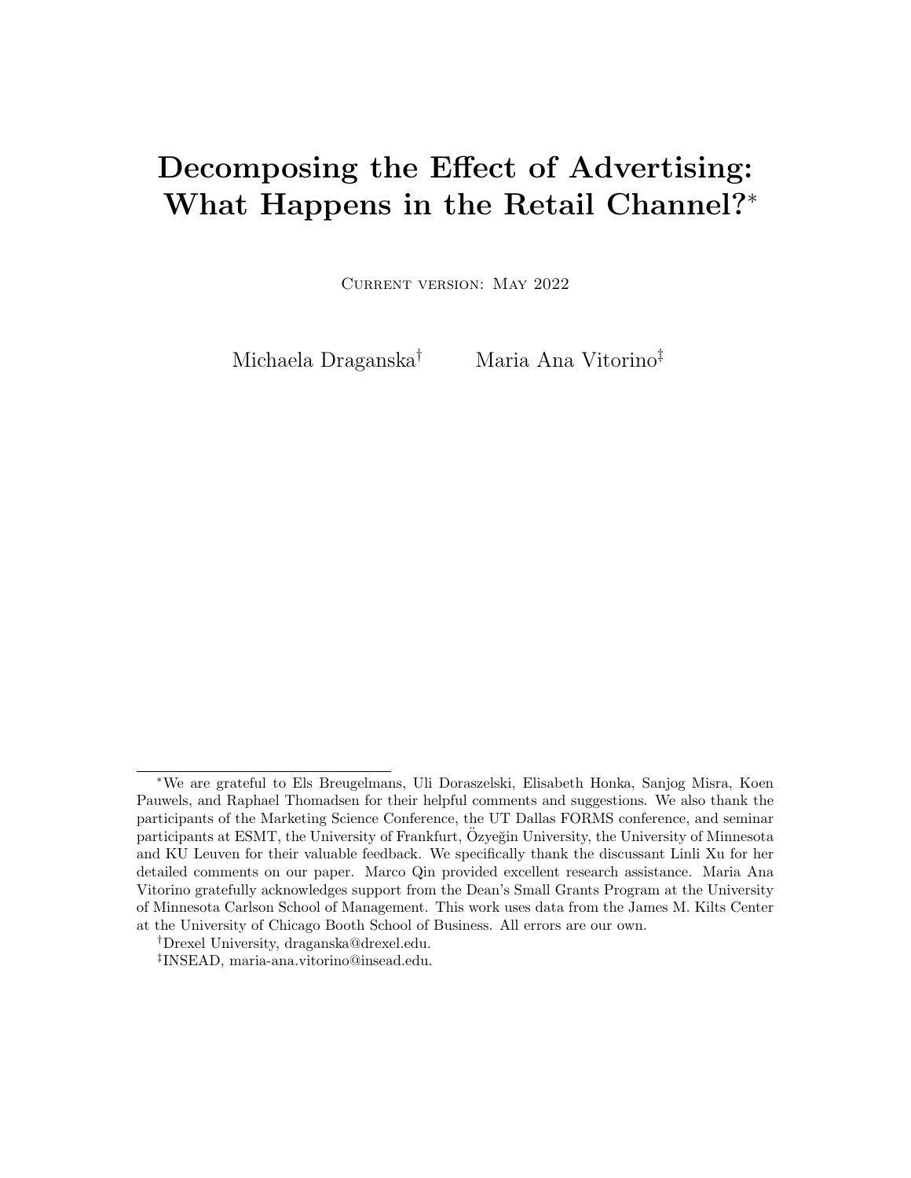# Decomposing the Effect of Advertising: What Happens in the Retail Channel?[*]

Current version: May 2022

Michaela Draganska[†] Maria Ana Vitorino[‡]

---

[*]We are grateful to Els Breugelmans, Uli Doraszelski, Elisabeth Honka, Sanjog Misra, Koen Pauwels, and Raphael Thomadsen for their helpful comments and suggestions. We also thank the participants of the Marketing Science Conference, the UT Dallas FORMS conference, and seminar participants at ESMT, the University of Frankfurt, Özyeğin University, the University of Minnesota and KU Leuven for their valuable feedback. We specifically thank the discussant Linli Xu for her detailed comments on our paper. Marco Qin provided excellent research assistance. Maria Ana Vitorino gratefully acknowledges support from the Dean's Small Grants Program at the University of Minnesota Carlson School of Management. This work uses data from the James M. Kilts Center at the University of Chicago Booth School of Business. All errors are our own.

[†]Drexel University, draganska@drexel.edu.

[‡]INSEAD, maria-ana.vitorino@insead.edu.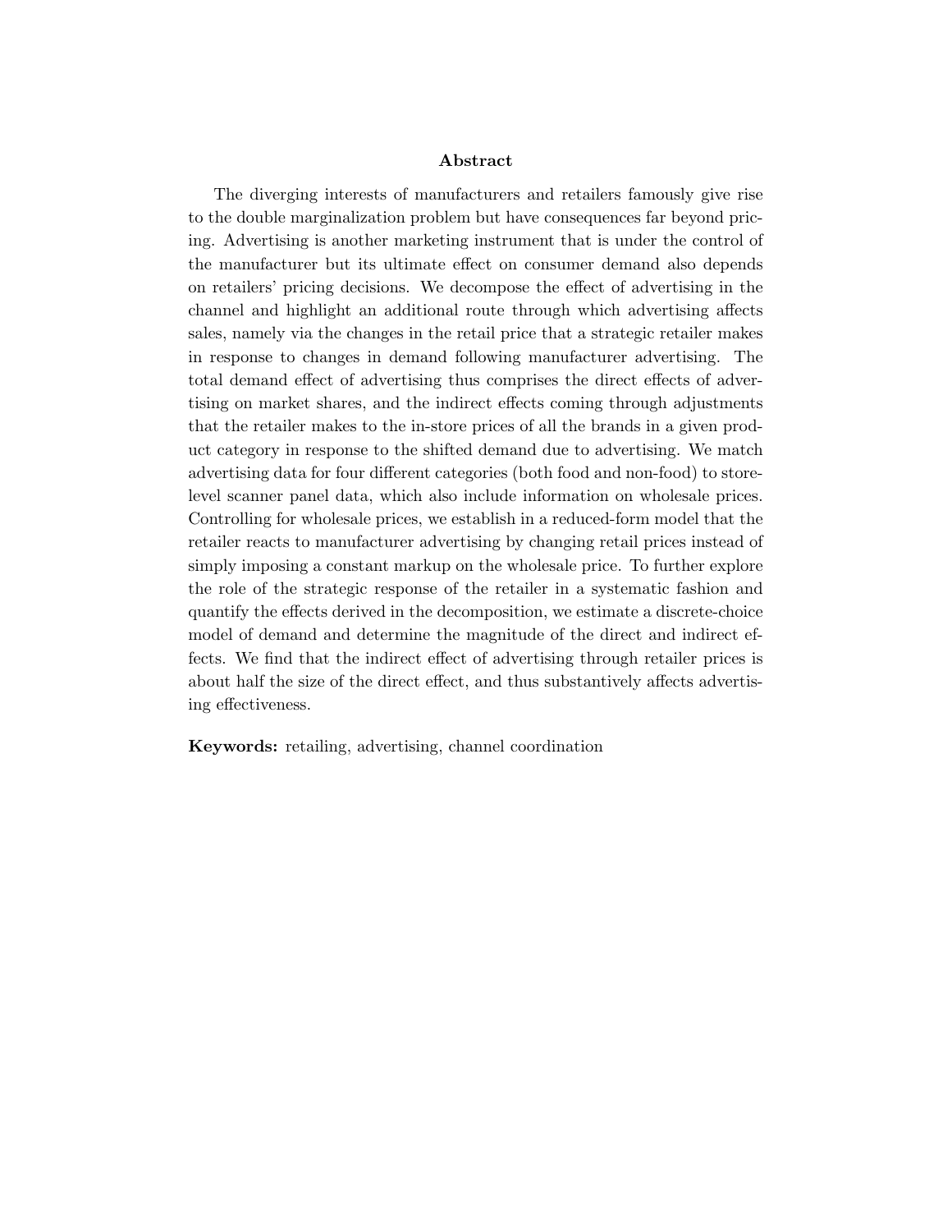## Abstract

The diverging interests of manufacturers and retailers famously give rise to the double marginalization problem but have consequences far beyond pricing. Advertising is another marketing instrument that is under the control of the manufacturer but its ultimate effect on consumer demand also depends on retailers' pricing decisions. We decompose the effect of advertising in the channel and highlight an additional route through which advertising affects sales, namely via the changes in the retail price that a strategic retailer makes in response to changes in demand following manufacturer advertising. The total demand effect of advertising thus comprises the direct effects of advertising on market shares, and the indirect effects coming through adjustments that the retailer makes to the in-store prices of all the brands in a given product category in response to the shifted demand due to advertising. We match advertising data for four different categories (both food and non-food) to store-level scanner panel data, which also include information on wholesale prices. Controlling for wholesale prices, we establish in a reduced-form model that the retailer reacts to manufacturer advertising by changing retail prices instead of simply imposing a constant markup on the wholesale price. To further explore the role of the strategic response of the retailer in a systematic fashion and quantify the effects derived in the decomposition, we estimate a discrete-choice model of demand and determine the magnitude of the direct and indirect effects. We find that the indirect effect of advertising through retailer prices is about half the size of the direct effect, and thus substantively affects advertising effectiveness.

**Keywords:** retailing, advertising, channel coordination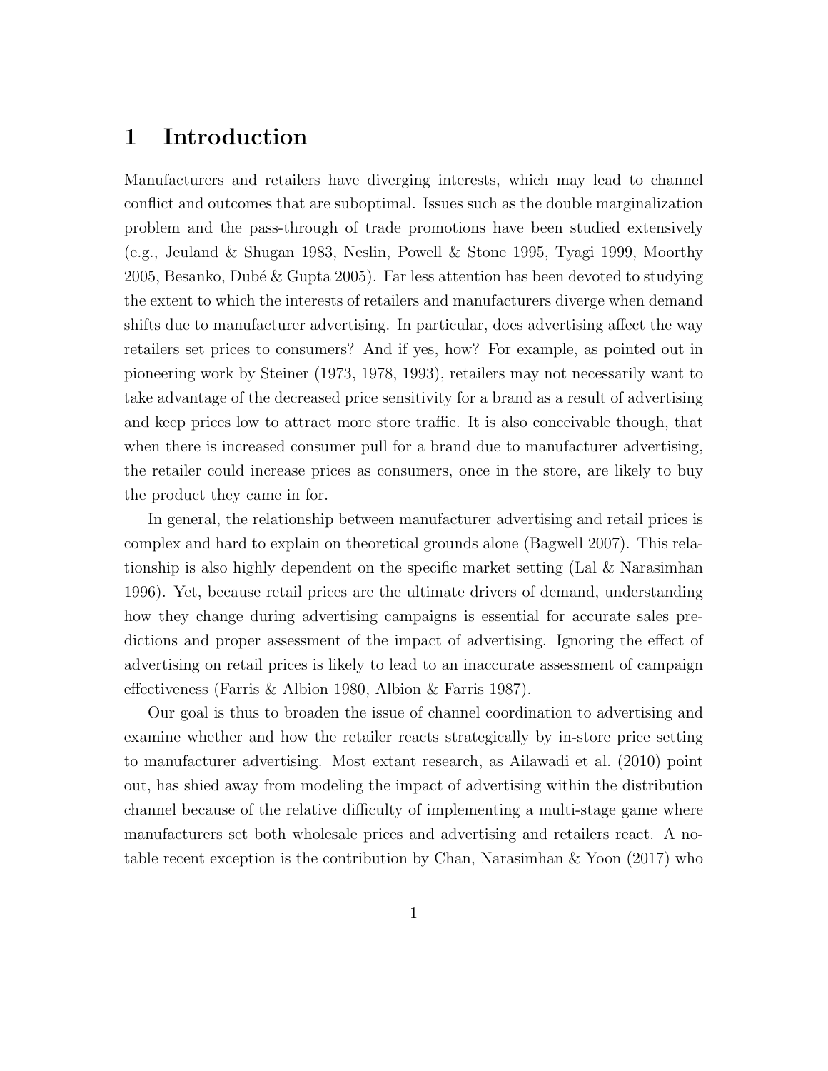# 1 Introduction

Manufacturers and retailers have diverging interests, which may lead to channel conflict and outcomes that are suboptimal. Issues such as the double marginalization problem and the pass-through of trade promotions have been studied extensively (e.g., Jeuland & Shugan 1983, Neslin, Powell & Stone 1995, Tyagi 1999, Moorthy 2005, Besanko, Dubé & Gupta 2005). Far less attention has been devoted to studying the extent to which the interests of retailers and manufacturers diverge when demand shifts due to manufacturer advertising. In particular, does advertising affect the way retailers set prices to consumers? And if yes, how? For example, as pointed out in pioneering work by Steiner (1973, 1978, 1993), retailers may not necessarily want to take advantage of the decreased price sensitivity for a brand as a result of advertising and keep prices low to attract more store traffic. It is also conceivable though, that when there is increased consumer pull for a brand due to manufacturer advertising, the retailer could increase prices as consumers, once in the store, are likely to buy the product they came in for.

In general, the relationship between manufacturer advertising and retail prices is complex and hard to explain on theoretical grounds alone (Bagwell 2007). This relationship is also highly dependent on the specific market setting (Lal & Narasimhan 1996). Yet, because retail prices are the ultimate drivers of demand, understanding how they change during advertising campaigns is essential for accurate sales predictions and proper assessment of the impact of advertising. Ignoring the effect of advertising on retail prices is likely to lead to an inaccurate assessment of campaign effectiveness (Farris & Albion 1980, Albion & Farris 1987).

Our goal is thus to broaden the issue of channel coordination to advertising and examine whether and how the retailer reacts strategically by in-store price setting to manufacturer advertising. Most extant research, as Ailawadi et al. (2010) point out, has shied away from modeling the impact of advertising within the distribution channel because of the relative difficulty of implementing a multi-stage game where manufacturers set both wholesale prices and advertising and retailers react. A notable recent exception is the contribution by Chan, Narasimhan & Yoon (2017) who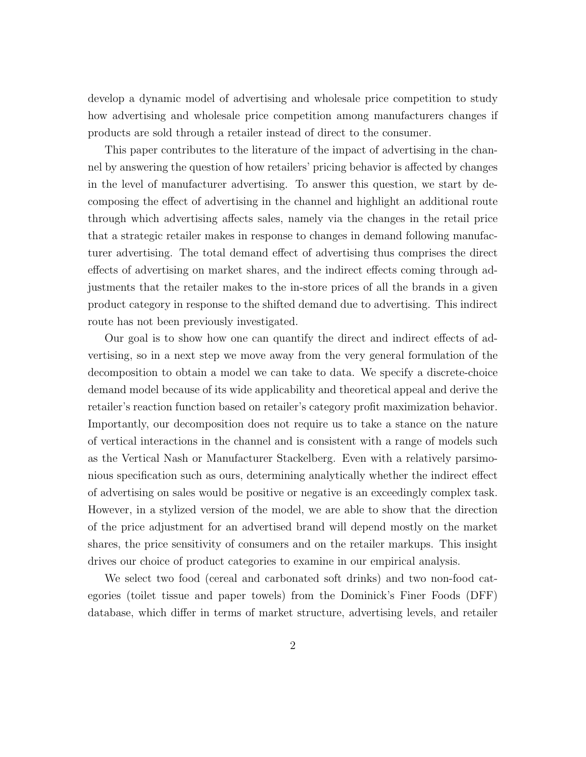develop a dynamic model of advertising and wholesale price competition to study how advertising and wholesale price competition among manufacturers changes if products are sold through a retailer instead of direct to the consumer.

This paper contributes to the literature of the impact of advertising in the channel by answering the question of how retailers' pricing behavior is affected by changes in the level of manufacturer advertising. To answer this question, we start by decomposing the effect of advertising in the channel and highlight an additional route through which advertising affects sales, namely via the changes in the retail price that a strategic retailer makes in response to changes in demand following manufacturer advertising. The total demand effect of advertising thus comprises the direct effects of advertising on market shares, and the indirect effects coming through adjustments that the retailer makes to the in-store prices of all the brands in a given product category in response to the shifted demand due to advertising. This indirect route has not been previously investigated.

Our goal is to show how one can quantify the direct and indirect effects of advertising, so in a next step we move away from the very general formulation of the decomposition to obtain a model we can take to data. We specify a discrete-choice demand model because of its wide applicability and theoretical appeal and derive the retailer's reaction function based on retailer's category profit maximization behavior. Importantly, our decomposition does not require us to take a stance on the nature of vertical interactions in the channel and is consistent with a range of models such as the Vertical Nash or Manufacturer Stackelberg. Even with a relatively parsimonious specification such as ours, determining analytically whether the indirect effect of advertising on sales would be positive or negative is an exceedingly complex task. However, in a stylized version of the model, we are able to show that the direction of the price adjustment for an advertised brand will depend mostly on the market shares, the price sensitivity of consumers and on the retailer markups. This insight drives our choice of product categories to examine in our empirical analysis.

We select two food (cereal and carbonated soft drinks) and two non-food categories (toilet tissue and paper towels) from the Dominick's Finer Foods (DFF) database, which differ in terms of market structure, advertising levels, and retailer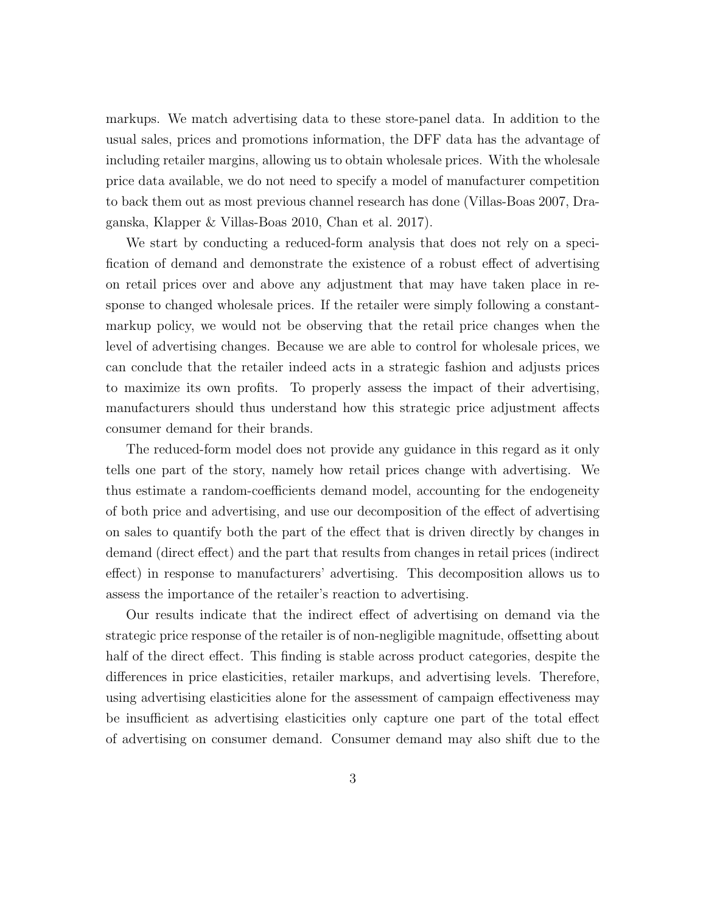markups. We match advertising data to these store-panel data. In addition to the usual sales, prices and promotions information, the DFF data has the advantage of including retailer margins, allowing us to obtain wholesale prices. With the wholesale price data available, we do not need to specify a model of manufacturer competition to back them out as most previous channel research has done (Villas-Boas 2007, Draganska, Klapper & Villas-Boas 2010, Chan et al. 2017).

We start by conducting a reduced-form analysis that does not rely on a specification of demand and demonstrate the existence of a robust effect of advertising on retail prices over and above any adjustment that may have taken place in response to changed wholesale prices. If the retailer were simply following a constant-markup policy, we would not be observing that the retail price changes when the level of advertising changes. Because we are able to control for wholesale prices, we can conclude that the retailer indeed acts in a strategic fashion and adjusts prices to maximize its own profits. To properly assess the impact of their advertising, manufacturers should thus understand how this strategic price adjustment affects consumer demand for their brands.

The reduced-form model does not provide any guidance in this regard as it only tells one part of the story, namely how retail prices change with advertising. We thus estimate a random-coefficients demand model, accounting for the endogeneity of both price and advertising, and use our decomposition of the effect of advertising on sales to quantify both the part of the effect that is driven directly by changes in demand (direct effect) and the part that results from changes in retail prices (indirect effect) in response to manufacturers' advertising. This decomposition allows us to assess the importance of the retailer's reaction to advertising.

Our results indicate that the indirect effect of advertising on demand via the strategic price response of the retailer is of non-negligible magnitude, offsetting about half of the direct effect. This finding is stable across product categories, despite the differences in price elasticities, retailer markups, and advertising levels. Therefore, using advertising elasticities alone for the assessment of campaign effectiveness may be insufficient as advertising elasticities only capture one part of the total effect of advertising on consumer demand. Consumer demand may also shift due to the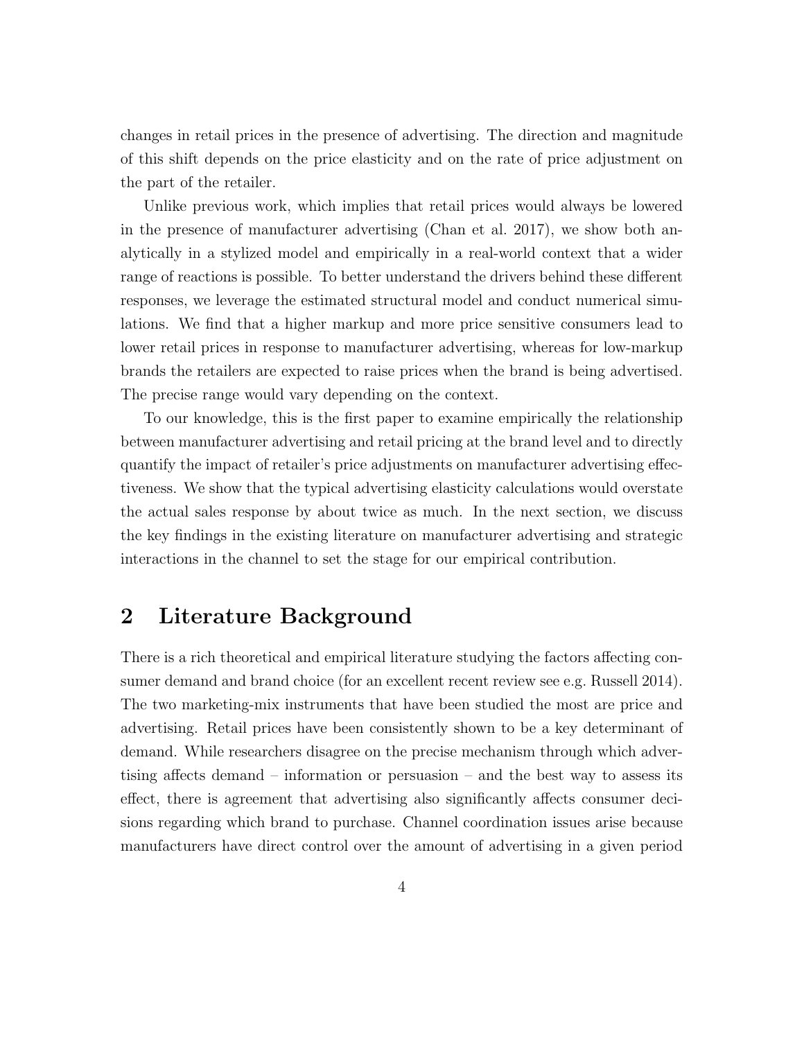changes in retail prices in the presence of advertising. The direction and magnitude of this shift depends on the price elasticity and on the rate of price adjustment on the part of the retailer.

Unlike previous work, which implies that retail prices would always be lowered in the presence of manufacturer advertising (Chan et al. 2017), we show both analytically in a stylized model and empirically in a real-world context that a wider range of reactions is possible. To better understand the drivers behind these different responses, we leverage the estimated structural model and conduct numerical simulations. We find that a higher markup and more price sensitive consumers lead to lower retail prices in response to manufacturer advertising, whereas for low-markup brands the retailers are expected to raise prices when the brand is being advertised. The precise range would vary depending on the context.

To our knowledge, this is the first paper to examine empirically the relationship between manufacturer advertising and retail pricing at the brand level and to directly quantify the impact of retailer's price adjustments on manufacturer advertising effectiveness. We show that the typical advertising elasticity calculations would overstate the actual sales response by about twice as much. In the next section, we discuss the key findings in the existing literature on manufacturer advertising and strategic interactions in the channel to set the stage for our empirical contribution.

## 2 Literature Background

There is a rich theoretical and empirical literature studying the factors affecting consumer demand and brand choice (for an excellent recent review see e.g. Russell 2014). The two marketing-mix instruments that have been studied the most are price and advertising. Retail prices have been consistently shown to be a key determinant of demand. While researchers disagree on the precise mechanism through which advertising affects demand – information or persuasion – and the best way to assess its effect, there is agreement that advertising also significantly affects consumer decisions regarding which brand to purchase. Channel coordination issues arise because manufacturers have direct control over the amount of advertising in a given period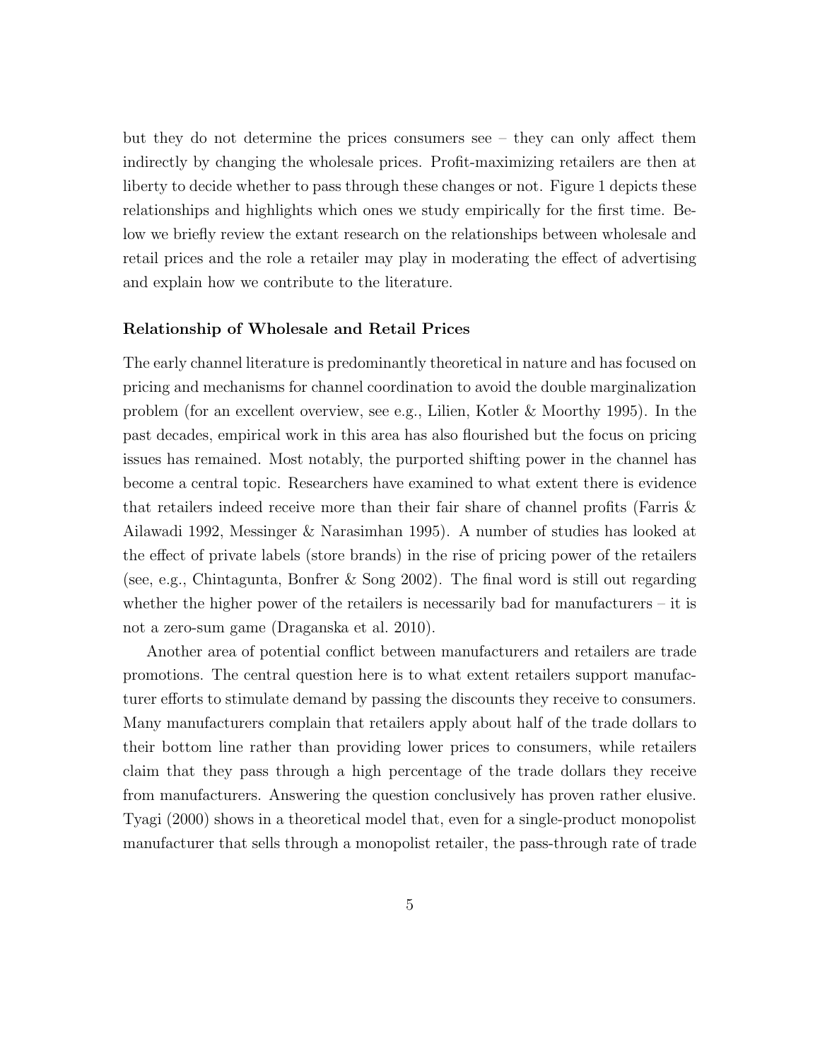but they do not determine the prices consumers see – they can only affect them indirectly by changing the wholesale prices. Profit-maximizing retailers are then at liberty to decide whether to pass through these changes or not. Figure 1 depicts these relationships and highlights which ones we study empirically for the first time. Below we briefly review the extant research on the relationships between wholesale and retail prices and the role a retailer may play in moderating the effect of advertising and explain how we contribute to the literature.

### Relationship of Wholesale and Retail Prices

The early channel literature is predominantly theoretical in nature and has focused on pricing and mechanisms for channel coordination to avoid the double marginalization problem (for an excellent overview, see e.g., Lilien, Kotler & Moorthy 1995). In the past decades, empirical work in this area has also flourished but the focus on pricing issues has remained. Most notably, the purported shifting power in the channel has become a central topic. Researchers have examined to what extent there is evidence that retailers indeed receive more than their fair share of channel profits (Farris & Ailawadi 1992, Messinger & Narasimhan 1995). A number of studies has looked at the effect of private labels (store brands) in the rise of pricing power of the retailers (see, e.g., Chintagunta, Bonfrer & Song 2002). The final word is still out regarding whether the higher power of the retailers is necessarily bad for manufacturers – it is not a zero-sum game (Draganska et al. 2010).

Another area of potential conflict between manufacturers and retailers are trade promotions. The central question here is to what extent retailers support manufacturer efforts to stimulate demand by passing the discounts they receive to consumers. Many manufacturers complain that retailers apply about half of the trade dollars to their bottom line rather than providing lower prices to consumers, while retailers claim that they pass through a high percentage of the trade dollars they receive from manufacturers. Answering the question conclusively has proven rather elusive. Tyagi (2000) shows in a theoretical model that, even for a single-product monopolist manufacturer that sells through a monopolist retailer, the pass-through rate of trade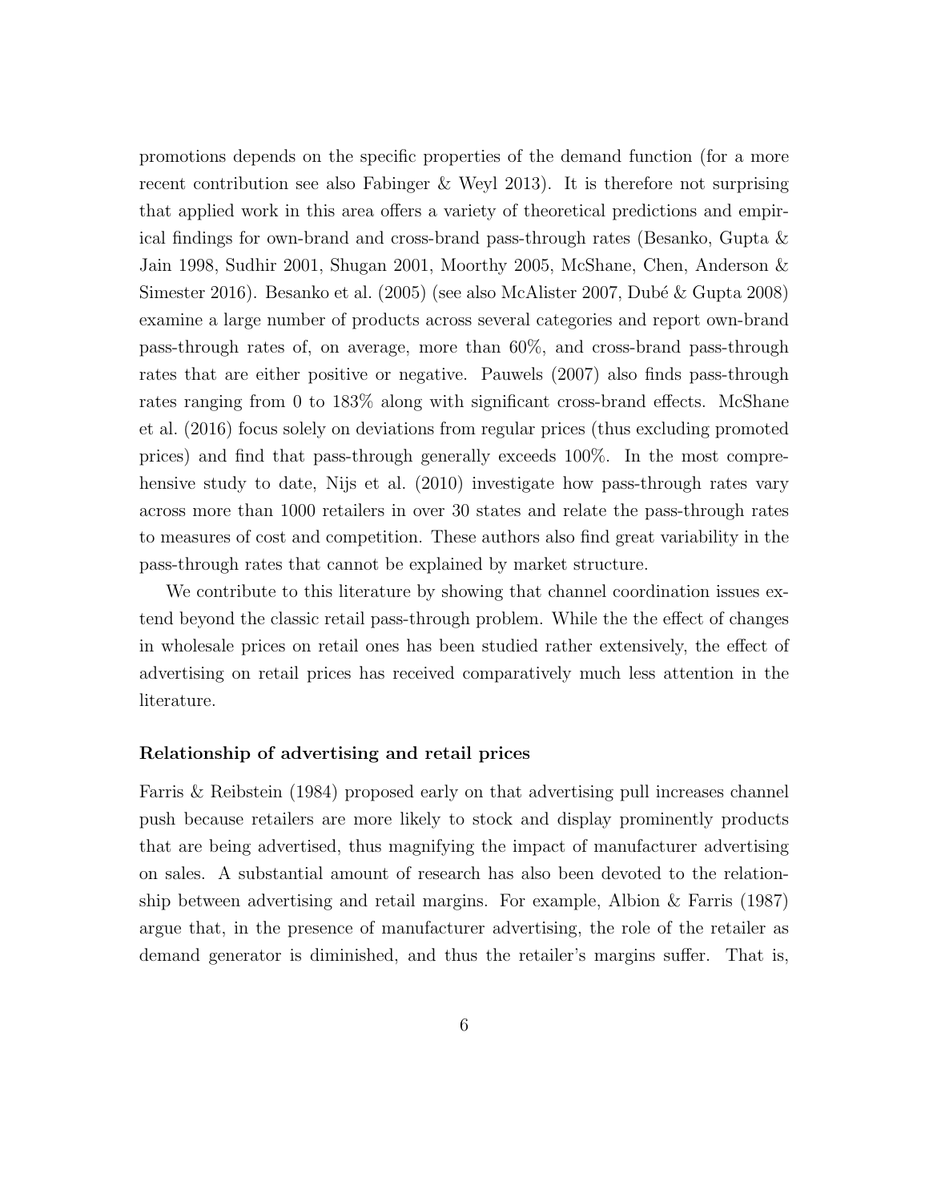promotions depends on the specific properties of the demand function (for a more recent contribution see also Fabinger & Weyl 2013). It is therefore not surprising that applied work in this area offers a variety of theoretical predictions and empirical findings for own-brand and cross-brand pass-through rates (Besanko, Gupta & Jain 1998, Sudhir 2001, Shugan 2001, Moorthy 2005, McShane, Chen, Anderson & Simester 2016). Besanko et al. (2005) (see also McAlister 2007, Dubé & Gupta 2008) examine a large number of products across several categories and report own-brand pass-through rates of, on average, more than 60%, and cross-brand pass-through rates that are either positive or negative. Pauwels (2007) also finds pass-through rates ranging from 0 to 183% along with significant cross-brand effects. McShane et al. (2016) focus solely on deviations from regular prices (thus excluding promoted prices) and find that pass-through generally exceeds 100%. In the most comprehensive study to date, Nijs et al. (2010) investigate how pass-through rates vary across more than 1000 retailers in over 30 states and relate the pass-through rates to measures of cost and competition. These authors also find great variability in the pass-through rates that cannot be explained by market structure.

We contribute to this literature by showing that channel coordination issues extend beyond the classic retail pass-through problem. While the the effect of changes in wholesale prices on retail ones has been studied rather extensively, the effect of advertising on retail prices has received comparatively much less attention in the literature.

#### Relationship of advertising and retail prices

Farris & Reibstein (1984) proposed early on that advertising pull increases channel push because retailers are more likely to stock and display prominently products that are being advertised, thus magnifying the impact of manufacturer advertising on sales. A substantial amount of research has also been devoted to the relationship between advertising and retail margins. For example, Albion & Farris (1987) argue that, in the presence of manufacturer advertising, the role of the retailer as demand generator is diminished, and thus the retailer's margins suffer. That is,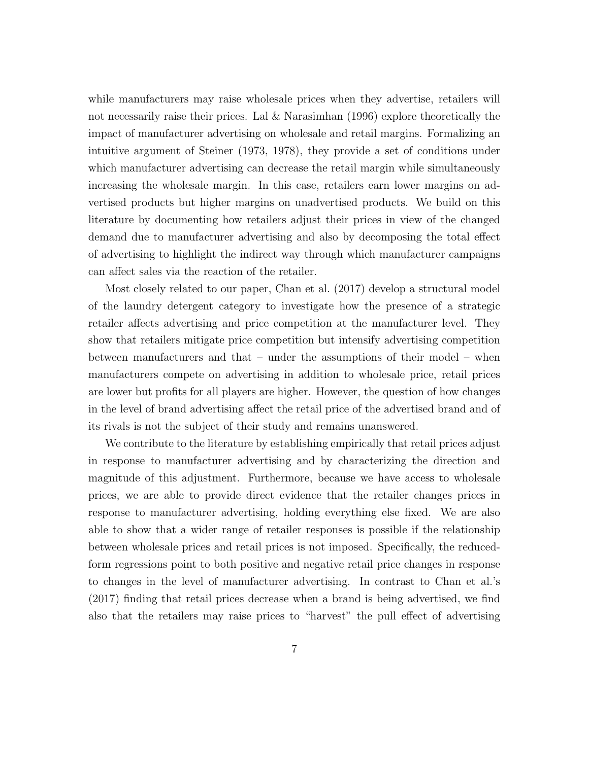while manufacturers may raise wholesale prices when they advertise, retailers will not necessarily raise their prices. Lal & Narasimhan (1996) explore theoretically the impact of manufacturer advertising on wholesale and retail margins. Formalizing an intuitive argument of Steiner (1973, 1978), they provide a set of conditions under which manufacturer advertising can decrease the retail margin while simultaneously increasing the wholesale margin. In this case, retailers earn lower margins on advertised products but higher margins on unadvertised products. We build on this literature by documenting how retailers adjust their prices in view of the changed demand due to manufacturer advertising and also by decomposing the total effect of advertising to highlight the indirect way through which manufacturer campaigns can affect sales via the reaction of the retailer.

Most closely related to our paper, Chan et al. (2017) develop a structural model of the laundry detergent category to investigate how the presence of a strategic retailer affects advertising and price competition at the manufacturer level. They show that retailers mitigate price competition but intensify advertising competition between manufacturers and that – under the assumptions of their model – when manufacturers compete on advertising in addition to wholesale price, retail prices are lower but profits for all players are higher. However, the question of how changes in the level of brand advertising affect the retail price of the advertised brand and of its rivals is not the subject of their study and remains unanswered.

We contribute to the literature by establishing empirically that retail prices adjust in response to manufacturer advertising and by characterizing the direction and magnitude of this adjustment. Furthermore, because we have access to wholesale prices, we are able to provide direct evidence that the retailer changes prices in response to manufacturer advertising, holding everything else fixed. We are also able to show that a wider range of retailer responses is possible if the relationship between wholesale prices and retail prices is not imposed. Specifically, the reduced-form regressions point to both positive and negative retail price changes in response to changes in the level of manufacturer advertising. In contrast to Chan et al.'s (2017) finding that retail prices decrease when a brand is being advertised, we find also that the retailers may raise prices to "harvest" the pull effect of advertising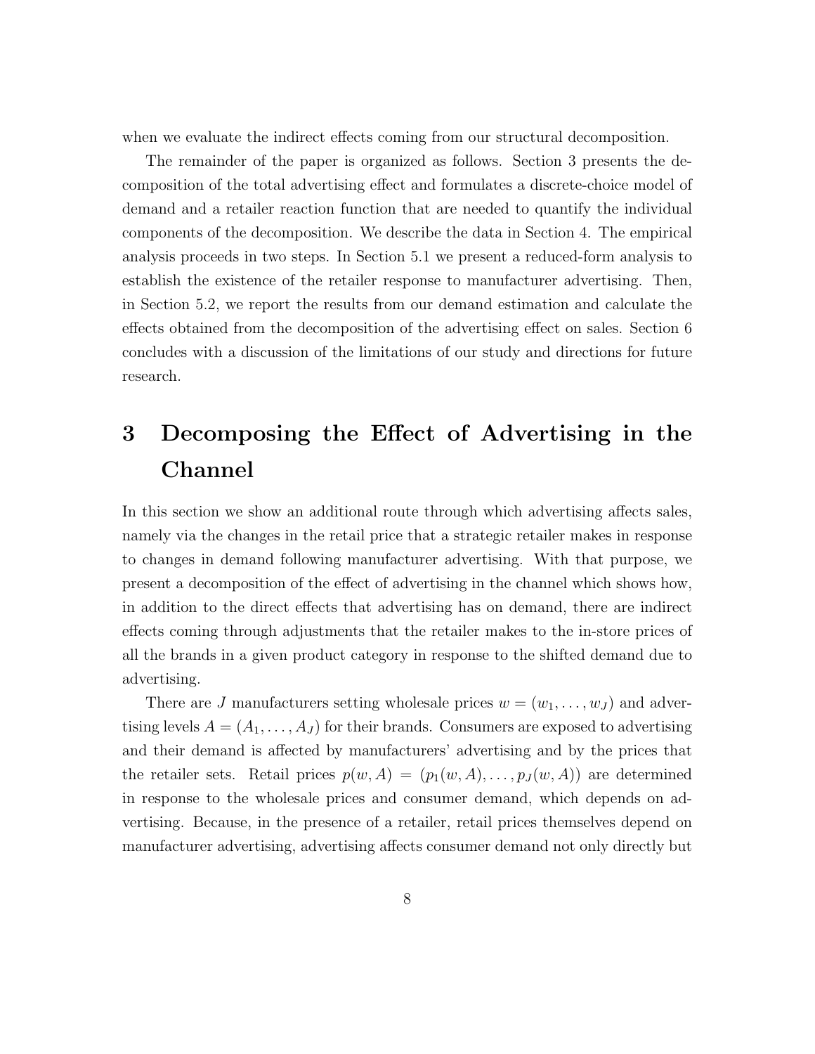when we evaluate the indirect effects coming from our structural decomposition.

The remainder of the paper is organized as follows. Section 3 presents the decomposition of the total advertising effect and formulates a discrete-choice model of demand and a retailer reaction function that are needed to quantify the individual components of the decomposition. We describe the data in Section 4. The empirical analysis proceeds in two steps. In Section 5.1 we present a reduced-form analysis to establish the existence of the retailer response to manufacturer advertising. Then, in Section 5.2, we report the results from our demand estimation and calculate the effects obtained from the decomposition of the advertising effect on sales. Section 6 concludes with a discussion of the limitations of our study and directions for future research.

# 3 Decomposing the Effect of Advertising in the Channel

In this section we show an additional route through which advertising affects sales, namely via the changes in the retail price that a strategic retailer makes in response to changes in demand following manufacturer advertising. With that purpose, we present a decomposition of the effect of advertising in the channel which shows how, in addition to the direct effects that advertising has on demand, there are indirect effects coming through adjustments that the retailer makes to the in-store prices of all the brands in a given product category in response to the shifted demand due to advertising.

There are $J$ manufacturers setting wholesale prices $w = (w_1, \ldots, w_J)$ and advertising levels $A = (A_1, \ldots, A_J)$ for their brands. Consumers are exposed to advertising and their demand is affected by manufacturers' advertising and by the prices that the retailer sets. Retail prices $p(w, A) = (p_1(w, A), \ldots, p_J(w, A))$ are determined in response to the wholesale prices and consumer demand, which depends on advertising. Because, in the presence of a retailer, retail prices themselves depend on manufacturer advertising, advertising affects consumer demand not only directly but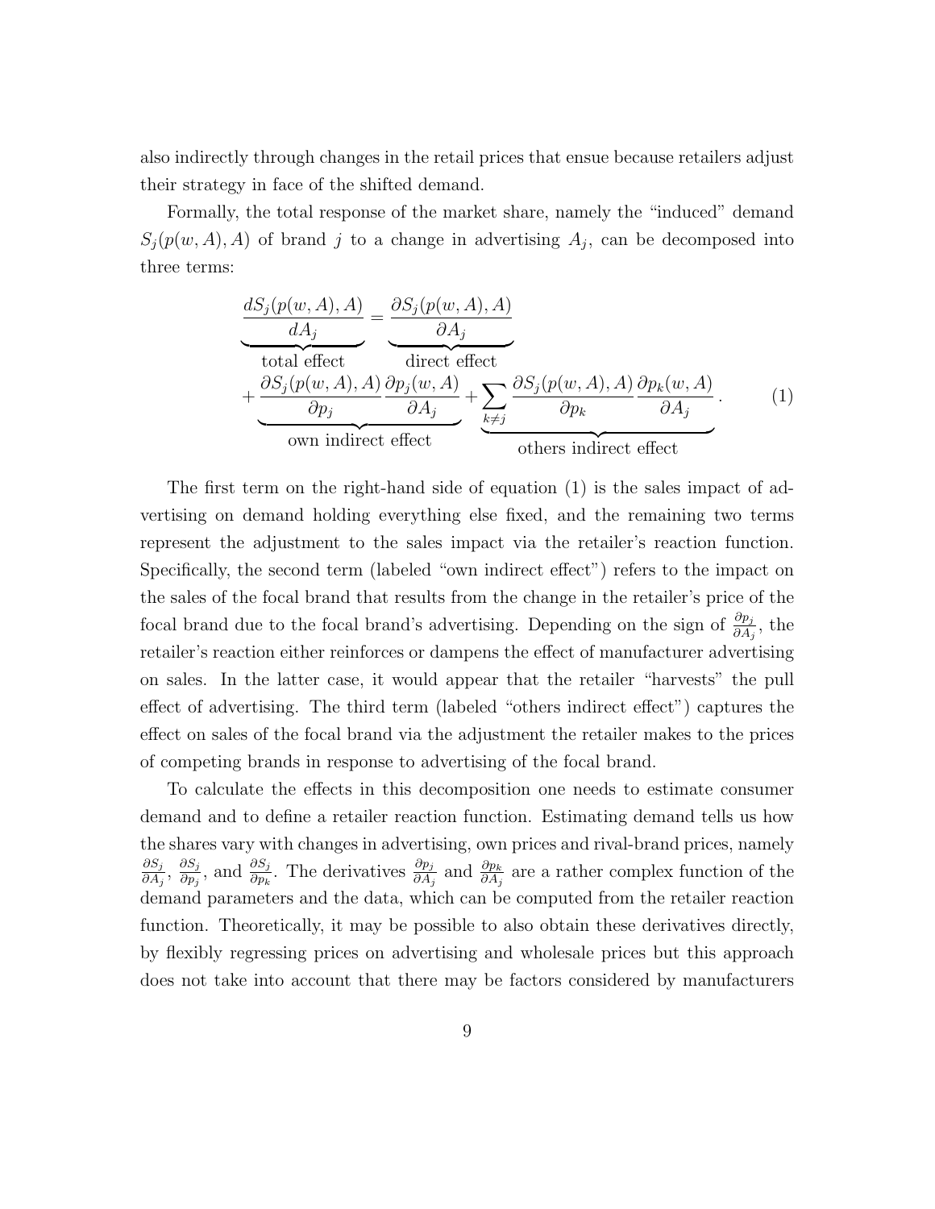also indirectly through changes in the retail prices that ensue because retailers adjust their strategy in face of the shifted demand.

Formally, the total response of the market share, namely the "induced" demand $S_j(p(w, A), A)$ of brand $j$ to a change in advertising $A_j$, can be decomposed into three terms:

$$\underbrace{\frac{dS_j(p(w,A),A)}{dA_j}}_{\text{total effect}} = \underbrace{\frac{\partial S_j(p(w,A),A)}{\partial A_j}}_{\text{direct effect}} + \underbrace{\frac{\partial S_j(p(w,A),A)}{\partial p_j}\frac{\partial p_j(w,A)}{\partial A_j}}_{\text{own indirect effect}} + \underbrace{\sum_{k \neq j} \frac{\partial S_j(p(w,A),A)}{\partial p_k}\frac{\partial p_k(w,A)}{\partial A_j}}_{\text{others indirect effect}}. \quad (1)$$

The first term on the right-hand side of equation (1) is the sales impact of advertising on demand holding everything else fixed, and the remaining two terms represent the adjustment to the sales impact via the retailer's reaction function. Specifically, the second term (labeled "own indirect effect") refers to the impact on the sales of the focal brand that results from the change in the retailer's price of the focal brand due to the focal brand's advertising. Depending on the sign of $\frac{\partial p_j}{\partial A_j}$, the retailer's reaction either reinforces or dampens the effect of manufacturer advertising on sales. In the latter case, it would appear that the retailer "harvests" the pull effect of advertising. The third term (labeled "others indirect effect") captures the effect on sales of the focal brand via the adjustment the retailer makes to the prices of competing brands in response to advertising of the focal brand.

To calculate the effects in this decomposition one needs to estimate consumer demand and to define a retailer reaction function. Estimating demand tells us how the shares vary with changes in advertising, own prices and rival-brand prices, namely $\frac{\partial S_j}{\partial A_j}$, $\frac{\partial S_j}{\partial p_j}$, and $\frac{\partial S_j}{\partial p_k}$. The derivatives $\frac{\partial p_j}{\partial A_j}$ and $\frac{\partial p_k}{\partial A_j}$ are a rather complex function of the demand parameters and the data, which can be computed from the retailer reaction function. Theoretically, it may be possible to also obtain these derivatives directly, by flexibly regressing prices on advertising and wholesale prices but this approach does not take into account that there may be factors considered by manufacturers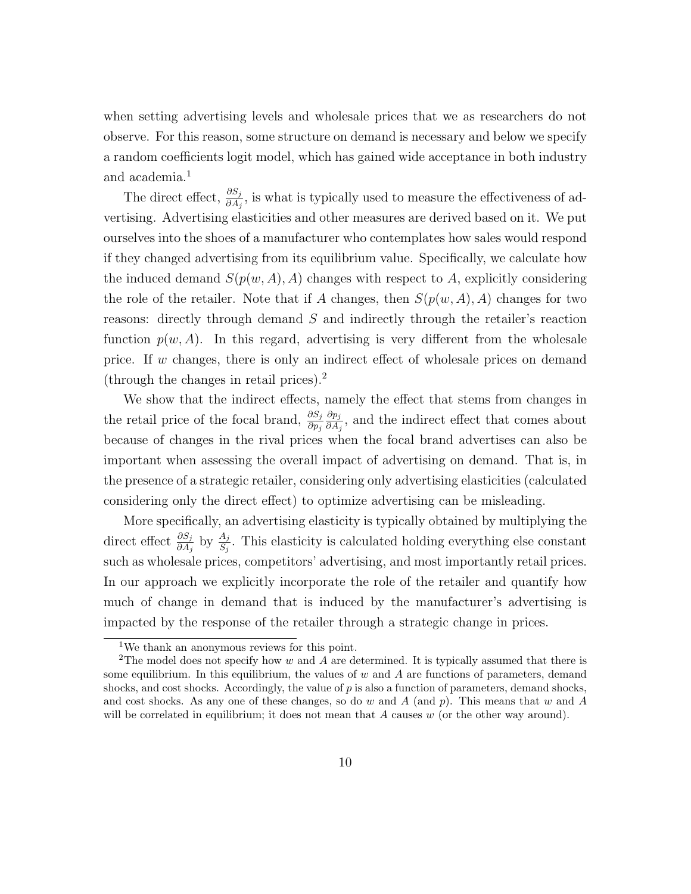when setting advertising levels and wholesale prices that we as researchers do not observe. For this reason, some structure on demand is necessary and below we specify a random coefficients logit model, which has gained wide acceptance in both industry and academia.[1]

The direct effect, $\frac{\partial S_j}{\partial A_j}$, is what is typically used to measure the effectiveness of advertising. Advertising elasticities and other measures are derived based on it. We put ourselves into the shoes of a manufacturer who contemplates how sales would respond if they changed advertising from its equilibrium value. Specifically, we calculate how the induced demand $S(p(w, A), A)$ changes with respect to $A$, explicitly considering the role of the retailer. Note that if $A$ changes, then $S(p(w, A), A)$ changes for two reasons: directly through demand $S$ and indirectly through the retailer's reaction function $p(w, A)$. In this regard, advertising is very different from the wholesale price. If $w$ changes, there is only an indirect effect of wholesale prices on demand (through the changes in retail prices).[2]

We show that the indirect effects, namely the effect that stems from changes in the retail price of the focal brand, $\frac{\partial S_j}{\partial p_j} \frac{\partial p_j}{\partial A_j}$, and the indirect effect that comes about because of changes in the rival prices when the focal brand advertises can also be important when assessing the overall impact of advertising on demand. That is, in the presence of a strategic retailer, considering only advertising elasticities (calculated considering only the direct effect) to optimize advertising can be misleading.

More specifically, an advertising elasticity is typically obtained by multiplying the direct effect $\frac{\partial S_j}{\partial A_j}$ by $\frac{A_j}{S_j}$. This elasticity is calculated holding everything else constant such as wholesale prices, competitors' advertising, and most importantly retail prices. In our approach we explicitly incorporate the role of the retailer and quantify how much of change in demand that is induced by the manufacturer's advertising is impacted by the response of the retailer through a strategic change in prices.

[1] We thank an anonymous reviews for this point.

[2] The model does not specify how $w$ and $A$ are determined. It is typically assumed that there is some equilibrium. In this equilibrium, the values of $w$ and $A$ are functions of parameters, demand shocks, and cost shocks. Accordingly, the value of $p$ is also a function of parameters, demand shocks, and cost shocks. As any one of these changes, so do $w$ and $A$ (and $p$). This means that $w$ and $A$ will be correlated in equilibrium; it does not mean that $A$ causes $w$ (or the other way around).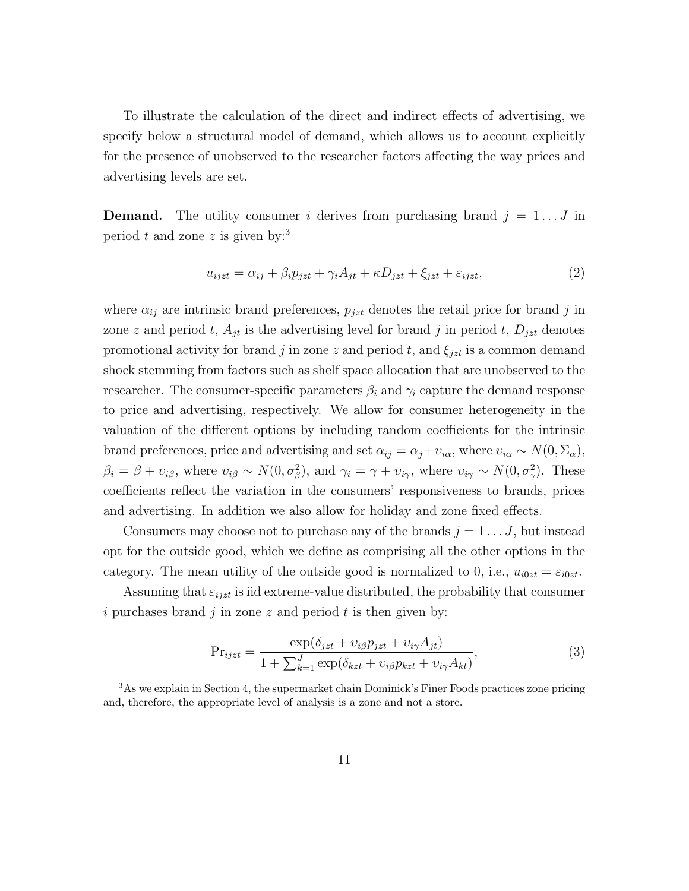To illustrate the calculation of the direct and indirect effects of advertising, we specify below a structural model of demand, which allows us to account explicitly for the presence of unobserved to the researcher factors affecting the way prices and advertising levels are set.

**Demand.** The utility consumer $i$ derives from purchasing brand $j = 1 \dots J$ in period $t$ and zone $z$ is given by:[3]

$$u_{ijzt} = \alpha_{ij} + \beta_i p_{jzt} + \gamma_i A_{jt} + \kappa D_{jzt} + \xi_{jzt} + \varepsilon_{ijzt}, \tag{2}$$

where $\alpha_{ij}$ are intrinsic brand preferences, $p_{jzt}$ denotes the retail price for brand $j$ in zone $z$ and period $t$, $A_{jt}$ is the advertising level for brand $j$ in period $t$, $D_{jzt}$ denotes promotional activity for brand $j$ in zone $z$ and period $t$, and $\xi_{jzt}$ is a common demand shock stemming from factors such as shelf space allocation that are unobserved to the researcher. The consumer-specific parameters $\beta_i$ and $\gamma_i$ capture the demand response to price and advertising, respectively. We allow for consumer heterogeneity in the valuation of the different options by including random coefficients for the intrinsic brand preferences, price and advertising and set $\alpha_{ij} = \alpha_j + \upsilon_{i\alpha}$, where $\upsilon_{i\alpha} \sim N(0, \Sigma_\alpha)$, $\beta_i = \beta + \upsilon_{i\beta}$, where $\upsilon_{i\beta} \sim N(0, \sigma_\beta^2)$, and $\gamma_i = \gamma + \upsilon_{i\gamma}$, where $\upsilon_{i\gamma} \sim N(0, \sigma_\gamma^2)$. These coefficients reflect the variation in the consumers' responsiveness to brands, prices and advertising. In addition we also allow for holiday and zone fixed effects.

Consumers may choose not to purchase any of the brands $j = 1 \dots J$, but instead opt for the outside good, which we define as comprising all the other options in the category. The mean utility of the outside good is normalized to 0, i.e., $u_{i0zt} = \varepsilon_{i0zt}$.

Assuming that $\varepsilon_{ijzt}$ is iid extreme-value distributed, the probability that consumer $i$ purchases brand $j$ in zone $z$ and period $t$ is then given by:

$$\Pr_{ijzt} = \frac{\exp(\delta_{jzt} + \upsilon_{i\beta} p_{jzt} + \upsilon_{i\gamma} A_{jt})}{1 + \sum_{k=1}^{J} \exp(\delta_{kzt} + \upsilon_{i\beta} p_{kzt} + \upsilon_{i\gamma} A_{kt})}, \tag{3}$$

[3] As we explain in Section 4, the supermarket chain Dominick's Finer Foods practices zone pricing and, therefore, the appropriate level of analysis is a zone and not a store.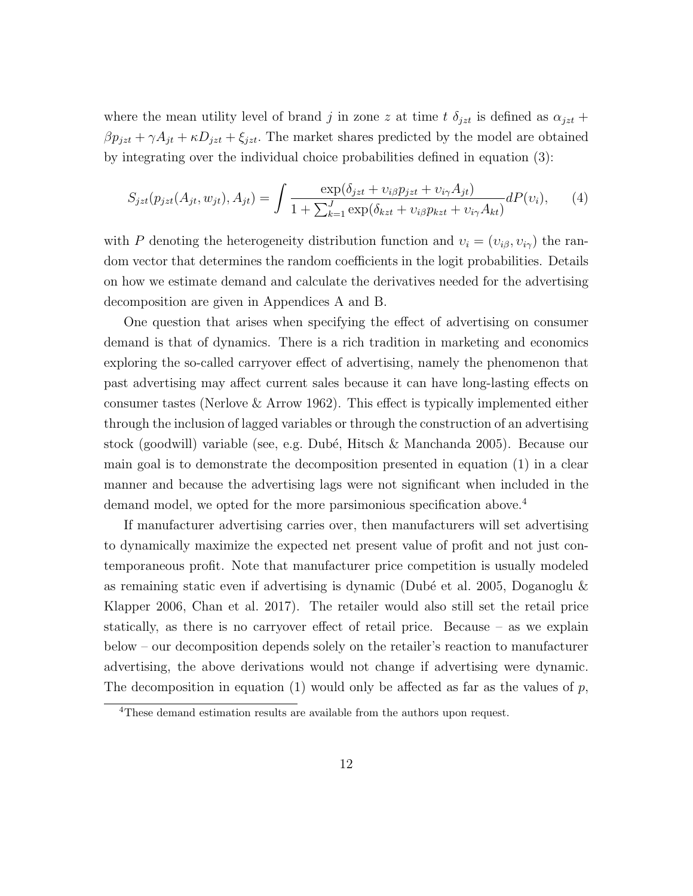where the mean utility level of brand $j$ in zone $z$ at time $t$ $\delta_{jzt}$ is defined as $\alpha_{jzt} + \beta p_{jzt} + \gamma A_{jt} + \kappa D_{jzt} + \xi_{jzt}$. The market shares predicted by the model are obtained by integrating over the individual choice probabilities defined in equation (3):

$$S_{jzt}(p_{jzt}(A_{jt}, w_{jt}), A_{jt}) = \int \frac{\exp(\delta_{jzt} + \upsilon_{i\beta} p_{jzt} + \upsilon_{i\gamma} A_{jt})}{1 + \sum_{k=1}^{J} \exp(\delta_{kzt} + \upsilon_{i\beta} p_{kzt} + \upsilon_{i\gamma} A_{kt})} dP(\upsilon_i), \qquad (4)$$

with $P$ denoting the heterogeneity distribution function and $\upsilon_i = (\upsilon_{i\beta}, \upsilon_{i\gamma})$ the random vector that determines the random coefficients in the logit probabilities. Details on how we estimate demand and calculate the derivatives needed for the advertising decomposition are given in Appendices A and B.

One question that arises when specifying the effect of advertising on consumer demand is that of dynamics. There is a rich tradition in marketing and economics exploring the so-called carryover effect of advertising, namely the phenomenon that past advertising may affect current sales because it can have long-lasting effects on consumer tastes (Nerlove & Arrow 1962). This effect is typically implemented either through the inclusion of lagged variables or through the construction of an advertising stock (goodwill) variable (see, e.g. Dubé, Hitsch & Manchanda 2005). Because our main goal is to demonstrate the decomposition presented in equation (1) in a clear manner and because the advertising lags were not significant when included in the demand model, we opted for the more parsimonious specification above.[4]

If manufacturer advertising carries over, then manufacturers will set advertising to dynamically maximize the expected net present value of profit and not just contemporaneous profit. Note that manufacturer price competition is usually modeled as remaining static even if advertising is dynamic (Dubé et al. 2005, Doganoglu & Klapper 2006, Chan et al. 2017). The retailer would also still set the retail price statically, as there is no carryover effect of retail price. Because – as we explain below – our decomposition depends solely on the retailer's reaction to manufacturer advertising, the above derivations would not change if advertising were dynamic. The decomposition in equation (1) would only be affected as far as the values of $p$,

[4]These demand estimation results are available from the authors upon request.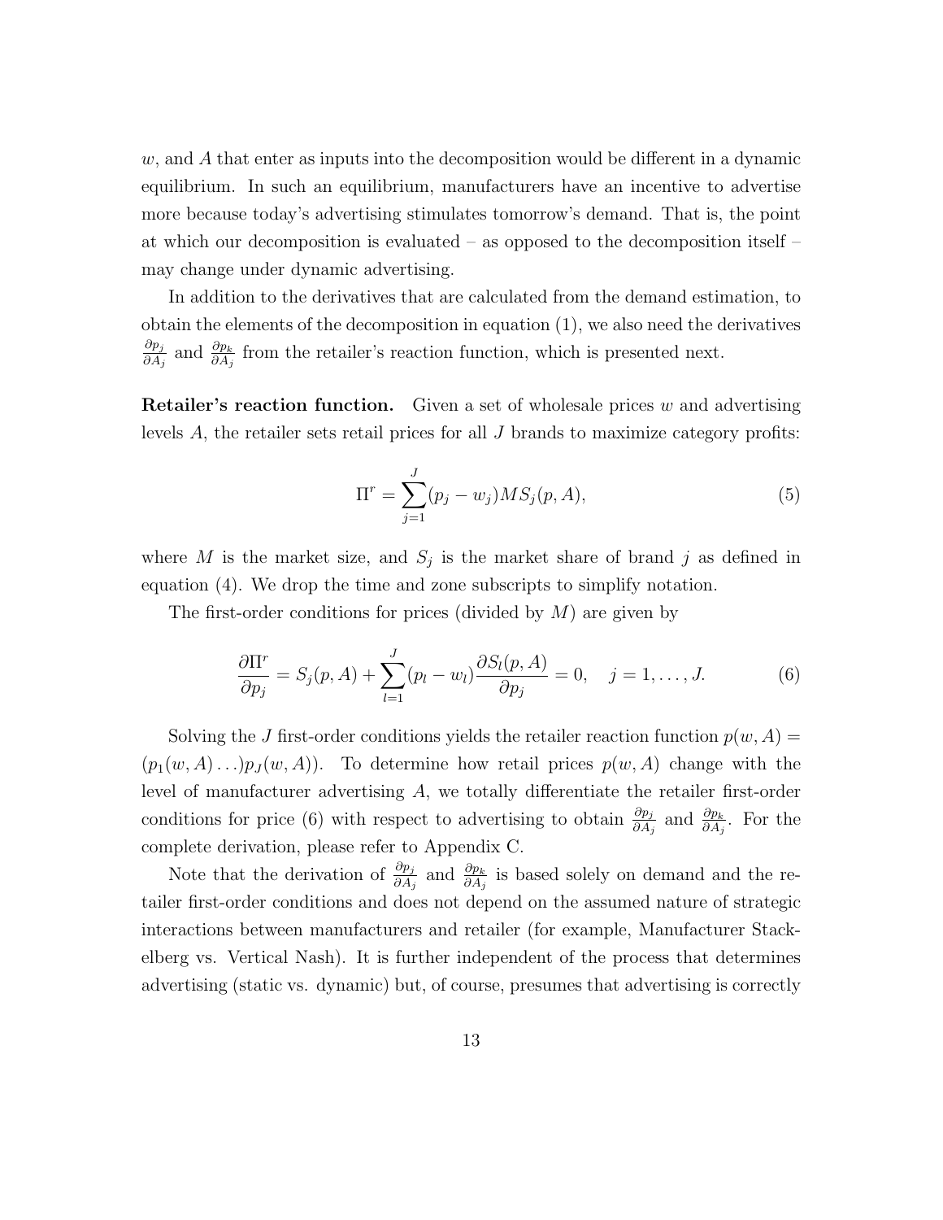$w$, and $A$ that enter as inputs into the decomposition would be different in a dynamic equilibrium. In such an equilibrium, manufacturers have an incentive to advertise more because today's advertising stimulates tomorrow's demand. That is, the point at which our decomposition is evaluated – as opposed to the decomposition itself – may change under dynamic advertising.

In addition to the derivatives that are calculated from the demand estimation, to obtain the elements of the decomposition in equation (1), we also need the derivatives $\frac{\partial p_j}{\partial A_j}$ and $\frac{\partial p_k}{\partial A_j}$ from the retailer's reaction function, which is presented next.

**Retailer's reaction function.** Given a set of wholesale prices $w$ and advertising levels $A$, the retailer sets retail prices for all $J$ brands to maximize category profits:

$$\Pi^r = \sum_{j=1}^{J} (p_j - w_j) M S_j(p, A), \tag{5}$$

where $M$ is the market size, and $S_j$ is the market share of brand $j$ as defined in equation (4). We drop the time and zone subscripts to simplify notation.

The first-order conditions for prices (divided by $M$) are given by

$$\frac{\partial \Pi^r}{\partial p_j} = S_j(p, A) + \sum_{l=1}^{J} (p_l - w_l) \frac{\partial S_l(p, A)}{\partial p_j} = 0, \quad j = 1, \ldots, J. \tag{6}$$

Solving the $J$ first-order conditions yields the retailer reaction function $p(w, A) = (p_1(w, A) \ldots) p_J(w, A))$. To determine how retail prices $p(w, A)$ change with the level of manufacturer advertising $A$, we totally differentiate the retailer first-order conditions for price (6) with respect to advertising to obtain $\frac{\partial p_j}{\partial A_j}$ and $\frac{\partial p_k}{\partial A_j}$. For the complete derivation, please refer to Appendix C.

Note that the derivation of $\frac{\partial p_j}{\partial A_j}$ and $\frac{\partial p_k}{\partial A_j}$ is based solely on demand and the retailer first-order conditions and does not depend on the assumed nature of strategic interactions between manufacturers and retailer (for example, Manufacturer Stackelberg vs. Vertical Nash). It is further independent of the process that determines advertising (static vs. dynamic) but, of course, presumes that advertising is correctly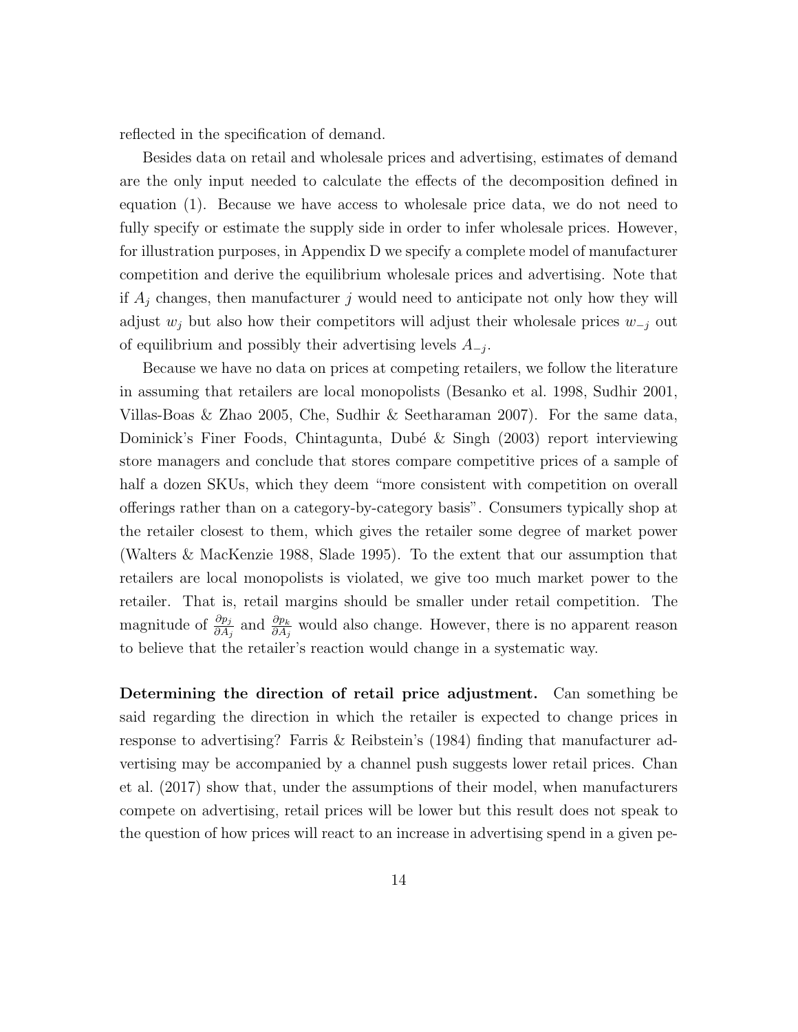reflected in the specification of demand.

Besides data on retail and wholesale prices and advertising, estimates of demand are the only input needed to calculate the effects of the decomposition defined in equation (1). Because we have access to wholesale price data, we do not need to fully specify or estimate the supply side in order to infer wholesale prices. However, for illustration purposes, in Appendix D we specify a complete model of manufacturer competition and derive the equilibrium wholesale prices and advertising. Note that if $A_j$ changes, then manufacturer $j$ would need to anticipate not only how they will adjust $w_j$ but also how their competitors will adjust their wholesale prices $w_{-j}$ out of equilibrium and possibly their advertising levels $A_{-j}$.

Because we have no data on prices at competing retailers, we follow the literature in assuming that retailers are local monopolists (Besanko et al. 1998, Sudhir 2001, Villas-Boas & Zhao 2005, Che, Sudhir & Seetharaman 2007). For the same data, Dominick's Finer Foods, Chintagunta, Dubé & Singh (2003) report interviewing store managers and conclude that stores compare competitive prices of a sample of half a dozen SKUs, which they deem "more consistent with competition on overall offerings rather than on a category-by-category basis". Consumers typically shop at the retailer closest to them, which gives the retailer some degree of market power (Walters & MacKenzie 1988, Slade 1995). To the extent that our assumption that retailers are local monopolists is violated, we give too much market power to the retailer. That is, retail margins should be smaller under retail competition. The magnitude of $\frac{\partial p_j}{\partial A_j}$ and $\frac{\partial p_k}{\partial A_j}$ would also change. However, there is no apparent reason to believe that the retailer's reaction would change in a systematic way.

**Determining the direction of retail price adjustment.** Can something be said regarding the direction in which the retailer is expected to change prices in response to advertising? Farris & Reibstein's (1984) finding that manufacturer advertising may be accompanied by a channel push suggests lower retail prices. Chan et al. (2017) show that, under the assumptions of their model, when manufacturers compete on advertising, retail prices will be lower but this result does not speak to the question of how prices will react to an increase in advertising spend in a given pe-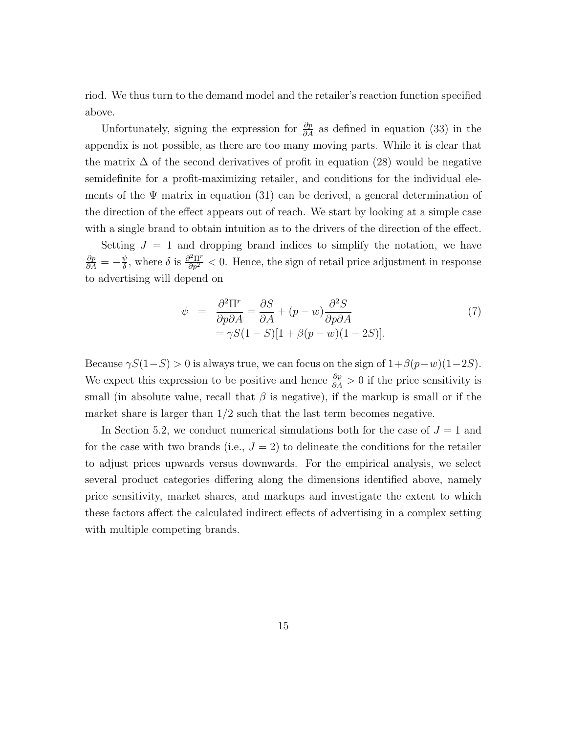riod. We thus turn to the demand model and the retailer's reaction function specified above.

Unfortunately, signing the expression for $\frac{\partial p}{\partial A}$ as defined in equation (33) in the appendix is not possible, as there are too many moving parts. While it is clear that the matrix $\Delta$ of the second derivatives of profit in equation (28) would be negative semidefinite for a profit-maximizing retailer, and conditions for the individual elements of the $\Psi$ matrix in equation (31) can be derived, a general determination of the direction of the effect appears out of reach. We start by looking at a simple case with a single brand to obtain intuition as to the drivers of the direction of the effect.

Setting $J = 1$ and dropping brand indices to simplify the notation, we have $\frac{\partial p}{\partial A} = -\frac{\psi}{\delta}$, where $\delta$ is $\frac{\partial^2 \Pi^r}{\partial p^2} < 0$. Hence, the sign of retail price adjustment in response to advertising will depend on

$$
\begin{aligned}
\psi &= \frac{\partial^2 \Pi^r}{\partial p \partial A} = \frac{\partial S}{\partial A} + (p - w)\frac{\partial^2 S}{\partial p \partial A} \\
&= \gamma S(1 - S)[1 + \beta(p - w)(1 - 2S)].
\end{aligned}
\tag{7}
$$

Because $\gamma S(1-S) > 0$ is always true, we can focus on the sign of $1+\beta(p-w)(1-2S)$. We expect this expression to be positive and hence $\frac{\partial p}{\partial A} > 0$ if the price sensitivity is small (in absolute value, recall that $\beta$ is negative), if the markup is small or if the market share is larger than 1/2 such that the last term becomes negative.

In Section 5.2, we conduct numerical simulations both for the case of $J = 1$ and for the case with two brands (i.e., $J = 2$) to delineate the conditions for the retailer to adjust prices upwards versus downwards. For the empirical analysis, we select several product categories differing along the dimensions identified above, namely price sensitivity, market shares, and markups and investigate the extent to which these factors affect the calculated indirect effects of advertising in a complex setting with multiple competing brands.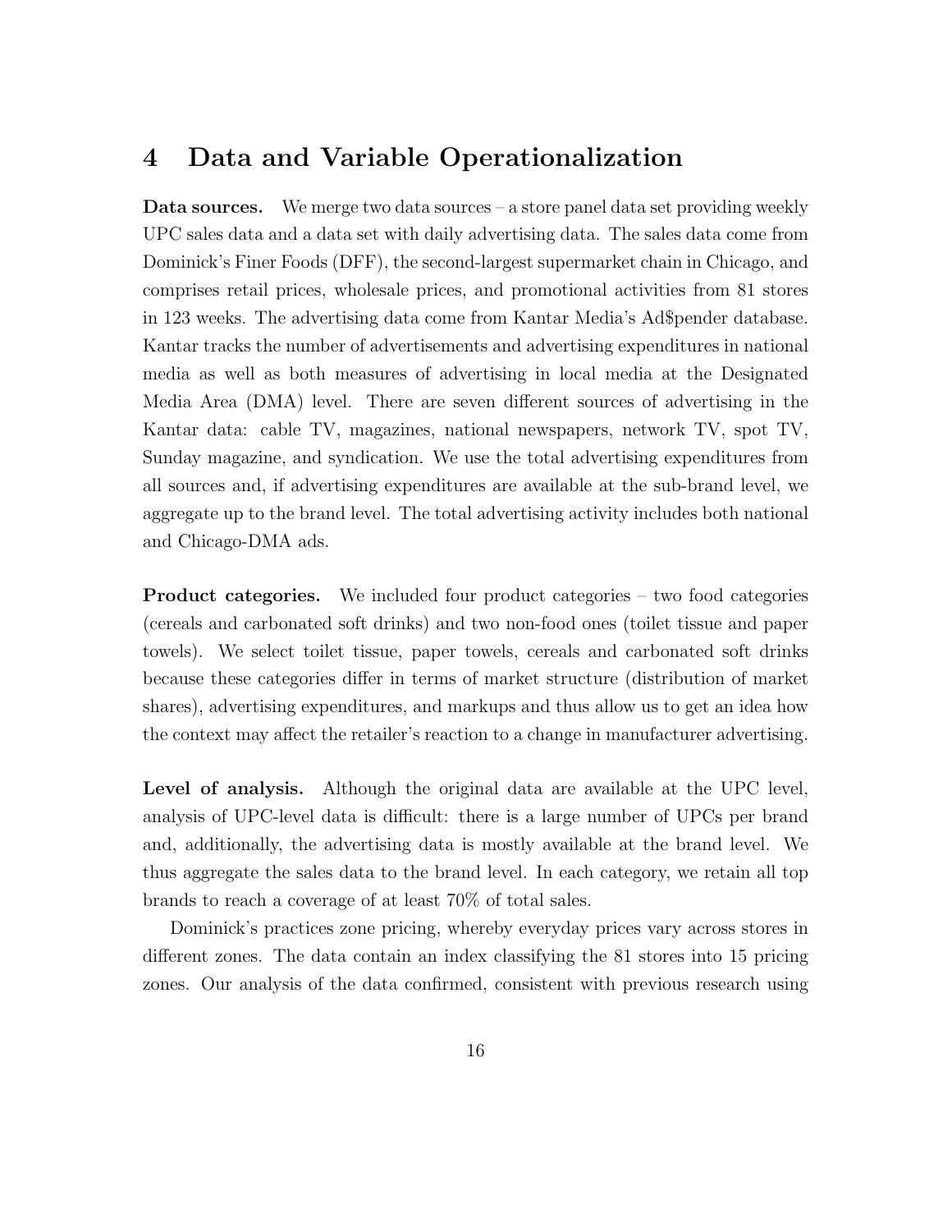# 4 Data and Variable Operationalization

**Data sources.** We merge two data sources – a store panel data set providing weekly UPC sales data and a data set with daily advertising data. The sales data come from Dominick's Finer Foods (DFF), the second-largest supermarket chain in Chicago, and comprises retail prices, wholesale prices, and promotional activities from 81 stores in 123 weeks. The advertising data come from Kantar Media's Ad$pender database. Kantar tracks the number of advertisements and advertising expenditures in national media as well as both measures of advertising in local media at the Designated Media Area (DMA) level. There are seven different sources of advertising in the Kantar data: cable TV, magazines, national newspapers, network TV, spot TV, Sunday magazine, and syndication. We use the total advertising expenditures from all sources and, if advertising expenditures are available at the sub-brand level, we aggregate up to the brand level. The total advertising activity includes both national and Chicago-DMA ads.

**Product categories.** We included four product categories – two food categories (cereals and carbonated soft drinks) and two non-food ones (toilet tissue and paper towels). We select toilet tissue, paper towels, cereals and carbonated soft drinks because these categories differ in terms of market structure (distribution of market shares), advertising expenditures, and markups and thus allow us to get an idea how the context may affect the retailer's reaction to a change in manufacturer advertising.

**Level of analysis.** Although the original data are available at the UPC level, analysis of UPC-level data is difficult: there is a large number of UPCs per brand and, additionally, the advertising data is mostly available at the brand level. We thus aggregate the sales data to the brand level. In each category, we retain all top brands to reach a coverage of at least 70% of total sales.

Dominick's practices zone pricing, whereby everyday prices vary across stores in different zones. The data contain an index classifying the 81 stores into 15 pricing zones. Our analysis of the data confirmed, consistent with previous research using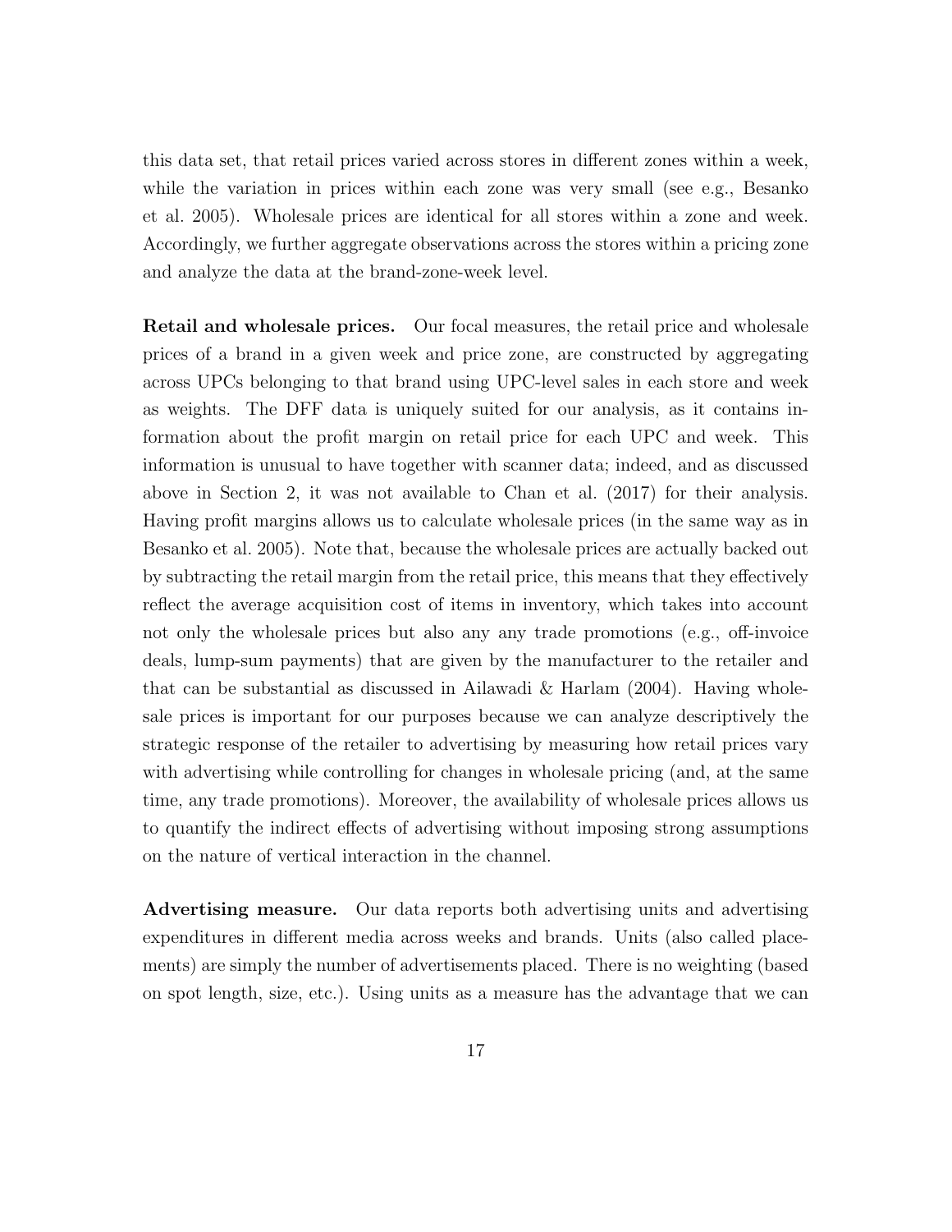this data set, that retail prices varied across stores in different zones within a week, while the variation in prices within each zone was very small (see e.g., Besanko et al. 2005). Wholesale prices are identical for all stores within a zone and week. Accordingly, we further aggregate observations across the stores within a pricing zone and analyze the data at the brand-zone-week level.

**Retail and wholesale prices.** Our focal measures, the retail price and wholesale prices of a brand in a given week and price zone, are constructed by aggregating across UPCs belonging to that brand using UPC-level sales in each store and week as weights. The DFF data is uniquely suited for our analysis, as it contains information about the profit margin on retail price for each UPC and week. This information is unusual to have together with scanner data; indeed, and as discussed above in Section 2, it was not available to Chan et al. (2017) for their analysis. Having profit margins allows us to calculate wholesale prices (in the same way as in Besanko et al. 2005). Note that, because the wholesale prices are actually backed out by subtracting the retail margin from the retail price, this means that they effectively reflect the average acquisition cost of items in inventory, which takes into account not only the wholesale prices but also any any trade promotions (e.g., off-invoice deals, lump-sum payments) that are given by the manufacturer to the retailer and that can be substantial as discussed in Ailawadi & Harlam (2004). Having wholesale prices is important for our purposes because we can analyze descriptively the strategic response of the retailer to advertising by measuring how retail prices vary with advertising while controlling for changes in wholesale pricing (and, at the same time, any trade promotions). Moreover, the availability of wholesale prices allows us to quantify the indirect effects of advertising without imposing strong assumptions on the nature of vertical interaction in the channel.

**Advertising measure.** Our data reports both advertising units and advertising expenditures in different media across weeks and brands. Units (also called placements) are simply the number of advertisements placed. There is no weighting (based on spot length, size, etc.). Using units as a measure has the advantage that we can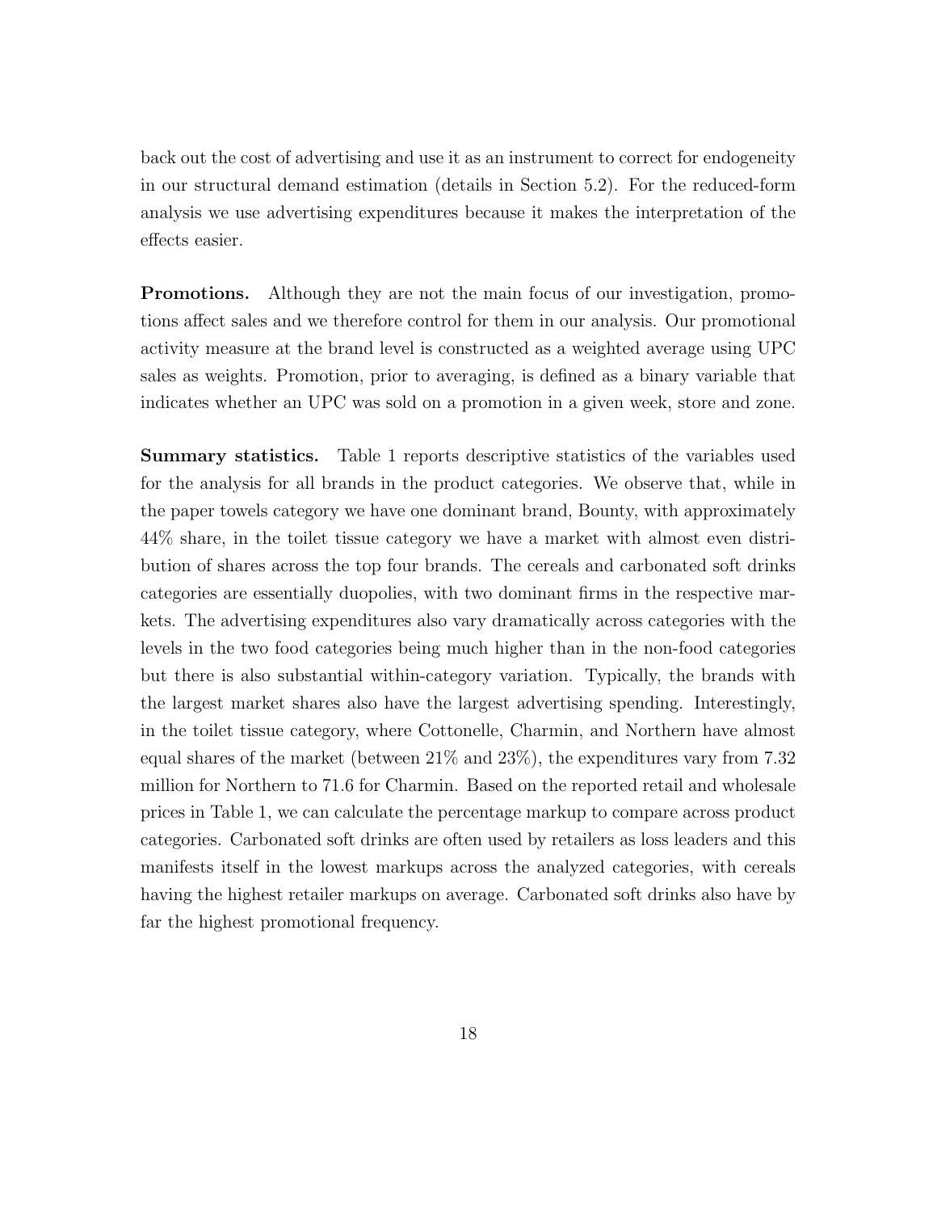back out the cost of advertising and use it as an instrument to correct for endogeneity in our structural demand estimation (details in Section 5.2). For the reduced-form analysis we use advertising expenditures because it makes the interpretation of the effects easier.

**Promotions.** Although they are not the main focus of our investigation, promotions affect sales and we therefore control for them in our analysis. Our promotional activity measure at the brand level is constructed as a weighted average using UPC sales as weights. Promotion, prior to averaging, is defined as a binary variable that indicates whether an UPC was sold on a promotion in a given week, store and zone.

**Summary statistics.** Table 1 reports descriptive statistics of the variables used for the analysis for all brands in the product categories. We observe that, while in the paper towels category we have one dominant brand, Bounty, with approximately 44% share, in the toilet tissue category we have a market with almost even distribution of shares across the top four brands. The cereals and carbonated soft drinks categories are essentially duopolies, with two dominant firms in the respective markets. The advertising expenditures also vary dramatically across categories with the levels in the two food categories being much higher than in the non-food categories but there is also substantial within-category variation. Typically, the brands with the largest market shares also have the largest advertising spending. Interestingly, in the toilet tissue category, where Cottonelle, Charmin, and Northern have almost equal shares of the market (between 21% and 23%), the expenditures vary from 7.32 million for Northern to 71.6 for Charmin. Based on the reported retail and wholesale prices in Table 1, we can calculate the percentage markup to compare across product categories. Carbonated soft drinks are often used by retailers as loss leaders and this manifests itself in the lowest markups across the analyzed categories, with cereals having the highest retailer markups on average. Carbonated soft drinks also have by far the highest promotional frequency.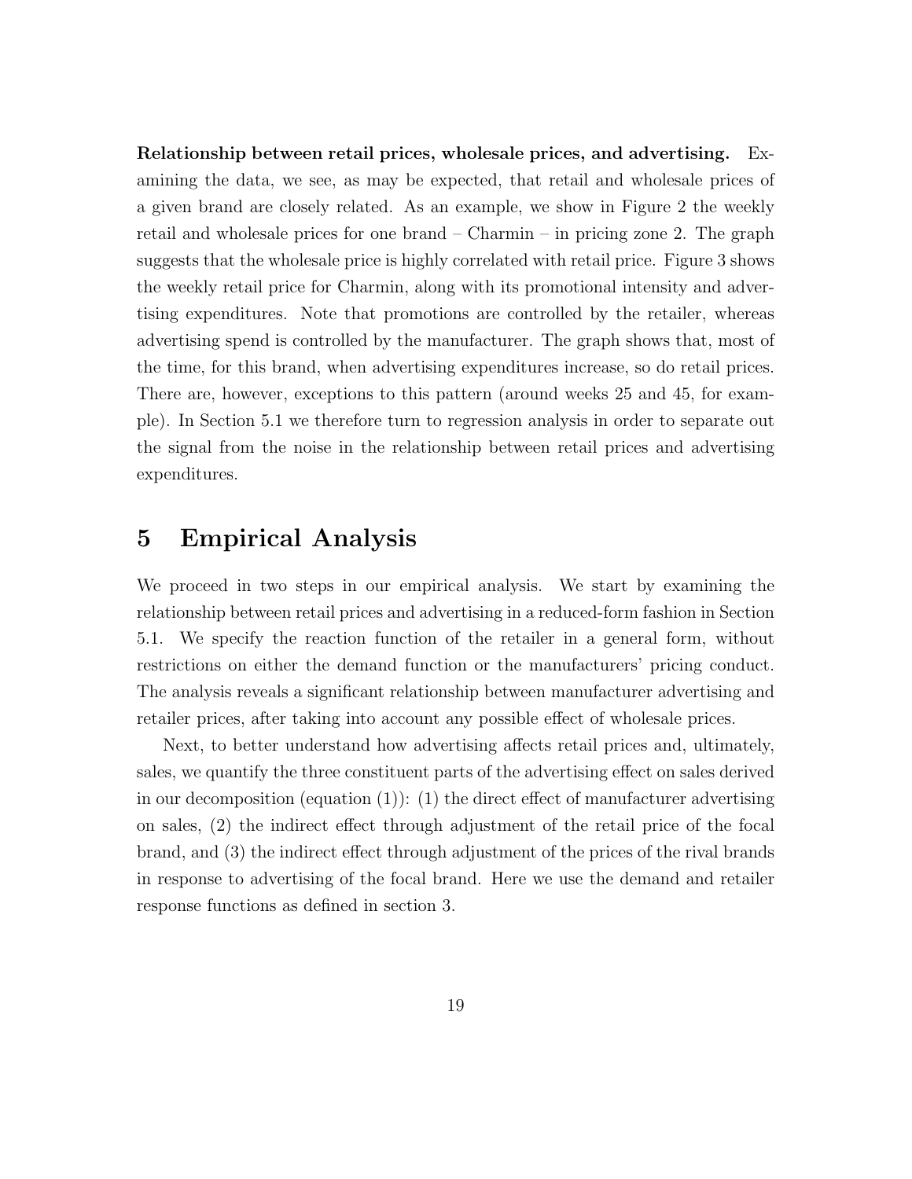**Relationship between retail prices, wholesale prices, and advertising.** Examining the data, we see, as may be expected, that retail and wholesale prices of a given brand are closely related. As an example, we show in Figure 2 the weekly retail and wholesale prices for one brand – Charmin – in pricing zone 2. The graph suggests that the wholesale price is highly correlated with retail price. Figure 3 shows the weekly retail price for Charmin, along with its promotional intensity and advertising expenditures. Note that promotions are controlled by the retailer, whereas advertising spend is controlled by the manufacturer. The graph shows that, most of the time, for this brand, when advertising expenditures increase, so do retail prices. There are, however, exceptions to this pattern (around weeks 25 and 45, for example). In Section 5.1 we therefore turn to regression analysis in order to separate out the signal from the noise in the relationship between retail prices and advertising expenditures.

# 5 Empirical Analysis

We proceed in two steps in our empirical analysis. We start by examining the relationship between retail prices and advertising in a reduced-form fashion in Section 5.1. We specify the reaction function of the retailer in a general form, without restrictions on either the demand function or the manufacturers' pricing conduct. The analysis reveals a significant relationship between manufacturer advertising and retailer prices, after taking into account any possible effect of wholesale prices.

Next, to better understand how advertising affects retail prices and, ultimately, sales, we quantify the three constituent parts of the advertising effect on sales derived in our decomposition (equation (1)): (1) the direct effect of manufacturer advertising on sales, (2) the indirect effect through adjustment of the retail price of the focal brand, and (3) the indirect effect through adjustment of the prices of the rival brands in response to advertising of the focal brand. Here we use the demand and retailer response functions as defined in section 3.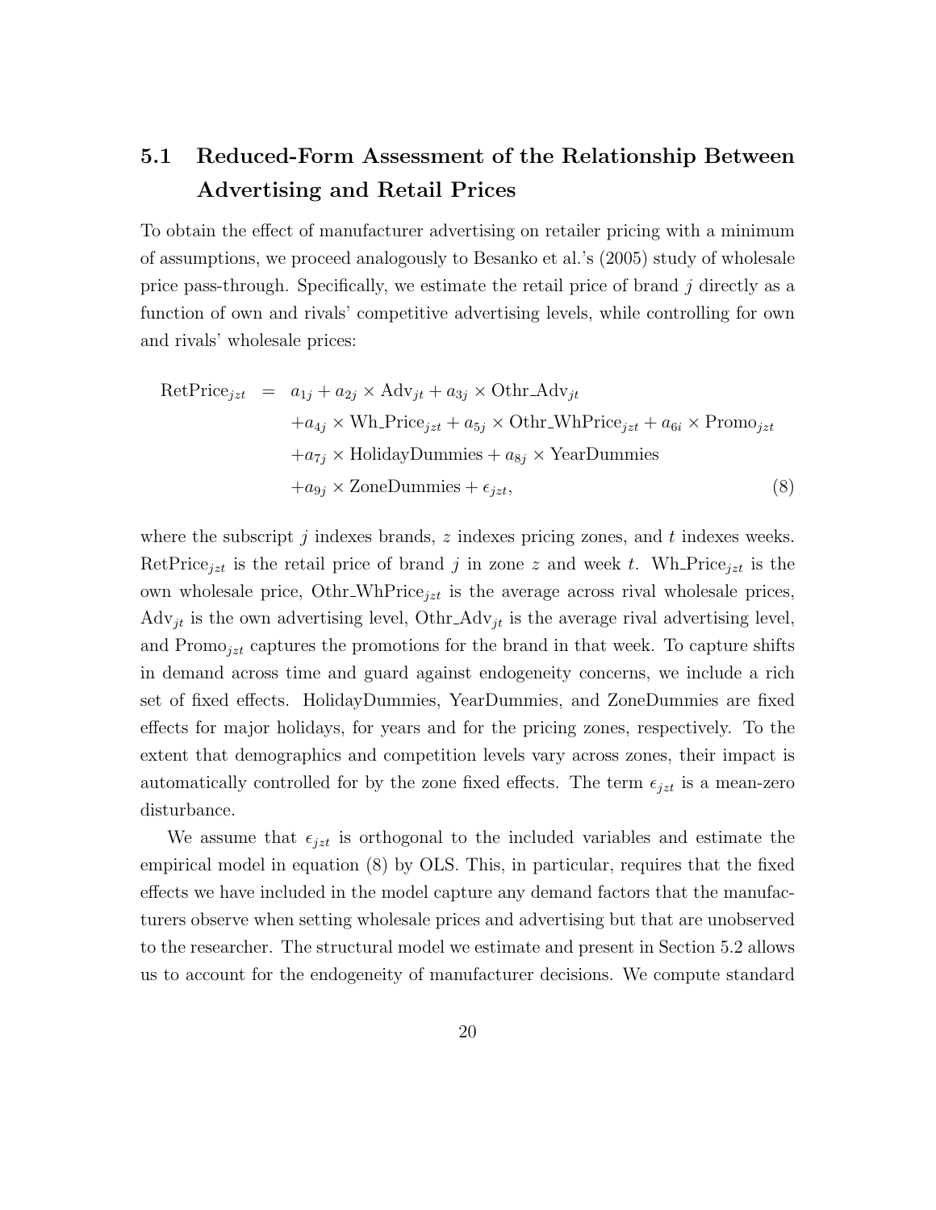## 5.1 Reduced-Form Assessment of the Relationship Between Advertising and Retail Prices

To obtain the effect of manufacturer advertising on retailer pricing with a minimum of assumptions, we proceed analogously to Besanko et al.'s (2005) study of wholesale price pass-through. Specifically, we estimate the retail price of brand $j$ directly as a function of own and rivals' competitive advertising levels, while controlling for own and rivals' wholesale prices:

$$
\begin{aligned}
\text{RetPrice}_{jzt} \;=\; & a_{1j} + a_{2j} \times \text{Adv}_{jt} + a_{3j} \times \text{Othr\_Adv}_{jt} \\
& + a_{4j} \times \text{Wh\_Price}_{jzt} + a_{5j} \times \text{Othr\_WhPrice}_{jzt} + a_{6i} \times \text{Promo}_{jzt} \\
& + a_{7j} \times \text{HolidayDummies} + a_{8j} \times \text{YearDummies} \\
& + a_{9j} \times \text{ZoneDummies} + \epsilon_{jzt}, \qquad (8)
\end{aligned}
$$

where the subscript $j$ indexes brands, $z$ indexes pricing zones, and $t$ indexes weeks. $\text{RetPrice}_{jzt}$ is the retail price of brand $j$ in zone $z$ and week $t$. $\text{Wh\_Price}_{jzt}$ is the own wholesale price, $\text{Othr\_WhPrice}_{jzt}$ is the average across rival wholesale prices, $\text{Adv}_{jt}$ is the own advertising level, $\text{Othr\_Adv}_{jt}$ is the average rival advertising level, and $\text{Promo}_{jzt}$ captures the promotions for the brand in that week. To capture shifts in demand across time and guard against endogeneity concerns, we include a rich set of fixed effects. HolidayDummies, YearDummies, and ZoneDummies are fixed effects for major holidays, for years and for the pricing zones, respectively. To the extent that demographics and competition levels vary across zones, their impact is automatically controlled for by the zone fixed effects. The term $\epsilon_{jzt}$ is a mean-zero disturbance.

We assume that $\epsilon_{jzt}$ is orthogonal to the included variables and estimate the empirical model in equation (8) by OLS. This, in particular, requires that the fixed effects we have included in the model capture any demand factors that the manufacturers observe when setting wholesale prices and advertising but that are unobserved to the researcher. The structural model we estimate and present in Section 5.2 allows us to account for the endogeneity of manufacturer decisions. We compute standard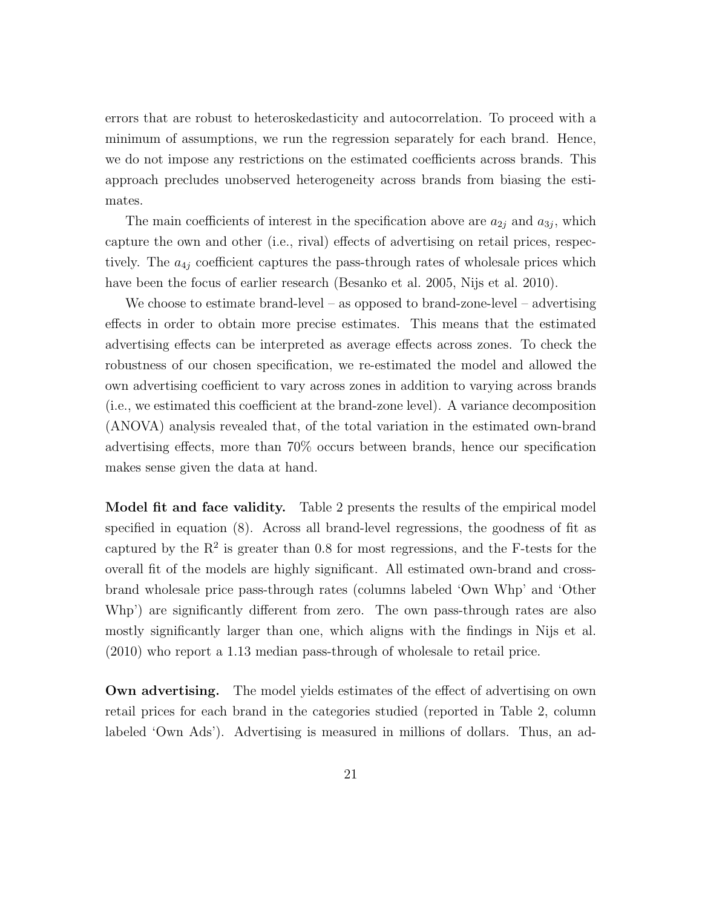errors that are robust to heteroskedasticity and autocorrelation. To proceed with a minimum of assumptions, we run the regression separately for each brand. Hence, we do not impose any restrictions on the estimated coefficients across brands. This approach precludes unobserved heterogeneity across brands from biasing the estimates.

The main coefficients of interest in the specification above are $a_{2j}$ and $a_{3j}$, which capture the own and other (i.e., rival) effects of advertising on retail prices, respectively. The $a_{4j}$ coefficient captures the pass-through rates of wholesale prices which have been the focus of earlier research (Besanko et al. 2005, Nijs et al. 2010).

We choose to estimate brand-level – as opposed to brand-zone-level – advertising effects in order to obtain more precise estimates. This means that the estimated advertising effects can be interpreted as average effects across zones. To check the robustness of our chosen specification, we re-estimated the model and allowed the own advertising coefficient to vary across zones in addition to varying across brands (i.e., we estimated this coefficient at the brand-zone level). A variance decomposition (ANOVA) analysis revealed that, of the total variation in the estimated own-brand advertising effects, more than 70% occurs between brands, hence our specification makes sense given the data at hand.

**Model fit and face validity.** Table 2 presents the results of the empirical model specified in equation (8). Across all brand-level regressions, the goodness of fit as captured by the $R^2$ is greater than 0.8 for most regressions, and the F-tests for the overall fit of the models are highly significant. All estimated own-brand and cross-brand wholesale price pass-through rates (columns labeled 'Own Whp' and 'Other Whp') are significantly different from zero. The own pass-through rates are also mostly significantly larger than one, which aligns with the findings in Nijs et al. (2010) who report a 1.13 median pass-through of wholesale to retail price.

**Own advertising.** The model yields estimates of the effect of advertising on own retail prices for each brand in the categories studied (reported in Table 2, column labeled 'Own Ads'). Advertising is measured in millions of dollars. Thus, an ad-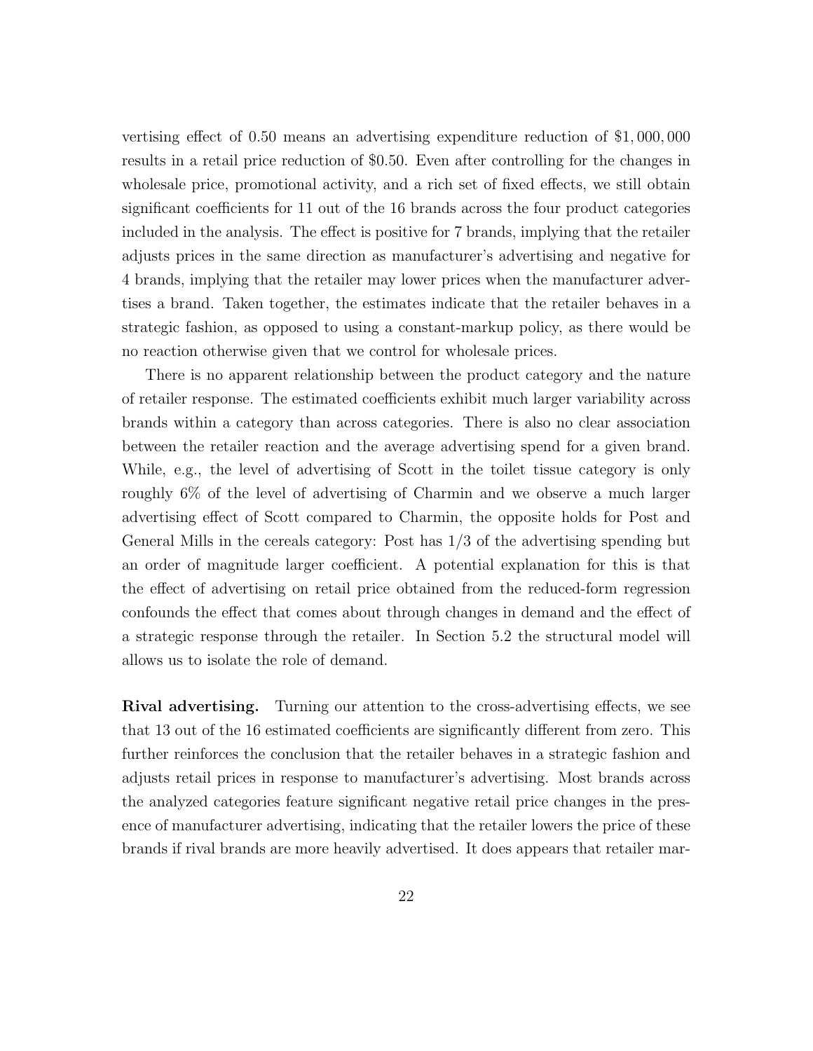vertising effect of 0.50 means an advertising expenditure reduction of $\$1,000,000$ results in a retail price reduction of $0.50. Even after controlling for the changes in wholesale price, promotional activity, and a rich set of fixed effects, we still obtain significant coefficients for 11 out of the 16 brands across the four product categories included in the analysis. The effect is positive for 7 brands, implying that the retailer adjusts prices in the same direction as manufacturer's advertising and negative for 4 brands, implying that the retailer may lower prices when the manufacturer advertises a brand. Taken together, the estimates indicate that the retailer behaves in a strategic fashion, as opposed to using a constant-markup policy, as there would be no reaction otherwise given that we control for wholesale prices.

There is no apparent relationship between the product category and the nature of retailer response. The estimated coefficients exhibit much larger variability across brands within a category than across categories. There is also no clear association between the retailer reaction and the average advertising spend for a given brand. While, e.g., the level of advertising of Scott in the toilet tissue category is only roughly 6% of the level of advertising of Charmin and we observe a much larger advertising effect of Scott compared to Charmin, the opposite holds for Post and General Mills in the cereals category: Post has 1/3 of the advertising spending but an order of magnitude larger coefficient. A potential explanation for this is that the effect of advertising on retail price obtained from the reduced-form regression confounds the effect that comes about through changes in demand and the effect of a strategic response through the retailer. In Section 5.2 the structural model will allows us to isolate the role of demand.

**Rival advertising.** Turning our attention to the cross-advertising effects, we see that 13 out of the 16 estimated coefficients are significantly different from zero. This further reinforces the conclusion that the retailer behaves in a strategic fashion and adjusts retail prices in response to manufacturer's advertising. Most brands across the analyzed categories feature significant negative retail price changes in the presence of manufacturer advertising, indicating that the retailer lowers the price of these brands if rival brands are more heavily advertised. It does appears that retailer mar-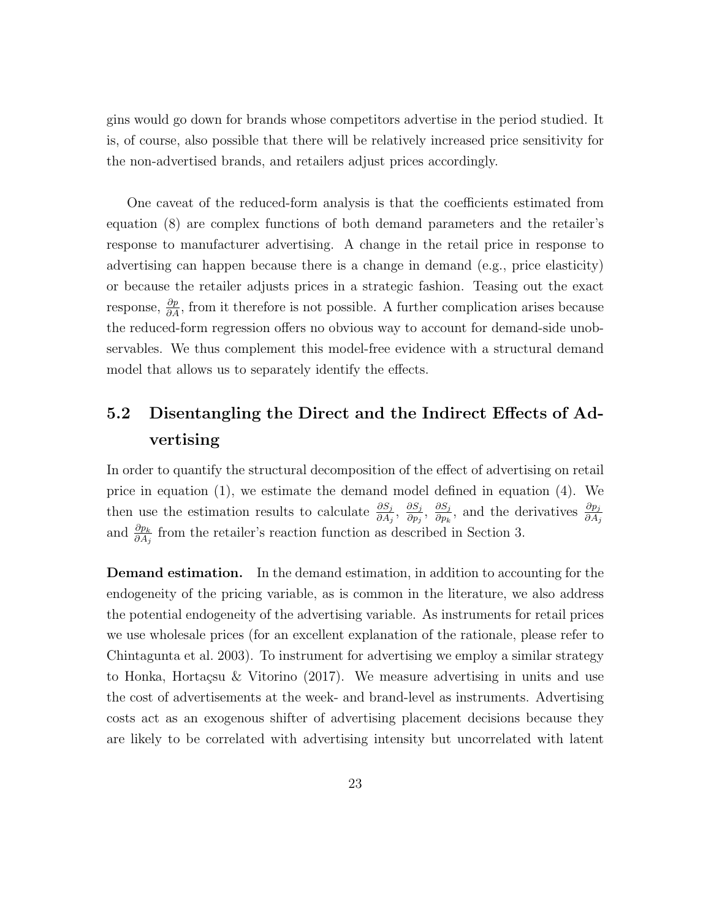gins would go down for brands whose competitors advertise in the period studied. It is, of course, also possible that there will be relatively increased price sensitivity for the non-advertised brands, and retailers adjust prices accordingly.

One caveat of the reduced-form analysis is that the coefficients estimated from equation (8) are complex functions of both demand parameters and the retailer's response to manufacturer advertising. A change in the retail price in response to advertising can happen because there is a change in demand (e.g., price elasticity) or because the retailer adjusts prices in a strategic fashion. Teasing out the exact response, $\frac{\partial p}{\partial A}$, from it therefore is not possible. A further complication arises because the reduced-form regression offers no obvious way to account for demand-side unobservables. We thus complement this model-free evidence with a structural demand model that allows us to separately identify the effects.

## 5.2 Disentangling the Direct and the Indirect Effects of Advertising

In order to quantify the structural decomposition of the effect of advertising on retail price in equation (1), we estimate the demand model defined in equation (4). We then use the estimation results to calculate $\frac{\partial S_j}{\partial A_j}$, $\frac{\partial S_j}{\partial p_j}$, $\frac{\partial S_j}{\partial p_k}$, and the derivatives $\frac{\partial p_j}{\partial A_j}$ and $\frac{\partial p_k}{\partial A_j}$ from the retailer's reaction function as described in Section 3.

**Demand estimation.** In the demand estimation, in addition to accounting for the endogeneity of the pricing variable, as is common in the literature, we also address the potential endogeneity of the advertising variable. As instruments for retail prices we use wholesale prices (for an excellent explanation of the rationale, please refer to Chintagunta et al. 2003). To instrument for advertising we employ a similar strategy to Honka, Hortaçsu & Vitorino (2017). We measure advertising in units and use the cost of advertisements at the week- and brand-level as instruments. Advertising costs act as an exogenous shifter of advertising placement decisions because they are likely to be correlated with advertising intensity but uncorrelated with latent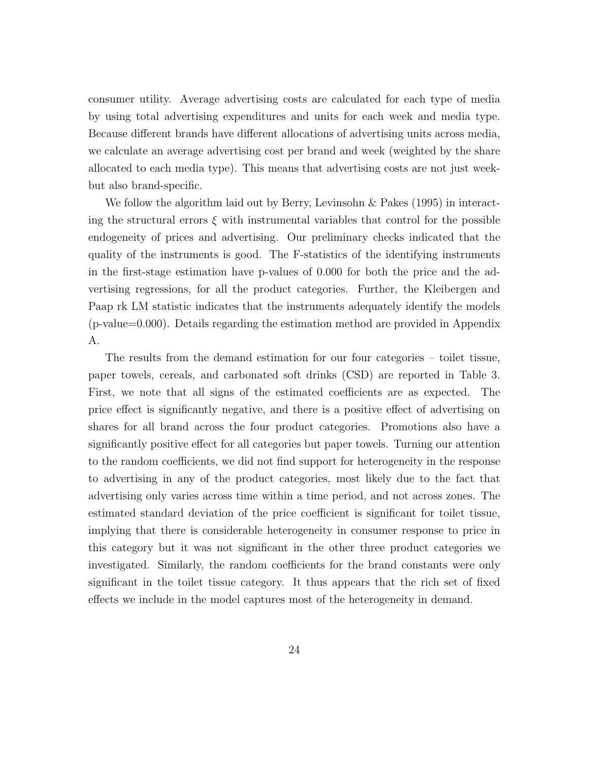consumer utility. Average advertising costs are calculated for each type of media by using total advertising expenditures and units for each week and media type. Because different brands have different allocations of advertising units across media, we calculate an average advertising cost per brand and week (weighted by the share allocated to each media type). This means that advertising costs are not just week- but also brand-specific.

We follow the algorithm laid out by Berry, Levinsohn & Pakes (1995) in interacting the structural errors $\xi$ with instrumental variables that control for the possible endogeneity of prices and advertising. Our preliminary checks indicated that the quality of the instruments is good. The F-statistics of the identifying instruments in the first-stage estimation have p-values of 0.000 for both the price and the advertising regressions, for all the product categories. Further, the Kleibergen and Paap rk LM statistic indicates that the instruments adequately identify the models (p-value=0.000). Details regarding the estimation method are provided in Appendix A.

The results from the demand estimation for our four categories – toilet tissue, paper towels, cereals, and carbonated soft drinks (CSD) are reported in Table 3. First, we note that all signs of the estimated coefficients are as expected. The price effect is significantly negative, and there is a positive effect of advertising on shares for all brand across the four product categories. Promotions also have a significantly positive effect for all categories but paper towels. Turning our attention to the random coefficients, we did not find support for heterogeneity in the response to advertising in any of the product categories, most likely due to the fact that advertising only varies across time within a time period, and not across zones. The estimated standard deviation of the price coefficient is significant for toilet tissue, implying that there is considerable heterogeneity in consumer response to price in this category but it was not significant in the other three product categories we investigated. Similarly, the random coefficients for the brand constants were only significant in the toilet tissue category. It thus appears that the rich set of fixed effects we include in the model captures most of the heterogeneity in demand.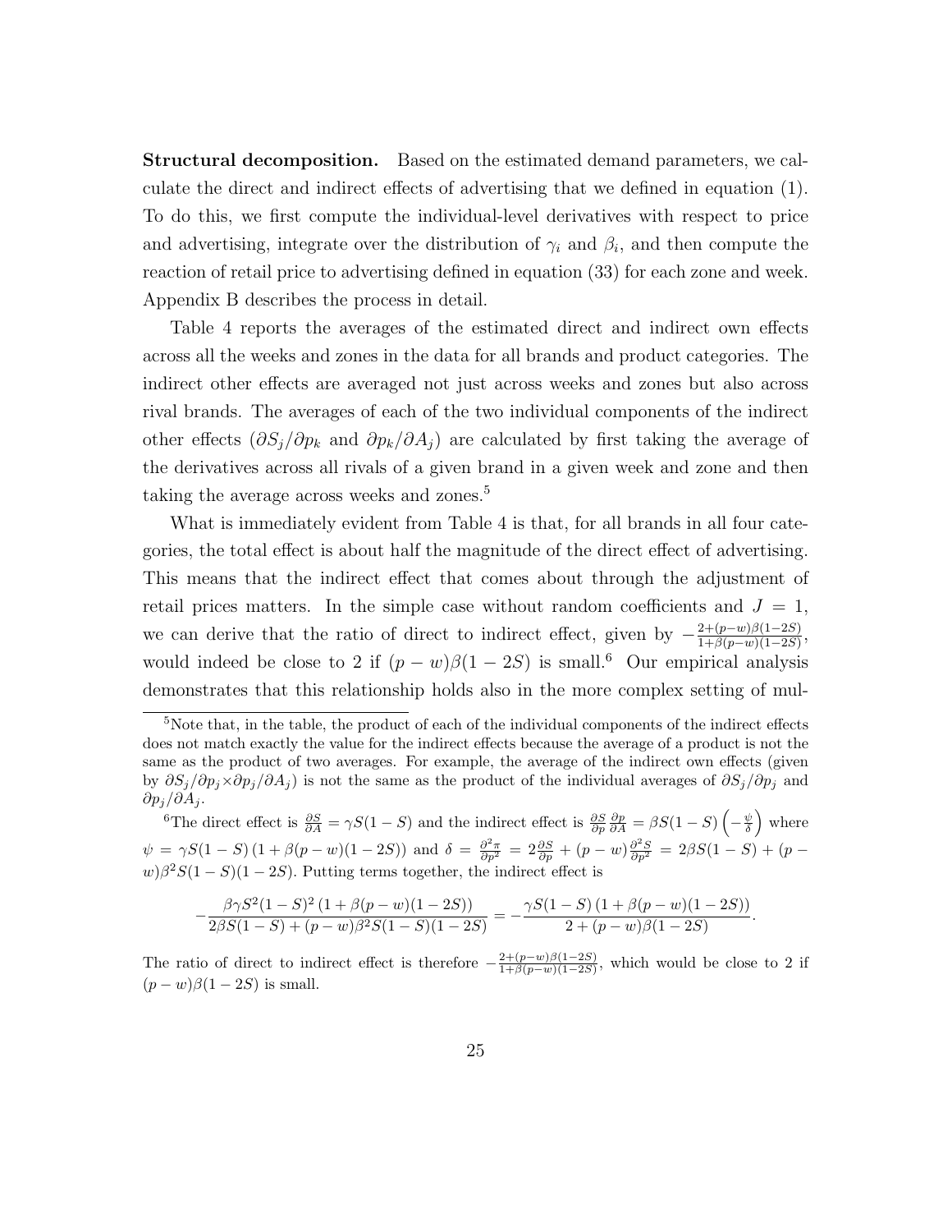**Structural decomposition.** Based on the estimated demand parameters, we calculate the direct and indirect effects of advertising that we defined in equation (1). To do this, we first compute the individual-level derivatives with respect to price and advertising, integrate over the distribution of $\gamma_i$ and $\beta_i$, and then compute the reaction of retail price to advertising defined in equation (33) for each zone and week. Appendix B describes the process in detail.

Table 4 reports the averages of the estimated direct and indirect own effects across all the weeks and zones in the data for all brands and product categories. The indirect other effects are averaged not just across weeks and zones but also across rival brands. The averages of each of the two individual components of the indirect other effects ($\partial S_j / \partial p_k$ and $\partial p_k / \partial A_j$) are calculated by first taking the average of the derivatives across all rivals of a given brand in a given week and zone and then taking the average across weeks and zones.[5]

What is immediately evident from Table 4 is that, for all brands in all four categories, the total effect is about half the magnitude of the direct effect of advertising. This means that the indirect effect that comes about through the adjustment of retail prices matters. In the simple case without random coefficients and $J = 1$, we can derive that the ratio of direct to indirect effect, given by $-\frac{2+(p-w)\beta(1-2S)}{1+\beta(p-w)(1-2S)}$, would indeed be close to 2 if $(p-w)\beta(1-2S)$ is small.[6] Our empirical analysis demonstrates that this relationship holds also in the more complex setting of mul-

---

[5] Note that, in the table, the product of each of the individual components of the indirect effects does not match exactly the value for the indirect effects because the average of a product is not the same as the product of two averages. For example, the average of the indirect own effects (given by $\partial S_j / \partial p_j \times \partial p_j / \partial A_j$) is not the same as the product of the individual averages of $\partial S_j / \partial p_j$ and $\partial p_j / \partial A_j$.

[6] The direct effect is $\frac{\partial S}{\partial A} = \gamma S(1-S)$ and the indirect effect is $\frac{\partial S}{\partial p}\frac{\partial p}{\partial A} = \beta S(1-S)\left(-\frac{\psi}{\delta}\right)$ where $\psi = \gamma S(1-S)\left(1+\beta(p-w)(1-2S)\right)$ and $\delta = \frac{\partial^2 \pi}{\partial p^2} = 2\frac{\partial S}{\partial p} + (p-w)\frac{\partial^2 S}{\partial p^2} = 2\beta S(1-S) + (p-w)\beta^2 S(1-S)(1-2S)$. Putting terms together, the indirect effect is

$$-\frac{\beta\gamma S^2(1-S)^2\left(1+\beta(p-w)(1-2S)\right)}{2\beta S(1-S)+(p-w)\beta^2 S(1-S)(1-2S)} = -\frac{\gamma S(1-S)\left(1+\beta(p-w)(1-2S)\right)}{2+(p-w)\beta(1-2S)}.$$

The ratio of direct to indirect effect is therefore $-\frac{2+(p-w)\beta(1-2S)}{1+\beta(p-w)(1-2S)}$, which would be close to 2 if $(p-w)\beta(1-2S)$ is small.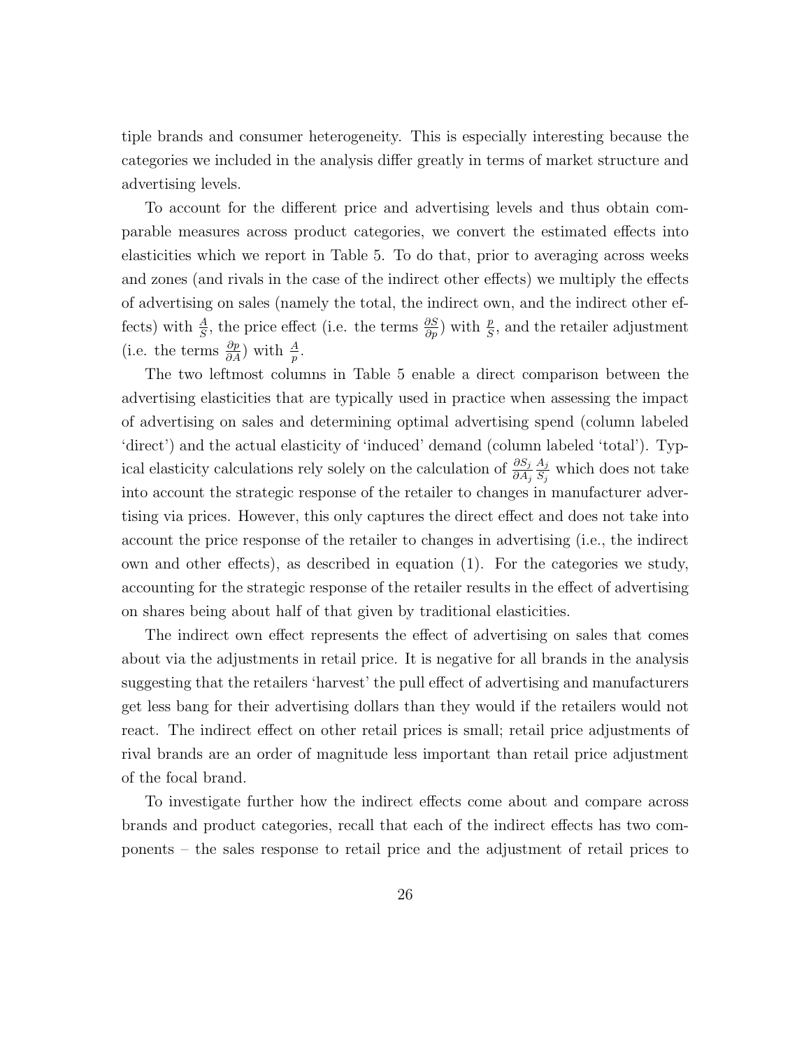tiple brands and consumer heterogeneity. This is especially interesting because the categories we included in the analysis differ greatly in terms of market structure and advertising levels.

To account for the different price and advertising levels and thus obtain comparable measures across product categories, we convert the estimated effects into elasticities which we report in Table 5. To do that, prior to averaging across weeks and zones (and rivals in the case of the indirect other effects) we multiply the effects of advertising on sales (namely the total, the indirect own, and the indirect other effects) with $\frac{A}{S}$, the price effect (i.e. the terms $\frac{\partial S}{\partial p}$) with $\frac{p}{S}$, and the retailer adjustment (i.e. the terms $\frac{\partial p}{\partial A}$) with $\frac{A}{p}$.

The two leftmost columns in Table 5 enable a direct comparison between the advertising elasticities that are typically used in practice when assessing the impact of advertising on sales and determining optimal advertising spend (column labeled 'direct') and the actual elasticity of 'induced' demand (column labeled 'total'). Typical elasticity calculations rely solely on the calculation of $\frac{\partial S_j}{\partial A_j} \frac{A_j}{S_j}$ which does not take into account the strategic response of the retailer to changes in manufacturer advertising via prices. However, this only captures the direct effect and does not take into account the price response of the retailer to changes in advertising (i.e., the indirect own and other effects), as described in equation (1). For the categories we study, accounting for the strategic response of the retailer results in the effect of advertising on shares being about half of that given by traditional elasticities.

The indirect own effect represents the effect of advertising on sales that comes about via the adjustments in retail price. It is negative for all brands in the analysis suggesting that the retailers 'harvest' the pull effect of advertising and manufacturers get less bang for their advertising dollars than they would if the retailers would not react. The indirect effect on other retail prices is small; retail price adjustments of rival brands are an order of magnitude less important than retail price adjustment of the focal brand.

To investigate further how the indirect effects come about and compare across brands and product categories, recall that each of the indirect effects has two components – the sales response to retail price and the adjustment of retail prices to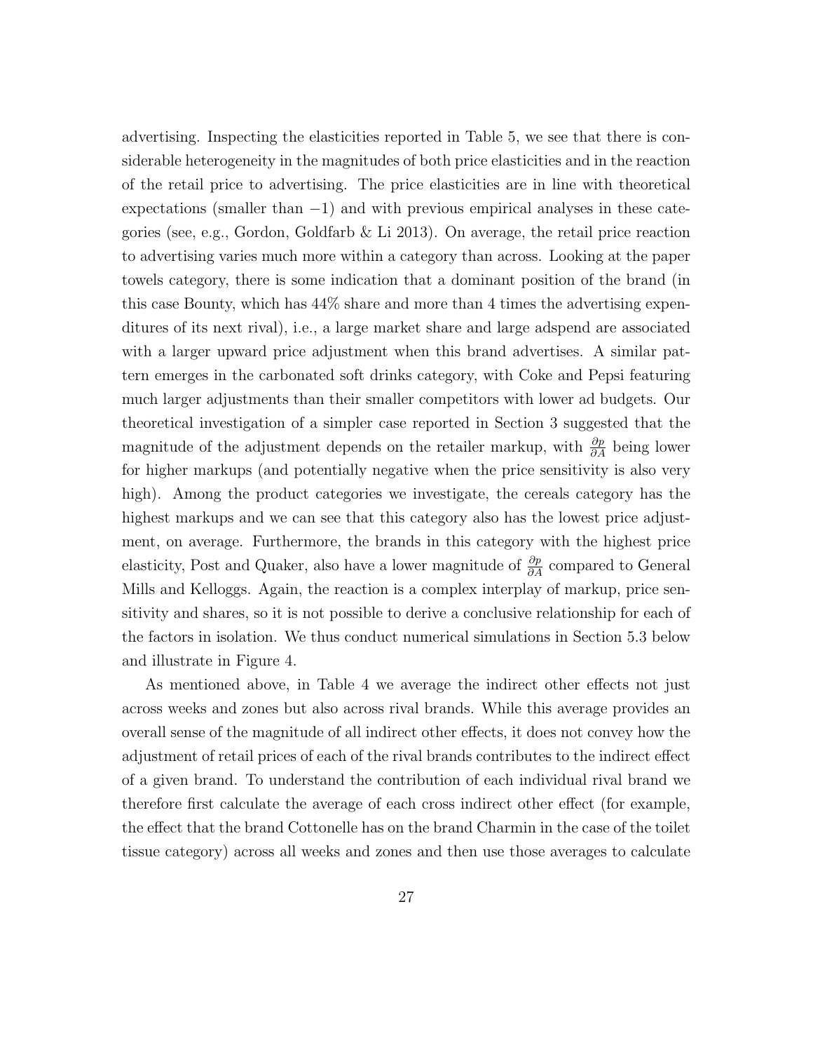advertising. Inspecting the elasticities reported in Table 5, we see that there is considerable heterogeneity in the magnitudes of both price elasticities and in the reaction of the retail price to advertising. The price elasticities are in line with theoretical expectations (smaller than $-1$) and with previous empirical analyses in these categories (see, e.g., Gordon, Goldfarb & Li 2013). On average, the retail price reaction to advertising varies much more within a category than across. Looking at the paper towels category, there is some indication that a dominant position of the brand (in this case Bounty, which has 44% share and more than 4 times the advertising expenditures of its next rival), i.e., a large market share and large adspend are associated with a larger upward price adjustment when this brand advertises. A similar pattern emerges in the carbonated soft drinks category, with Coke and Pepsi featuring much larger adjustments than their smaller competitors with lower ad budgets. Our theoretical investigation of a simpler case reported in Section 3 suggested that the magnitude of the adjustment depends on the retailer markup, with $\frac{\partial p}{\partial A}$ being lower for higher markups (and potentially negative when the price sensitivity is also very high). Among the product categories we investigate, the cereals category has the highest markups and we can see that this category also has the lowest price adjustment, on average. Furthermore, the brands in this category with the highest price elasticity, Post and Quaker, also have a lower magnitude of $\frac{\partial p}{\partial A}$ compared to General Mills and Kelloggs. Again, the reaction is a complex interplay of markup, price sensitivity and shares, so it is not possible to derive a conclusive relationship for each of the factors in isolation. We thus conduct numerical simulations in Section 5.3 below and illustrate in Figure 4.

As mentioned above, in Table 4 we average the indirect other effects not just across weeks and zones but also across rival brands. While this average provides an overall sense of the magnitude of all indirect other effects, it does not convey how the adjustment of retail prices of each of the rival brands contributes to the indirect effect of a given brand. To understand the contribution of each individual rival brand we therefore first calculate the average of each cross indirect other effect (for example, the effect that the brand Cottonelle has on the brand Charmin in the case of the toilet tissue category) across all weeks and zones and then use those averages to calculate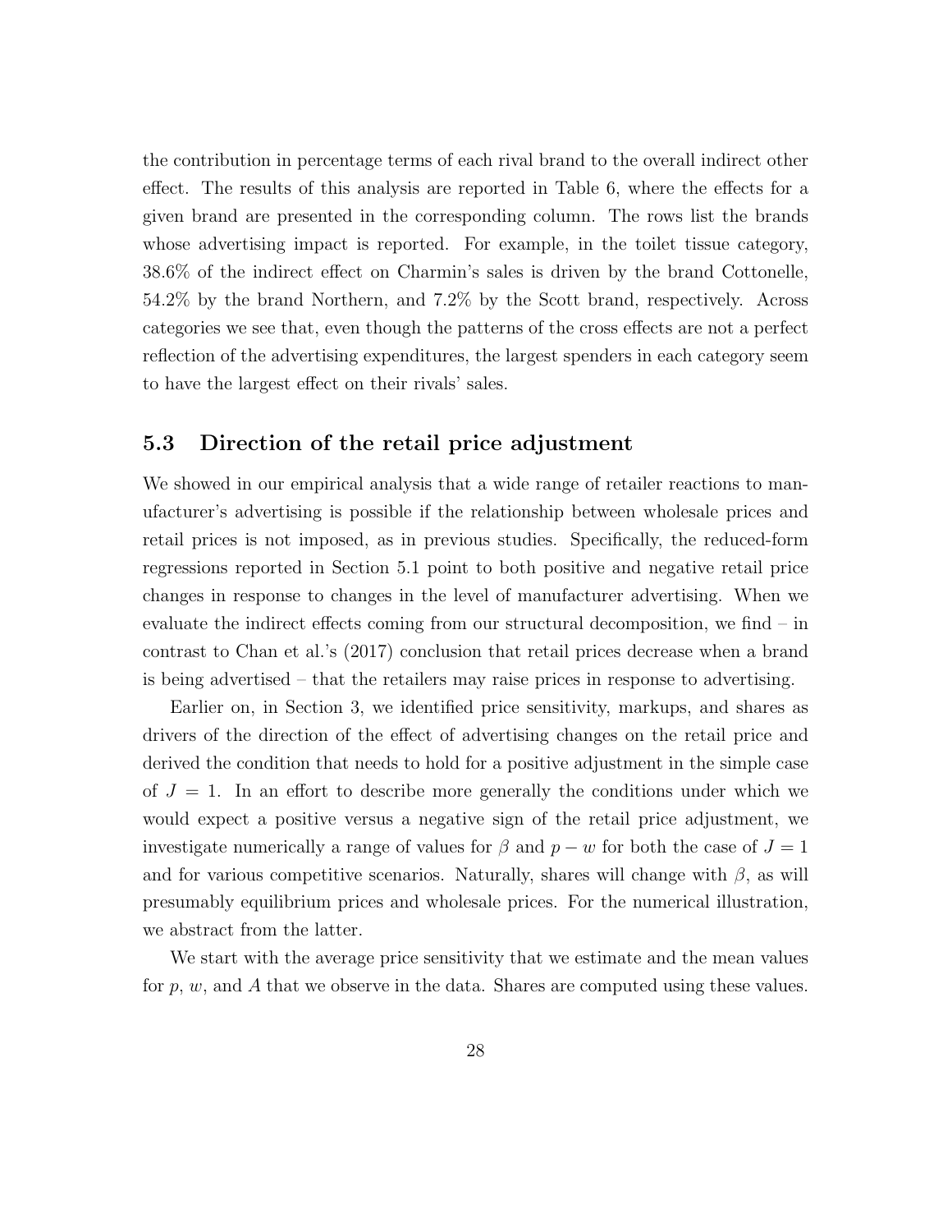the contribution in percentage terms of each rival brand to the overall indirect other effect. The results of this analysis are reported in Table 6, where the effects for a given brand are presented in the corresponding column. The rows list the brands whose advertising impact is reported. For example, in the toilet tissue category, 38.6% of the indirect effect on Charmin's sales is driven by the brand Cottonelle, 54.2% by the brand Northern, and 7.2% by the Scott brand, respectively. Across categories we see that, even though the patterns of the cross effects are not a perfect reflection of the advertising expenditures, the largest spenders in each category seem to have the largest effect on their rivals' sales.

### 5.3 Direction of the retail price adjustment

We showed in our empirical analysis that a wide range of retailer reactions to manufacturer's advertising is possible if the relationship between wholesale prices and retail prices is not imposed, as in previous studies. Specifically, the reduced-form regressions reported in Section 5.1 point to both positive and negative retail price changes in response to changes in the level of manufacturer advertising. When we evaluate the indirect effects coming from our structural decomposition, we find – in contrast to Chan et al.'s (2017) conclusion that retail prices decrease when a brand is being advertised – that the retailers may raise prices in response to advertising.

Earlier on, in Section 3, we identified price sensitivity, markups, and shares as drivers of the direction of the effect of advertising changes on the retail price and derived the condition that needs to hold for a positive adjustment in the simple case of $J = 1$. In an effort to describe more generally the conditions under which we would expect a positive versus a negative sign of the retail price adjustment, we investigate numerically a range of values for $\beta$ and $p - w$ for both the case of $J = 1$ and for various competitive scenarios. Naturally, shares will change with $\beta$, as will presumably equilibrium prices and wholesale prices. For the numerical illustration, we abstract from the latter.

We start with the average price sensitivity that we estimate and the mean values for $p$, $w$, and $A$ that we observe in the data. Shares are computed using these values.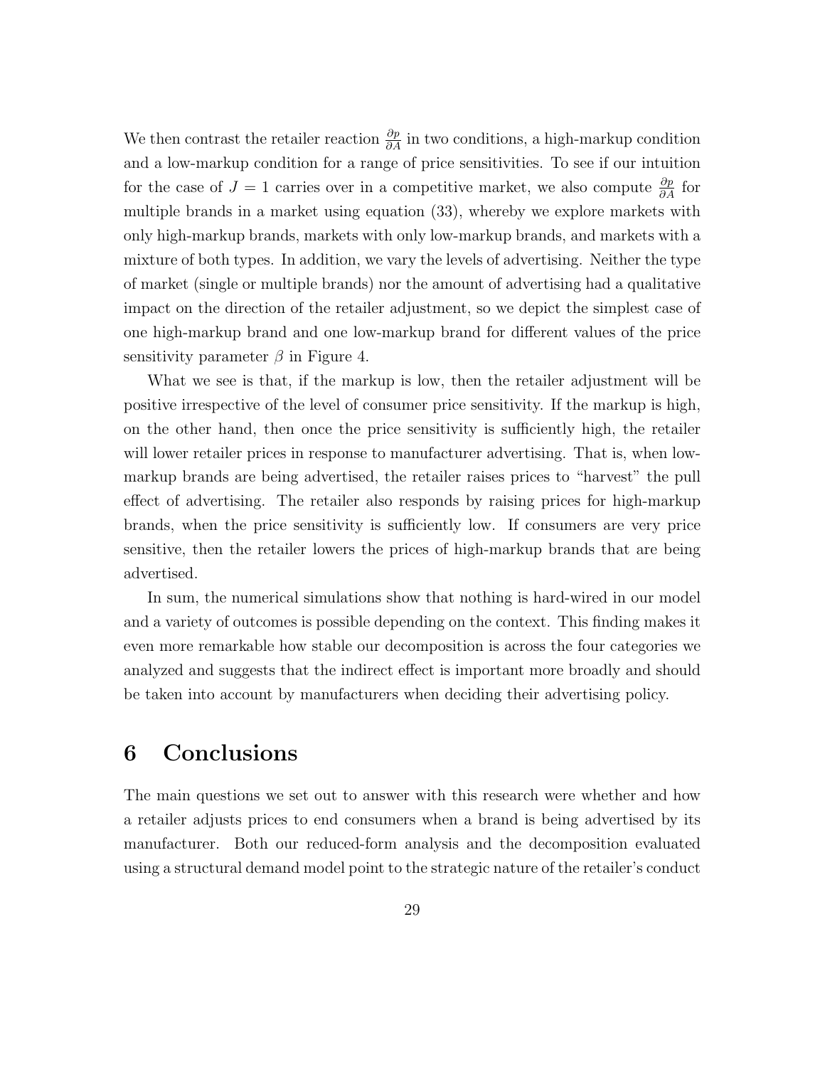We then contrast the retailer reaction $\frac{\partial p}{\partial A}$ in two conditions, a high-markup condition and a low-markup condition for a range of price sensitivities. To see if our intuition for the case of $J = 1$ carries over in a competitive market, we also compute $\frac{\partial p}{\partial A}$ for multiple brands in a market using equation (33), whereby we explore markets with only high-markup brands, markets with only low-markup brands, and markets with a mixture of both types. In addition, we vary the levels of advertising. Neither the type of market (single or multiple brands) nor the amount of advertising had a qualitative impact on the direction of the retailer adjustment, so we depict the simplest case of one high-markup brand and one low-markup brand for different values of the price sensitivity parameter $\beta$ in Figure 4.

What we see is that, if the markup is low, then the retailer adjustment will be positive irrespective of the level of consumer price sensitivity. If the markup is high, on the other hand, then once the price sensitivity is sufficiently high, the retailer will lower retailer prices in response to manufacturer advertising. That is, when low-markup brands are being advertised, the retailer raises prices to "harvest" the pull effect of advertising. The retailer also responds by raising prices for high-markup brands, when the price sensitivity is sufficiently low. If consumers are very price sensitive, then the retailer lowers the prices of high-markup brands that are being advertised.

In sum, the numerical simulations show that nothing is hard-wired in our model and a variety of outcomes is possible depending on the context. This finding makes it even more remarkable how stable our decomposition is across the four categories we analyzed and suggests that the indirect effect is important more broadly and should be taken into account by manufacturers when deciding their advertising policy.

# 6 Conclusions

The main questions we set out to answer with this research were whether and how a retailer adjusts prices to end consumers when a brand is being advertised by its manufacturer. Both our reduced-form analysis and the decomposition evaluated using a structural demand model point to the strategic nature of the retailer's conduct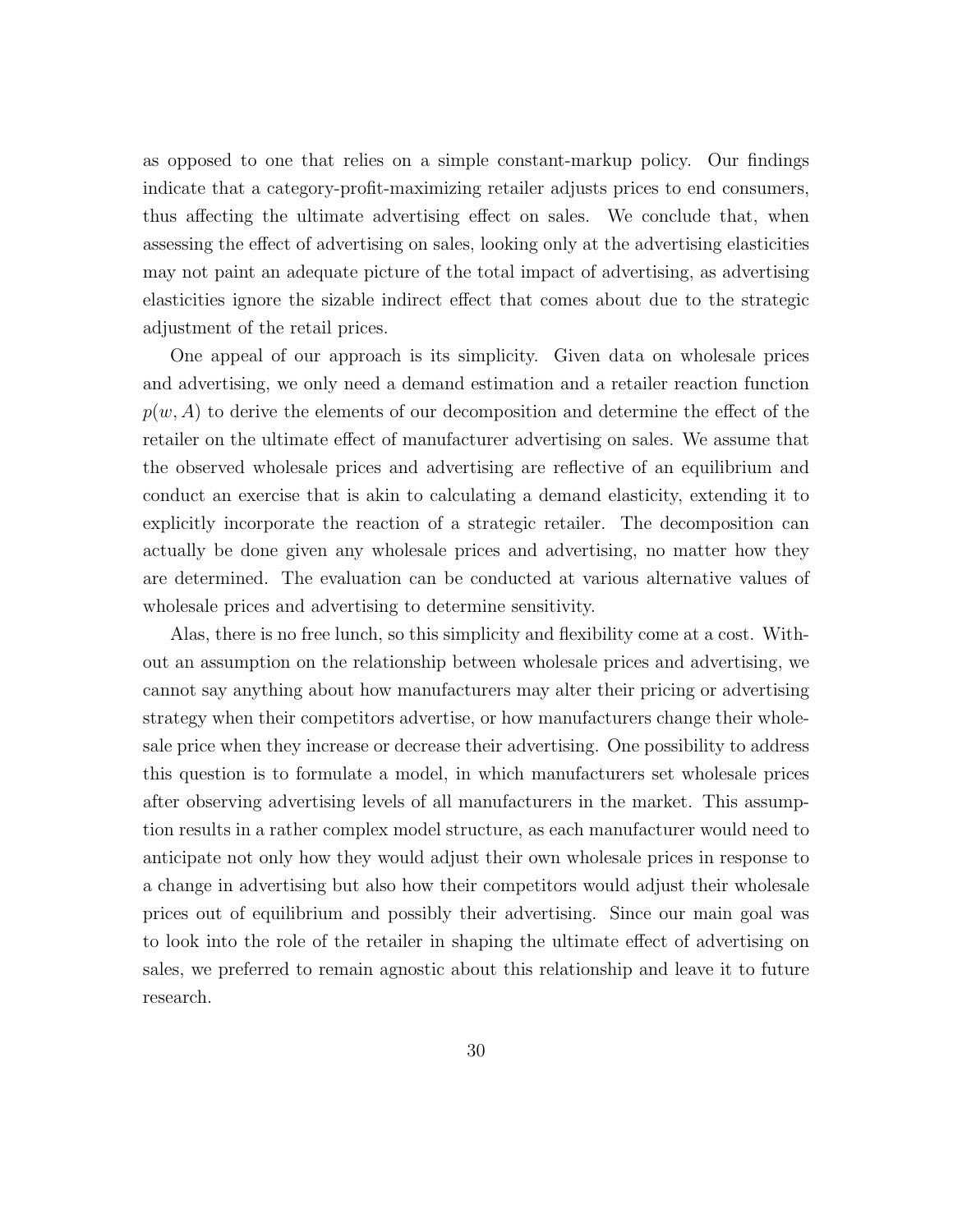as opposed to one that relies on a simple constant-markup policy. Our findings indicate that a category-profit-maximizing retailer adjusts prices to end consumers, thus affecting the ultimate advertising effect on sales. We conclude that, when assessing the effect of advertising on sales, looking only at the advertising elasticities may not paint an adequate picture of the total impact of advertising, as advertising elasticities ignore the sizable indirect effect that comes about due to the strategic adjustment of the retail prices.

One appeal of our approach is its simplicity. Given data on wholesale prices and advertising, we only need a demand estimation and a retailer reaction function $p(w, A)$ to derive the elements of our decomposition and determine the effect of the retailer on the ultimate effect of manufacturer advertising on sales. We assume that the observed wholesale prices and advertising are reflective of an equilibrium and conduct an exercise that is akin to calculating a demand elasticity, extending it to explicitly incorporate the reaction of a strategic retailer. The decomposition can actually be done given any wholesale prices and advertising, no matter how they are determined. The evaluation can be conducted at various alternative values of wholesale prices and advertising to determine sensitivity.

Alas, there is no free lunch, so this simplicity and flexibility come at a cost. Without an assumption on the relationship between wholesale prices and advertising, we cannot say anything about how manufacturers may alter their pricing or advertising strategy when their competitors advertise, or how manufacturers change their wholesale price when they increase or decrease their advertising. One possibility to address this question is to formulate a model, in which manufacturers set wholesale prices after observing advertising levels of all manufacturers in the market. This assumption results in a rather complex model structure, as each manufacturer would need to anticipate not only how they would adjust their own wholesale prices in response to a change in advertising but also how their competitors would adjust their wholesale prices out of equilibrium and possibly their advertising. Since our main goal was to look into the role of the retailer in shaping the ultimate effect of advertising on sales, we preferred to remain agnostic about this relationship and leave it to future research.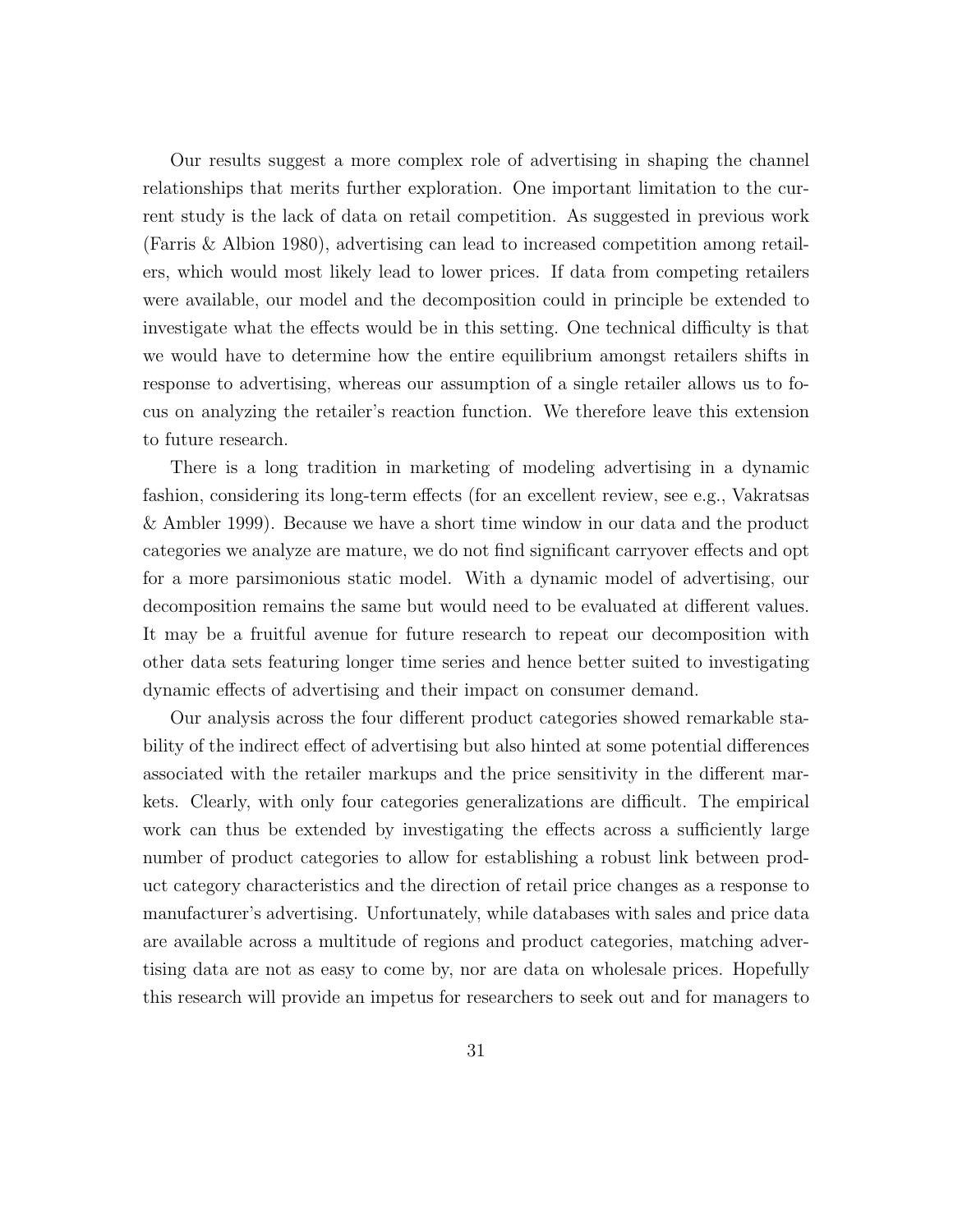Our results suggest a more complex role of advertising in shaping the channel relationships that merits further exploration. One important limitation to the current study is the lack of data on retail competition. As suggested in previous work (Farris & Albion 1980), advertising can lead to increased competition among retailers, which would most likely lead to lower prices. If data from competing retailers were available, our model and the decomposition could in principle be extended to investigate what the effects would be in this setting. One technical difficulty is that we would have to determine how the entire equilibrium amongst retailers shifts in response to advertising, whereas our assumption of a single retailer allows us to focus on analyzing the retailer's reaction function. We therefore leave this extension to future research.

There is a long tradition in marketing of modeling advertising in a dynamic fashion, considering its long-term effects (for an excellent review, see e.g., Vakratsas & Ambler 1999). Because we have a short time window in our data and the product categories we analyze are mature, we do not find significant carryover effects and opt for a more parsimonious static model. With a dynamic model of advertising, our decomposition remains the same but would need to be evaluated at different values. It may be a fruitful avenue for future research to repeat our decomposition with other data sets featuring longer time series and hence better suited to investigating dynamic effects of advertising and their impact on consumer demand.

Our analysis across the four different product categories showed remarkable stability of the indirect effect of advertising but also hinted at some potential differences associated with the retailer markups and the price sensitivity in the different markets. Clearly, with only four categories generalizations are difficult. The empirical work can thus be extended by investigating the effects across a sufficiently large number of product categories to allow for establishing a robust link between product category characteristics and the direction of retail price changes as a response to manufacturer's advertising. Unfortunately, while databases with sales and price data are available across a multitude of regions and product categories, matching advertising data are not as easy to come by, nor are data on wholesale prices. Hopefully this research will provide an impetus for researchers to seek out and for managers to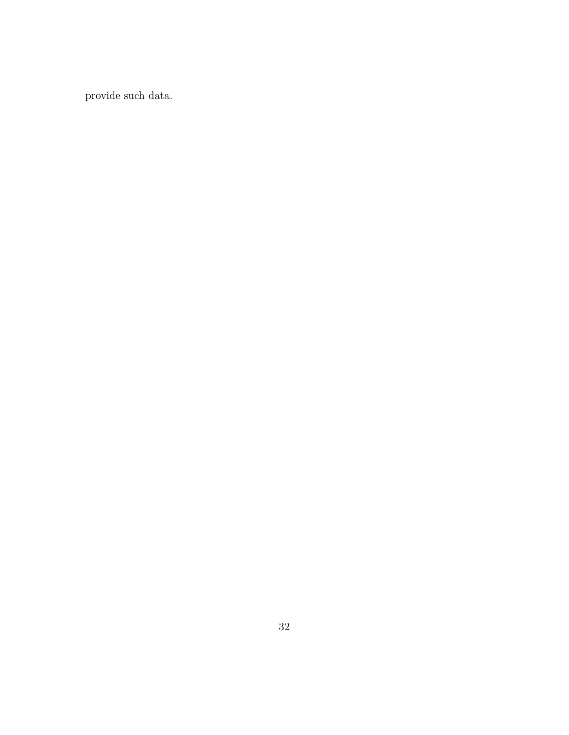provide such data.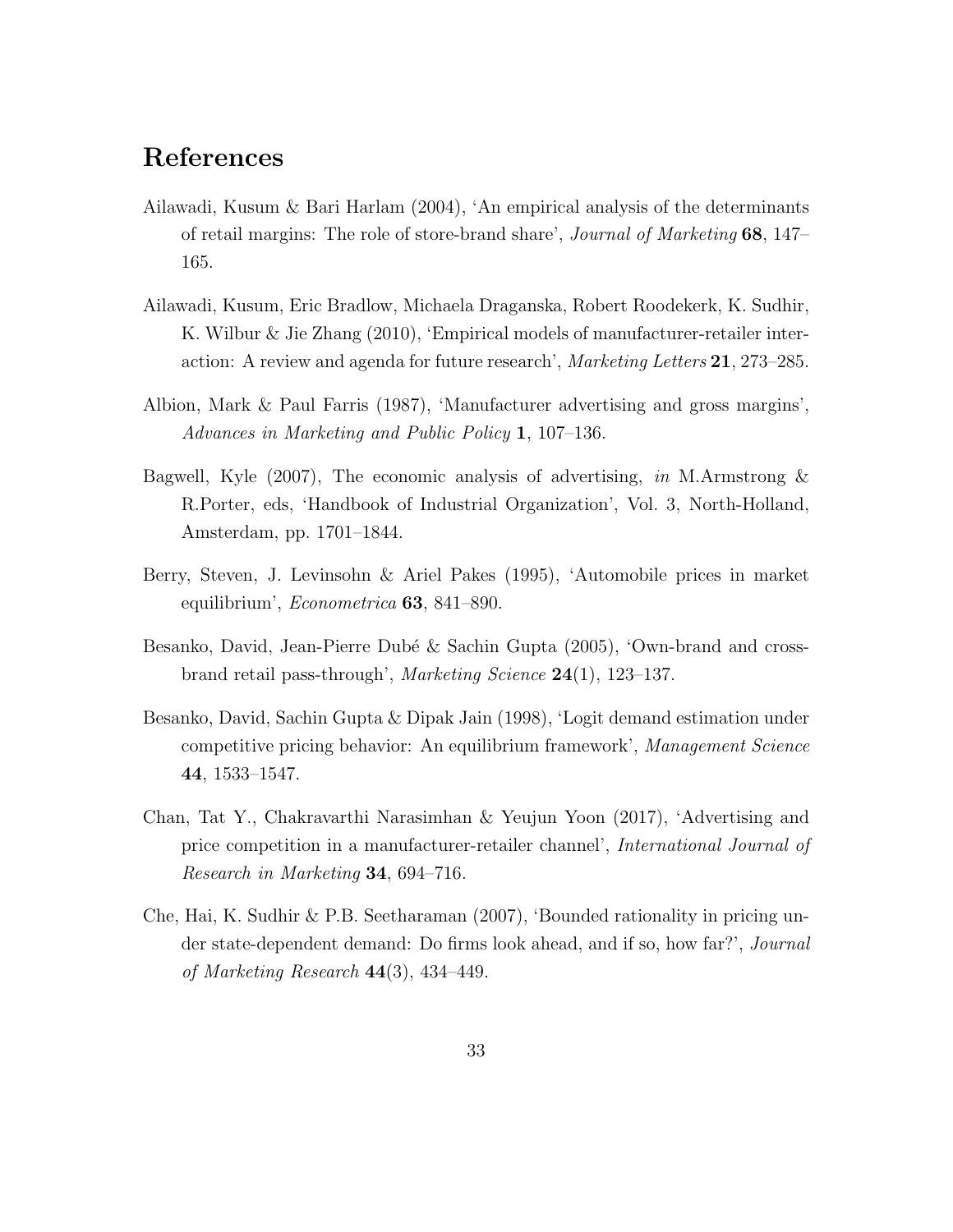# References

Ailawadi, Kusum & Bari Harlam (2004), 'An empirical analysis of the determinants of retail margins: The role of store-brand share', *Journal of Marketing* **68**, 147–165.

Ailawadi, Kusum, Eric Bradlow, Michaela Draganska, Robert Roodekerk, K. Sudhir, K. Wilbur & Jie Zhang (2010), 'Empirical models of manufacturer-retailer interaction: A review and agenda for future research', *Marketing Letters* **21**, 273–285.

Albion, Mark & Paul Farris (1987), 'Manufacturer advertising and gross margins', *Advances in Marketing and Public Policy* **1**, 107–136.

Bagwell, Kyle (2007), The economic analysis of advertising, *in* M.Armstrong & R.Porter, eds, 'Handbook of Industrial Organization', Vol. 3, North-Holland, Amsterdam, pp. 1701–1844.

Berry, Steven, J. Levinsohn & Ariel Pakes (1995), 'Automobile prices in market equilibrium', *Econometrica* **63**, 841–890.

Besanko, David, Jean-Pierre Dubé & Sachin Gupta (2005), 'Own-brand and cross-brand retail pass-through', *Marketing Science* **24**(1), 123–137.

Besanko, David, Sachin Gupta & Dipak Jain (1998), 'Logit demand estimation under competitive pricing behavior: An equilibrium framework', *Management Science* **44**, 1533–1547.

Chan, Tat Y., Chakravarthi Narasimhan & Yeujun Yoon (2017), 'Advertising and price competition in a manufacturer-retailer channel', *International Journal of Research in Marketing* **34**, 694–716.

Che, Hai, K. Sudhir & P.B. Seetharaman (2007), 'Bounded rationality in pricing under state-dependent demand: Do firms look ahead, and if so, how far?', *Journal of Marketing Research* **44**(3), 434–449.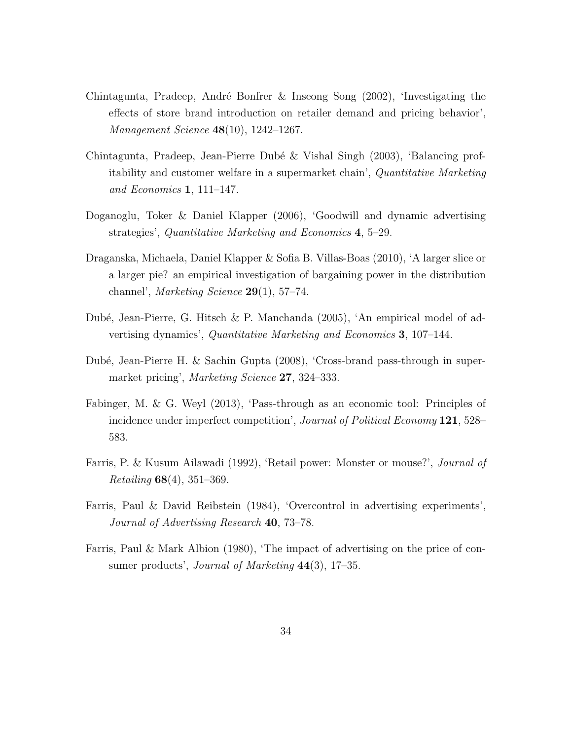Chintagunta, Pradeep, André Bonfrer & Inseong Song (2002), 'Investigating the effects of store brand introduction on retailer demand and pricing behavior', *Management Science* **48**(10), 1242–1267.

Chintagunta, Pradeep, Jean-Pierre Dubé & Vishal Singh (2003), 'Balancing profitability and customer welfare in a supermarket chain', *Quantitative Marketing and Economics* **1**, 111–147.

Doganoglu, Toker & Daniel Klapper (2006), 'Goodwill and dynamic advertising strategies', *Quantitative Marketing and Economics* **4**, 5–29.

Draganska, Michaela, Daniel Klapper & Sofia B. Villas-Boas (2010), 'A larger slice or a larger pie? an empirical investigation of bargaining power in the distribution channel', *Marketing Science* **29**(1), 57–74.

Dubé, Jean-Pierre, G. Hitsch & P. Manchanda (2005), 'An empirical model of advertising dynamics', *Quantitative Marketing and Economics* **3**, 107–144.

Dubé, Jean-Pierre H. & Sachin Gupta (2008), 'Cross-brand pass-through in supermarket pricing', *Marketing Science* **27**, 324–333.

Fabinger, M. & G. Weyl (2013), 'Pass-through as an economic tool: Principles of incidence under imperfect competition', *Journal of Political Economy* **121**, 528–583.

Farris, P. & Kusum Ailawadi (1992), 'Retail power: Monster or mouse?', *Journal of Retailing* **68**(4), 351–369.

Farris, Paul & David Reibstein (1984), 'Overcontrol in advertising experiments', *Journal of Advertising Research* **40**, 73–78.

Farris, Paul & Mark Albion (1980), 'The impact of advertising on the price of consumer products', *Journal of Marketing* **44**(3), 17–35.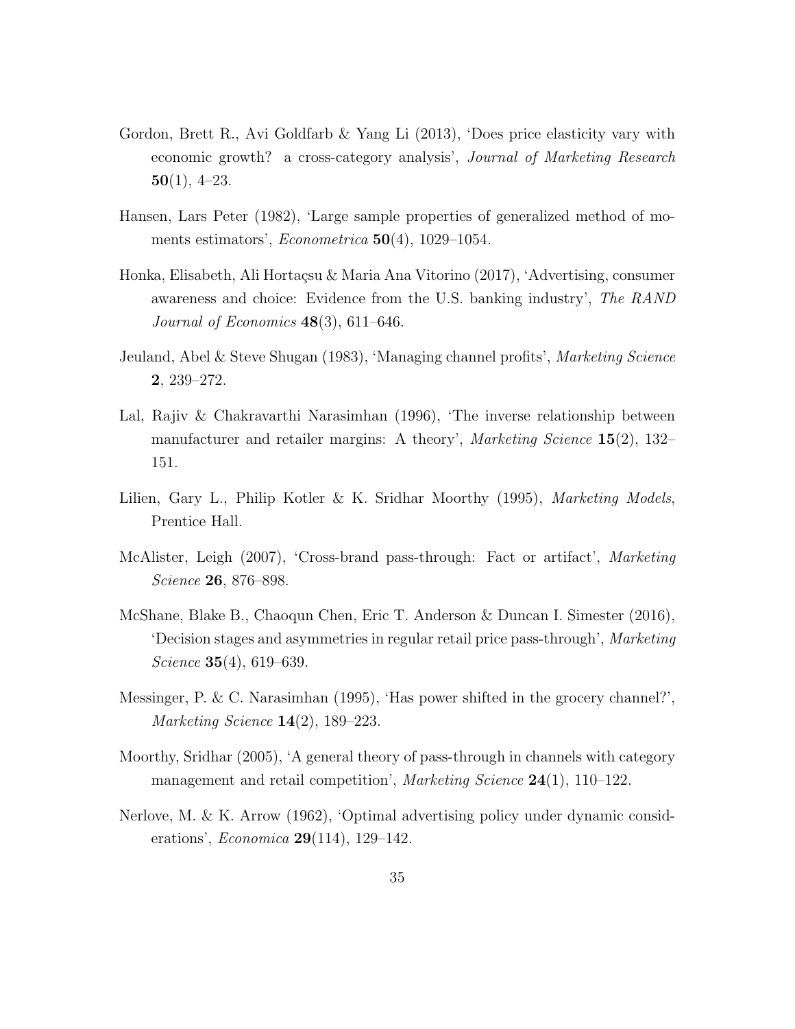Gordon, Brett R., Avi Goldfarb & Yang Li (2013), 'Does price elasticity vary with economic growth? a cross-category analysis', *Journal of Marketing Research* **50**(1), 4–23.

Hansen, Lars Peter (1982), 'Large sample properties of generalized method of moments estimators', *Econometrica* **50**(4), 1029–1054.

Honka, Elisabeth, Ali Hortaçsu & Maria Ana Vitorino (2017), 'Advertising, consumer awareness and choice: Evidence from the U.S. banking industry', *The RAND Journal of Economics* **48**(3), 611–646.

Jeuland, Abel & Steve Shugan (1983), 'Managing channel profits', *Marketing Science* **2**, 239–272.

Lal, Rajiv & Chakravarthi Narasimhan (1996), 'The inverse relationship between manufacturer and retailer margins: A theory', *Marketing Science* **15**(2), 132–151.

Lilien, Gary L., Philip Kotler & K. Sridhar Moorthy (1995), *Marketing Models*, Prentice Hall.

McAlister, Leigh (2007), 'Cross-brand pass-through: Fact or artifact', *Marketing Science* **26**, 876–898.

McShane, Blake B., Chaoqun Chen, Eric T. Anderson & Duncan I. Simester (2016), 'Decision stages and asymmetries in regular retail price pass-through', *Marketing Science* **35**(4), 619–639.

Messinger, P. & C. Narasimhan (1995), 'Has power shifted in the grocery channel?', *Marketing Science* **14**(2), 189–223.

Moorthy, Sridhar (2005), 'A general theory of pass-through in channels with category management and retail competition', *Marketing Science* **24**(1), 110–122.

Nerlove, M. & K. Arrow (1962), 'Optimal advertising policy under dynamic considerations', *Economica* **29**(114), 129–142.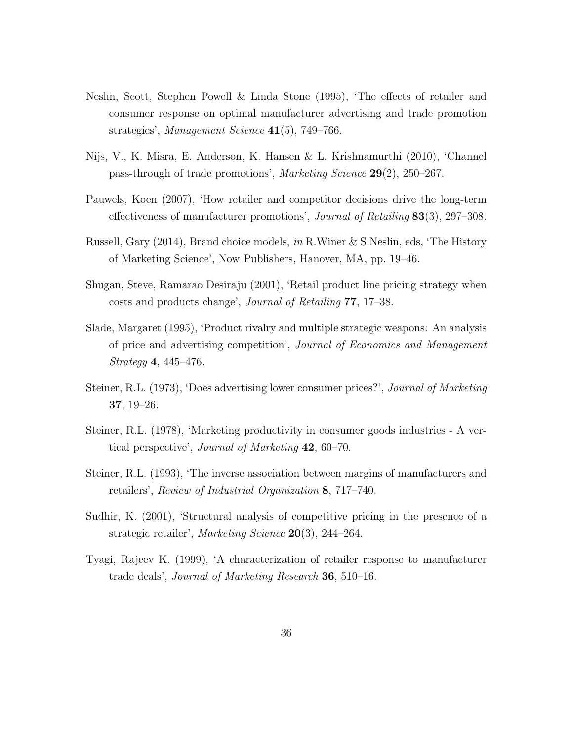Neslin, Scott, Stephen Powell & Linda Stone (1995), 'The effects of retailer and consumer response on optimal manufacturer advertising and trade promotion strategies', *Management Science* **41**(5), 749–766.

Nijs, V., K. Misra, E. Anderson, K. Hansen & L. Krishnamurthi (2010), 'Channel pass-through of trade promotions', *Marketing Science* **29**(2), 250–267.

Pauwels, Koen (2007), 'How retailer and competitor decisions drive the long-term effectiveness of manufacturer promotions', *Journal of Retailing* **83**(3), 297–308.

Russell, Gary (2014), Brand choice models, *in* R.Winer & S.Neslin, eds, 'The History of Marketing Science', Now Publishers, Hanover, MA, pp. 19–46.

Shugan, Steve, Ramarao Desiraju (2001), 'Retail product line pricing strategy when costs and products change', *Journal of Retailing* **77**, 17–38.

Slade, Margaret (1995), 'Product rivalry and multiple strategic weapons: An analysis of price and advertising competition', *Journal of Economics and Management Strategy* **4**, 445–476.

Steiner, R.L. (1973), 'Does advertising lower consumer prices?', *Journal of Marketing* **37**, 19–26.

Steiner, R.L. (1978), 'Marketing productivity in consumer goods industries - A vertical perspective', *Journal of Marketing* **42**, 60–70.

Steiner, R.L. (1993), 'The inverse association between margins of manufacturers and retailers', *Review of Industrial Organization* **8**, 717–740.

Sudhir, K. (2001), 'Structural analysis of competitive pricing in the presence of a strategic retailer', *Marketing Science* **20**(3), 244–264.

Tyagi, Rajeev K. (1999), 'A characterization of retailer response to manufacturer trade deals', *Journal of Marketing Research* **36**, 510–16.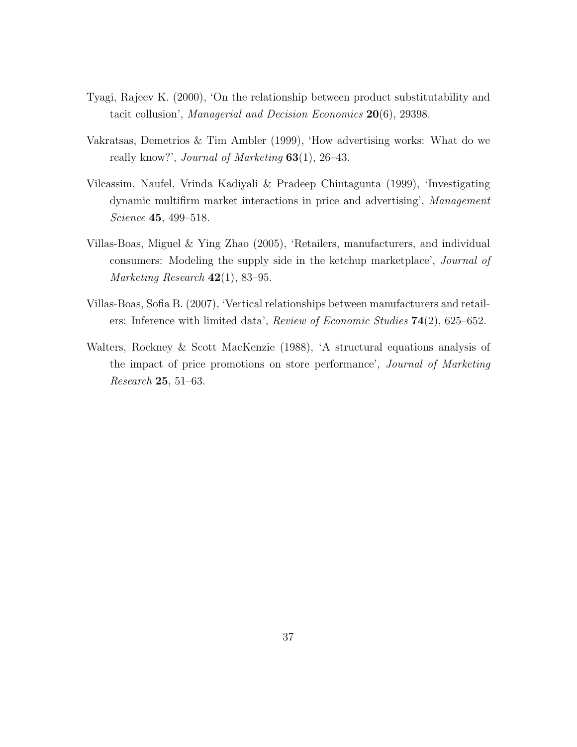Tyagi, Rajeev K. (2000), 'On the relationship between product substitutability and tacit collusion', *Managerial and Decision Economics* **20**(6), 29398.

Vakratsas, Demetrios & Tim Ambler (1999), 'How advertising works: What do we really know?', *Journal of Marketing* **63**(1), 26–43.

Vilcassim, Naufel, Vrinda Kadiyali & Pradeep Chintagunta (1999), 'Investigating dynamic multifirm market interactions in price and advertising', *Management Science* **45**, 499–518.

Villas-Boas, Miguel & Ying Zhao (2005), 'Retailers, manufacturers, and individual consumers: Modeling the supply side in the ketchup marketplace', *Journal of Marketing Research* **42**(1), 83–95.

Villas-Boas, Sofia B. (2007), 'Vertical relationships between manufacturers and retailers: Inference with limited data', *Review of Economic Studies* **74**(2), 625–652.

Walters, Rockney & Scott MacKenzie (1988), 'A structural equations analysis of the impact of price promotions on store performance', *Journal of Marketing Research* **25**, 51–63.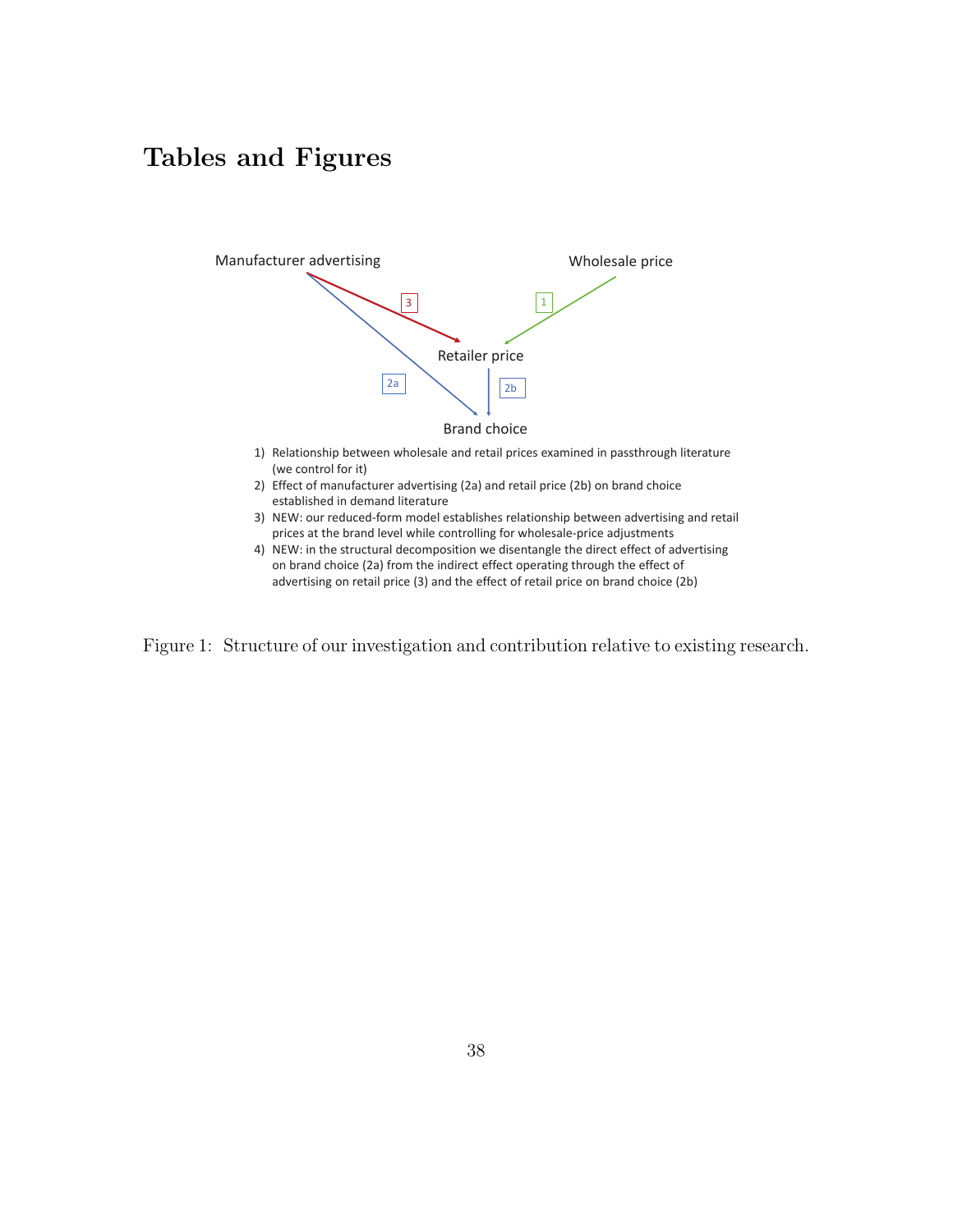# Tables and Figures

Manufacturer advertising

Wholesale price

Retailer price

Brand choice

1) Relationship between wholesale and retail prices examined in passthrough literature (we control for it)
2) Effect of manufacturer advertising (2a) and retail price (2b) on brand choice established in demand literature
3) NEW: our reduced-form model establishes relationship between advertising and retail prices at the brand level while controlling for wholesale-price adjustments
4) NEW: in the structural decomposition we disentangle the direct effect of advertising on brand choice (2a) from the indirect effect operating through the effect of advertising on retail price (3) and the effect of retail price on brand choice (2b)

Figure 1: Structure of our investigation and contribution relative to existing research.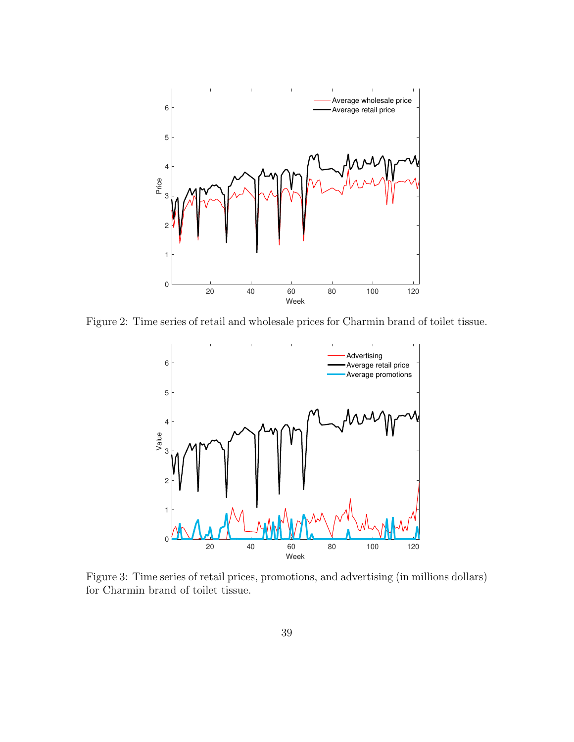Figure 2: Time series of retail and wholesale prices for Charmin brand of toilet tissue.

Figure 3: Time series of retail prices, promotions, and advertising (in millions dollars) for Charmin brand of toilet tissue.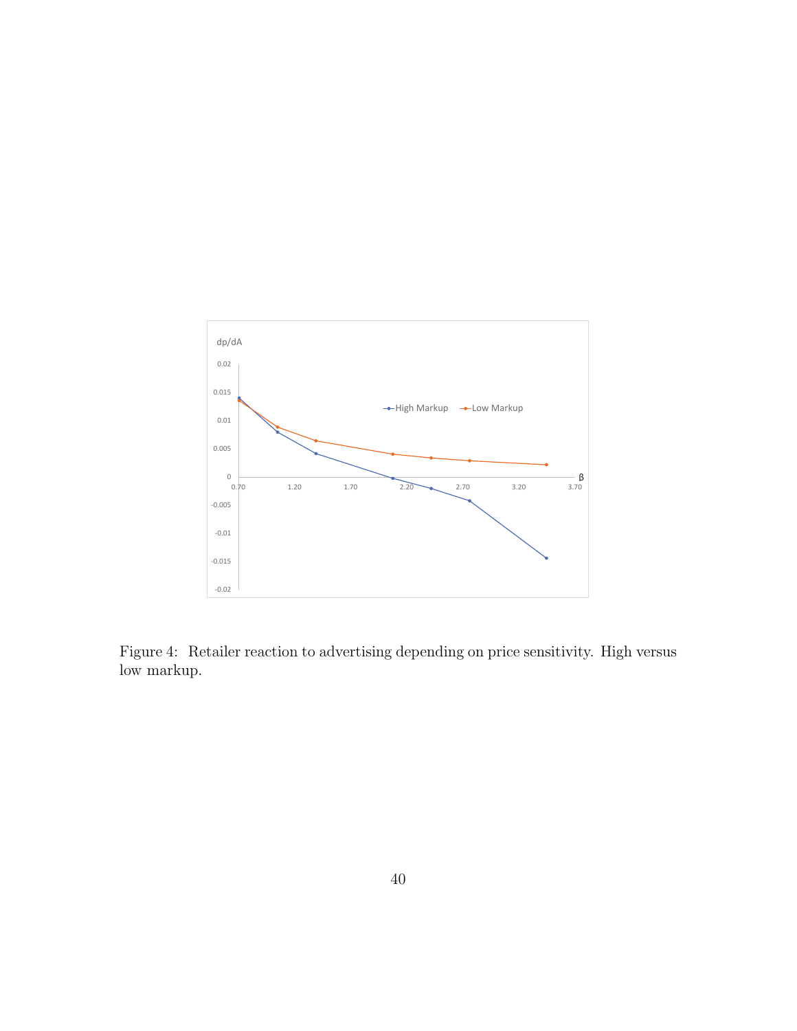Figure 4: Retailer reaction to advertising depending on price sensitivity. High versus low markup.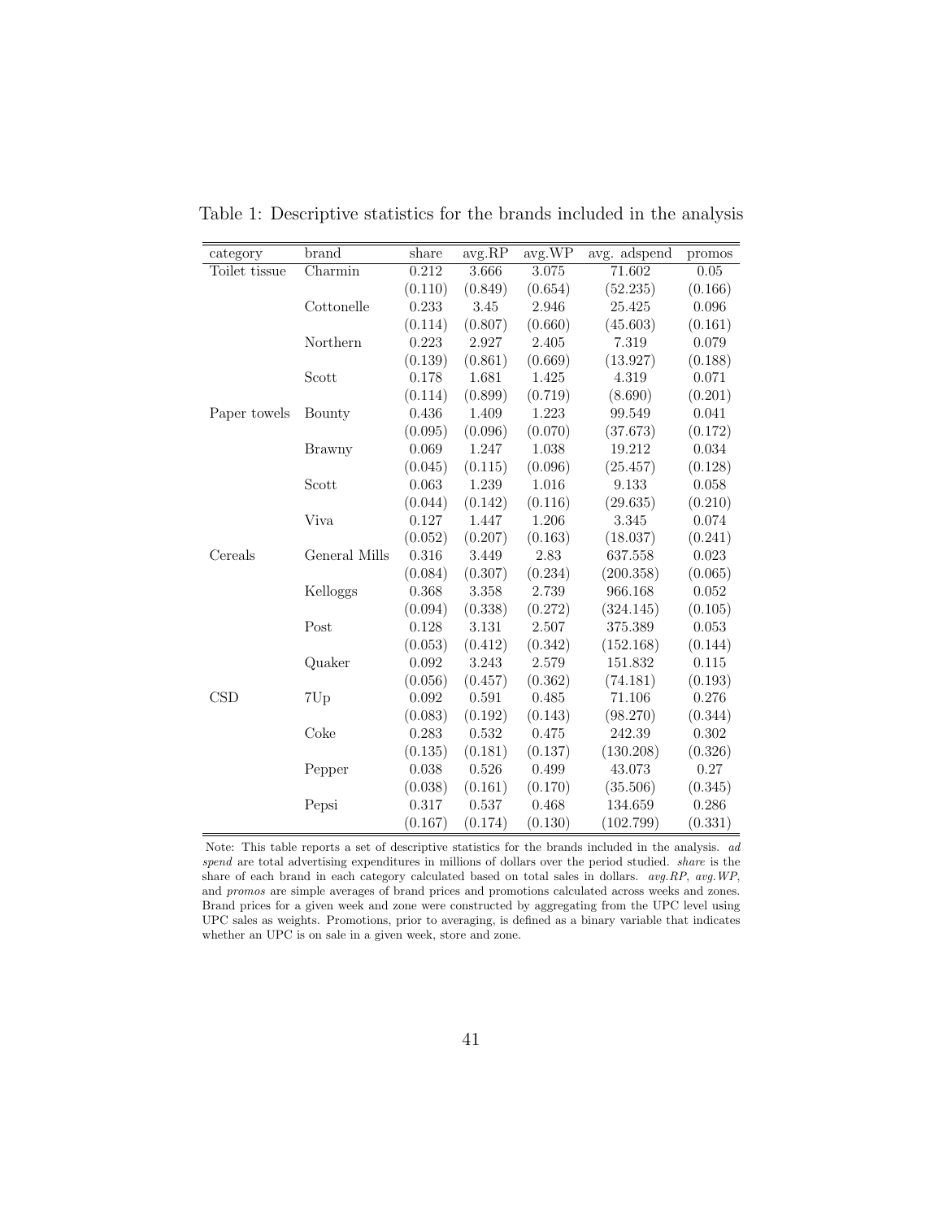Table 1: Descriptive statistics for the brands included in the analysis

| category | brand | share | avg.RP | avg.WP | avg. adspend | promos |
|---|---|---|---|---|---|---|
| Toilet tissue | Charmin | 0.212 | 3.666 | 3.075 | 71.602 | 0.05 |
| | | (0.110) | (0.849) | (0.654) | (52.235) | (0.166) |
| | Cottonelle | 0.233 | 3.45 | 2.946 | 25.425 | 0.096 |
| | | (0.114) | (0.807) | (0.660) | (45.603) | (0.161) |
| | Northern | 0.223 | 2.927 | 2.405 | 7.319 | 0.079 |
| | | (0.139) | (0.861) | (0.669) | (13.927) | (0.188) |
| | Scott | 0.178 | 1.681 | 1.425 | 4.319 | 0.071 |
| | | (0.114) | (0.899) | (0.719) | (8.690) | (0.201) |
| Paper towels | Bounty | 0.436 | 1.409 | 1.223 | 99.549 | 0.041 |
| | | (0.095) | (0.096) | (0.070) | (37.673) | (0.172) |
| | Brawny | 0.069 | 1.247 | 1.038 | 19.212 | 0.034 |
| | | (0.045) | (0.115) | (0.096) | (25.457) | (0.128) |
| | Scott | 0.063 | 1.239 | 1.016 | 9.133 | 0.058 |
| | | (0.044) | (0.142) | (0.116) | (29.635) | (0.210) |
| | Viva | 0.127 | 1.447 | 1.206 | 3.345 | 0.074 |
| | | (0.052) | (0.207) | (0.163) | (18.037) | (0.241) |
| Cereals | General Mills | 0.316 | 3.449 | 2.83 | 637.558 | 0.023 |
| | | (0.084) | (0.307) | (0.234) | (200.358) | (0.065) |
| | Kelloggs | 0.368 | 3.358 | 2.739 | 966.168 | 0.052 |
| | | (0.094) | (0.338) | (0.272) | (324.145) | (0.105) |
| | Post | 0.128 | 3.131 | 2.507 | 375.389 | 0.053 |
| | | (0.053) | (0.412) | (0.342) | (152.168) | (0.144) |
| | Quaker | 0.092 | 3.243 | 2.579 | 151.832 | 0.115 |
| | | (0.056) | (0.457) | (0.362) | (74.181) | (0.193) |
| CSD | 7Up | 0.092 | 0.591 | 0.485 | 71.106 | 0.276 |
| | | (0.083) | (0.192) | (0.143) | (98.270) | (0.344) |
| | Coke | 0.283 | 0.532 | 0.475 | 242.39 | 0.302 |
| | | (0.135) | (0.181) | (0.137) | (130.208) | (0.326) |
| | Pepper | 0.038 | 0.526 | 0.499 | 43.073 | 0.27 |
| | | (0.038) | (0.161) | (0.170) | (35.506) | (0.345) |
| | Pepsi | 0.317 | 0.537 | 0.468 | 134.659 | 0.286 |
| | | (0.167) | (0.174) | (0.130) | (102.799) | (0.331) |

Note: This table reports a set of descriptive statistics for the brands included in the analysis. *ad spend* are total advertising expenditures in millions of dollars over the period studied. *share* is the share of each brand in each category calculated based on total sales in dollars. *avg.RP*, *avg.WP*, and *promos* are simple averages of brand prices and promotions calculated across weeks and zones. Brand prices for a given week and zone were constructed by aggregating from the UPC level using UPC sales as weights. Promotions, prior to averaging, is defined as a binary variable that indicates whether an UPC is on sale in a given week, store and zone.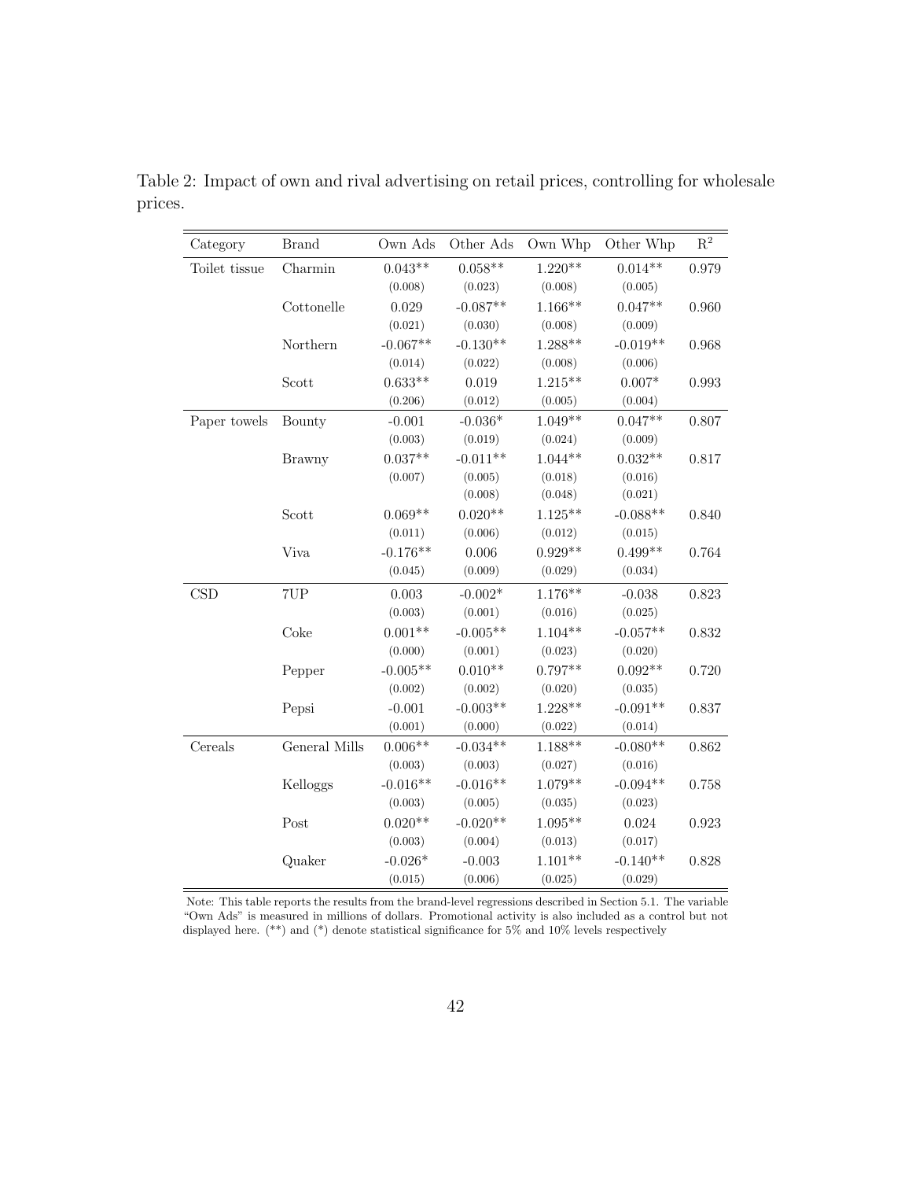Table 2: Impact of own and rival advertising on retail prices, controlling for wholesale prices.

| Category | Brand | Own Ads | Other Ads | Own Whp | Other Whp | $R^2$ |
|---|---|---|---|---|---|---|
| Toilet tissue | Charmin | 0.043** | 0.058** | 1.220** | 0.014** | 0.979 |
| | | (0.008) | (0.023) | (0.008) | (0.005) | |
| | Cottonelle | 0.029 | -0.087** | 1.166** | 0.047** | 0.960 |
| | | (0.021) | (0.030) | (0.008) | (0.009) | |
| | Northern | -0.067** | -0.130** | 1.288** | -0.019** | 0.968 |
| | | (0.014) | (0.022) | (0.008) | (0.006) | |
| | Scott | 0.633** | 0.019 | 1.215** | 0.007* | 0.993 |
| | | (0.206) | (0.012) | (0.005) | (0.004) | |
| Paper towels | Bounty | -0.001 | -0.036* | 1.049** | 0.047** | 0.807 |
| | | (0.003) | (0.019) | (0.024) | (0.009) | |
| | Brawny | 0.037** | -0.011** | 1.044** | 0.032** | 0.817 |
| | | (0.007) | (0.005) | (0.018) | (0.016) | |
| | | | (0.008) | (0.048) | (0.021) | |
| | Scott | 0.069** | 0.020** | 1.125** | -0.088** | 0.840 |
| | | (0.011) | (0.006) | (0.012) | (0.015) | |
| | Viva | -0.176** | 0.006 | 0.929** | 0.499** | 0.764 |
| | | (0.045) | (0.009) | (0.029) | (0.034) | |
| CSD | 7UP | 0.003 | -0.002* | 1.176** | -0.038 | 0.823 |
| | | (0.003) | (0.001) | (0.016) | (0.025) | |
| | Coke | 0.001** | -0.005** | 1.104** | -0.057** | 0.832 |
| | | (0.000) | (0.001) | (0.023) | (0.020) | |
| | Pepper | -0.005** | 0.010** | 0.797** | 0.092** | 0.720 |
| | | (0.002) | (0.002) | (0.020) | (0.035) | |
| | Pepsi | -0.001 | -0.003** | 1.228** | -0.091** | 0.837 |
| | | (0.001) | (0.000) | (0.022) | (0.014) | |
| Cereals | General Mills | 0.006** | -0.034** | 1.188** | -0.080** | 0.862 |
| | | (0.003) | (0.003) | (0.027) | (0.016) | |
| | Kelloggs | -0.016** | -0.016** | 1.079** | -0.094** | 0.758 |
| | | (0.003) | (0.005) | (0.035) | (0.023) | |
| | Post | 0.020** | -0.020** | 1.095** | 0.024 | 0.923 |
| | | (0.003) | (0.004) | (0.013) | (0.017) | |
| | Quaker | -0.026* | -0.003 | 1.101** | -0.140** | 0.828 |
| | | (0.015) | (0.006) | (0.025) | (0.029) | |

Note: This table reports the results from the brand-level regressions described in Section 5.1. The variable "Own Ads" is measured in millions of dollars. Promotional activity is also included as a control but not displayed here. (**) and (*) denote statistical significance for 5% and 10% levels respectively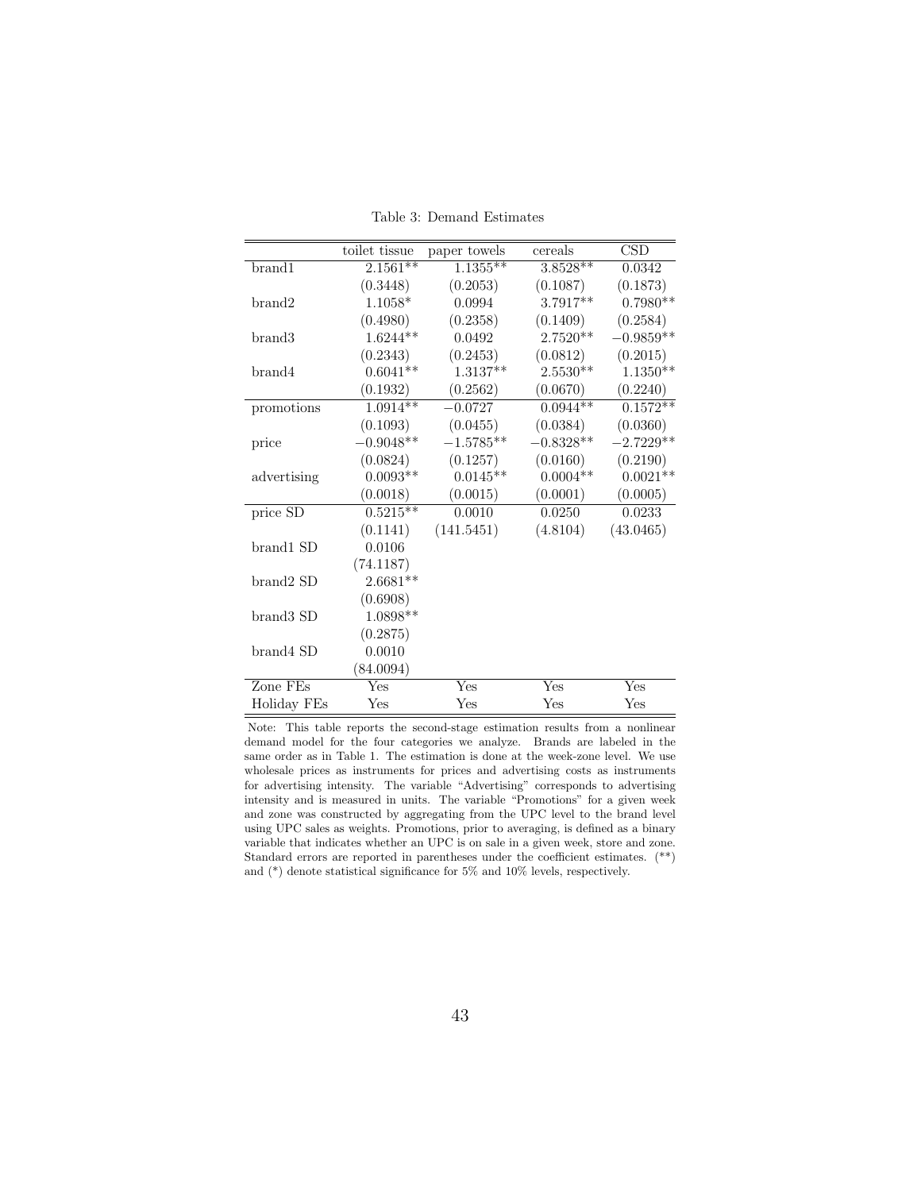Table 3: Demand Estimates

| | toilet tissue | paper towels | cereals | CSD |
|---|---|---|---|---|
| brand1 | 2.1561** | 1.1355** | 3.8528** | 0.0342 |
| | (0.3448) | (0.2053) | (0.1087) | (0.1873) |
| brand2 | 1.1058* | 0.0994 | 3.7917** | 0.7980** |
| | (0.4980) | (0.2358) | (0.1409) | (0.2584) |
| brand3 | 1.6244** | 0.0492 | 2.7520** | −0.9859** |
| | (0.2343) | (0.2453) | (0.0812) | (0.2015) |
| brand4 | 0.6041** | 1.3137** | 2.5530** | 1.1350** |
| | (0.1932) | (0.2562) | (0.0670) | (0.2240) |
| promotions | 1.0914** | −0.0727 | 0.0944** | 0.1572** |
| | (0.1093) | (0.0455) | (0.0384) | (0.0360) |
| price | −0.9048** | −1.5785** | −0.8328** | −2.7229** |
| | (0.0824) | (0.1257) | (0.0160) | (0.2190) |
| advertising | 0.0093** | 0.0145** | 0.0004** | 0.0021** |
| | (0.0018) | (0.0015) | (0.0001) | (0.0005) |
| price SD | 0.5215** | 0.0010 | 0.0250 | 0.0233 |
| | (0.1141) | (141.5451) | (4.8104) | (43.0465) |
| brand1 SD | 0.0106 | | | |
| | (74.1187) | | | |
| brand2 SD | 2.6681** | | | |
| | (0.6908) | | | |
| brand3 SD | 1.0898** | | | |
| | (0.2875) | | | |
| brand4 SD | 0.0010 | | | |
| | (84.0094) | | | |
| Zone FEs | Yes | Yes | Yes | Yes |
| Holiday FEs | Yes | Yes | Yes | Yes |

Note: This table reports the second-stage estimation results from a nonlinear demand model for the four categories we analyze. Brands are labeled in the same order as in Table 1. The estimation is done at the week-zone level. We use wholesale prices as instruments for prices and advertising costs as instruments for advertising intensity. The variable "Advertising" corresponds to advertising intensity and is measured in units. The variable "Promotions" for a given week and zone was constructed by aggregating from the UPC level to the brand level using UPC sales as weights. Promotions, prior to averaging, is defined as a binary variable that indicates whether an UPC is on sale in a given week, store and zone. Standard errors are reported in parentheses under the coefficient estimates. (**) and (*) denote statistical significance for 5% and 10% levels, respectively.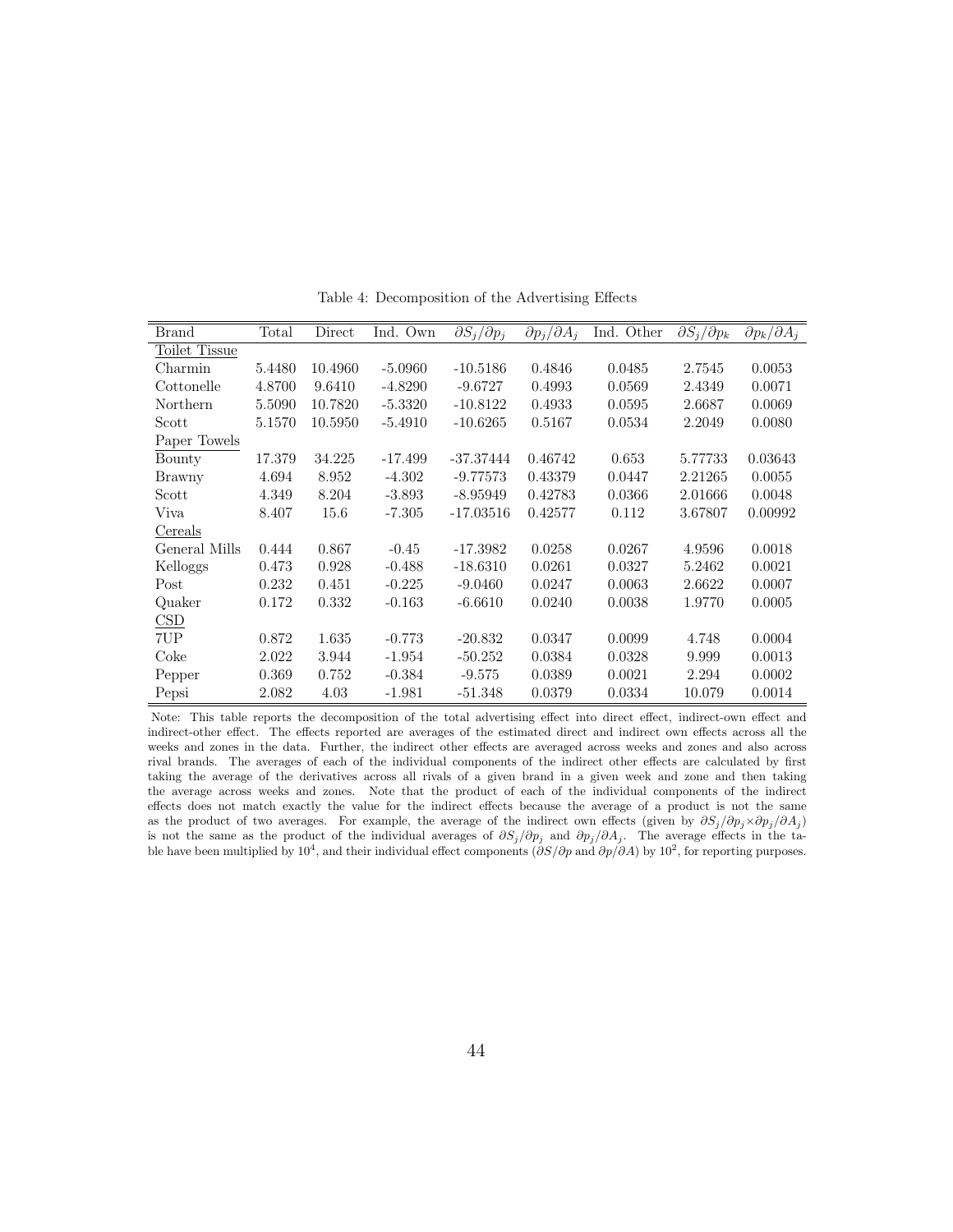Table 4: Decomposition of the Advertising Effects

| Brand | Total | Direct | Ind. Own | $\partial S_j/\partial p_j$ | $\partial p_j/\partial A_j$ | Ind. Other | $\partial S_j/\partial p_k$ | $\partial p_k/\partial A_j$ |
|---|---|---|---|---|---|---|---|---|
| Toilet Tissue | | | | | | | | |
| Charmin | 5.4480 | 10.4960 | -5.0960 | -10.5186 | 0.4846 | 0.0485 | 2.7545 | 0.0053 |
| Cottonelle | 4.8700 | 9.6410 | -4.8290 | -9.6727 | 0.4993 | 0.0569 | 2.4349 | 0.0071 |
| Northern | 5.5090 | 10.7820 | -5.3320 | -10.8122 | 0.4933 | 0.0595 | 2.6687 | 0.0069 |
| Scott | 5.1570 | 10.5950 | -5.4910 | -10.6265 | 0.5167 | 0.0534 | 2.2049 | 0.0080 |
| Paper Towels | | | | | | | | |
| Bounty | 17.379 | 34.225 | -17.499 | -37.37444 | 0.46742 | 0.653 | 5.77733 | 0.03643 |
| Brawny | 4.694 | 8.952 | -4.302 | -9.77573 | 0.43379 | 0.0447 | 2.21265 | 0.0055 |
| Scott | 4.349 | 8.204 | -3.893 | -8.95949 | 0.42783 | 0.0366 | 2.01666 | 0.0048 |
| Viva | 8.407 | 15.6 | -7.305 | -17.03516 | 0.42577 | 0.112 | 3.67807 | 0.00992 |
| Cereals | | | | | | | | |
| General Mills | 0.444 | 0.867 | -0.45 | -17.3982 | 0.0258 | 0.0267 | 4.9596 | 0.0018 |
| Kelloggs | 0.473 | 0.928 | -0.488 | -18.6310 | 0.0261 | 0.0327 | 5.2462 | 0.0021 |
| Post | 0.232 | 0.451 | -0.225 | -9.0460 | 0.0247 | 0.0063 | 2.6622 | 0.0007 |
| Quaker | 0.172 | 0.332 | -0.163 | -6.6610 | 0.0240 | 0.0038 | 1.9770 | 0.0005 |
| CSD | | | | | | | | |
| 7UP | 0.872 | 1.635 | -0.773 | -20.832 | 0.0347 | 0.0099 | 4.748 | 0.0004 |
| Coke | 2.022 | 3.944 | -1.954 | -50.252 | 0.0384 | 0.0328 | 9.999 | 0.0013 |
| Pepper | 0.369 | 0.752 | -0.384 | -9.575 | 0.0389 | 0.0021 | 2.294 | 0.0002 |
| Pepsi | 2.082 | 4.03 | -1.981 | -51.348 | 0.0379 | 0.0334 | 10.079 | 0.0014 |

Note: This table reports the decomposition of the total advertising effect into direct effect, indirect-own effect and indirect-other effect. The effects reported are averages of the estimated direct and indirect own effects across all the weeks and zones in the data. Further, the indirect other effects are averaged across weeks and zones and also across rival brands. The averages of each of the individual components of the indirect other effects are calculated by first taking the average of the derivatives across all rivals of a given brand in a given week and zone and then taking the average across weeks and zones. Note that the product of each of the individual components of the indirect effects does not match exactly the value for the indirect effects because the average of a product is not the same as the product of two averages. For example, the average of the indirect own effects (given by $\partial S_j/\partial p_j \times \partial p_j/\partial A_j$) is not the same as the product of the individual averages of $\partial S_j/\partial p_j$ and $\partial p_j/\partial A_j$. The average effects in the table have been multiplied by $10^4$, and their individual effect components ($\partial S/\partial p$ and $\partial p/\partial A$) by $10^2$, for reporting purposes.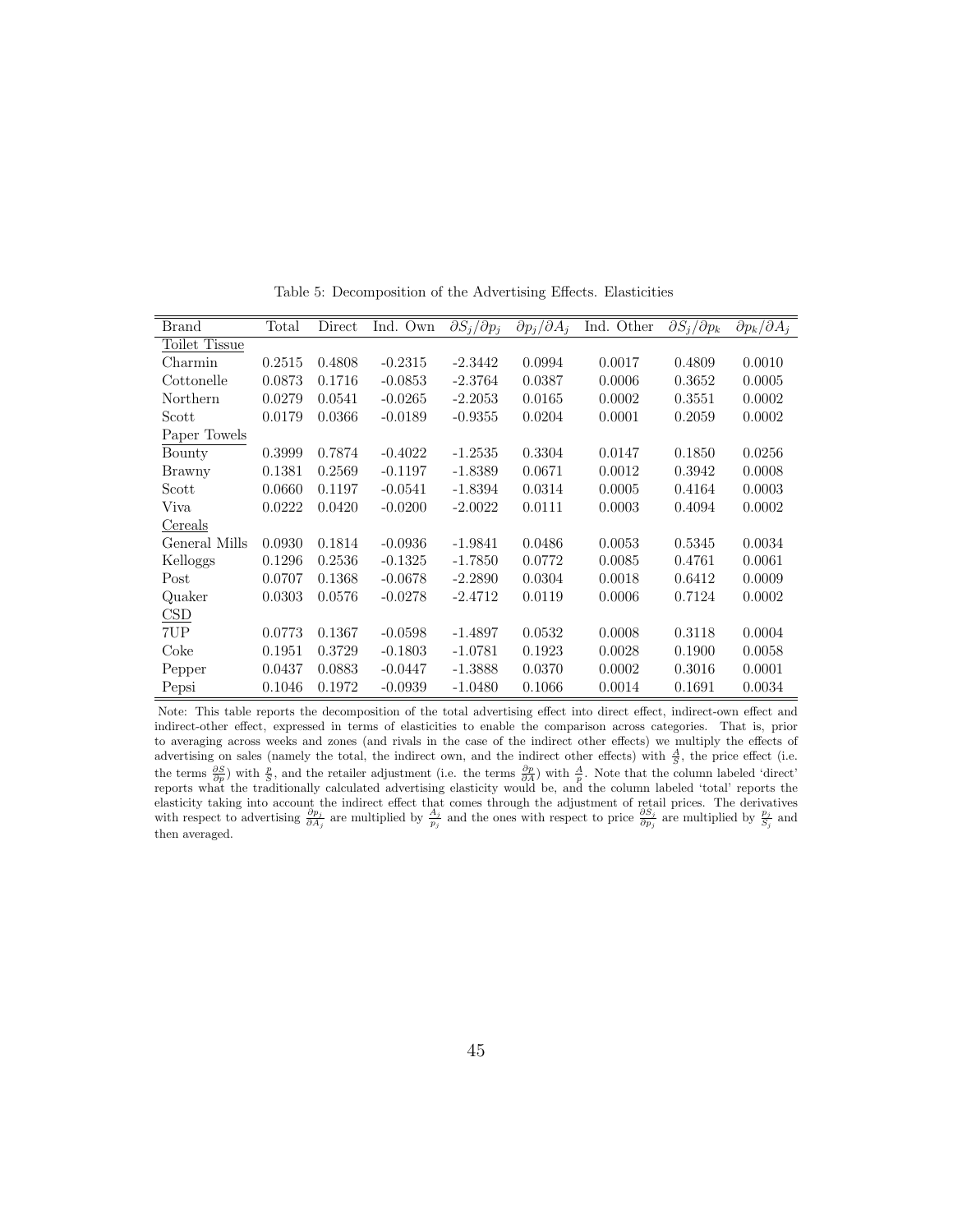Table 5: Decomposition of the Advertising Effects. Elasticities

| Brand | Total | Direct | Ind. Own | $\partial S_j/\partial p_j$ | $\partial p_j/\partial A_j$ | Ind. Other | $\partial S_j/\partial p_k$ | $\partial p_k/\partial A_j$ |
|---|---|---|---|---|---|---|---|---|
| Toilet Tissue | | | | | | | | |
| Charmin | 0.2515 | 0.4808 | -0.2315 | -2.3442 | 0.0994 | 0.0017 | 0.4809 | 0.0010 |
| Cottonelle | 0.0873 | 0.1716 | -0.0853 | -2.3764 | 0.0387 | 0.0006 | 0.3652 | 0.0005 |
| Northern | 0.0279 | 0.0541 | -0.0265 | -2.2053 | 0.0165 | 0.0002 | 0.3551 | 0.0002 |
| Scott | 0.0179 | 0.0366 | -0.0189 | -0.9355 | 0.0204 | 0.0001 | 0.2059 | 0.0002 |
| Paper Towels | | | | | | | | |
| Bounty | 0.3999 | 0.7874 | -0.4022 | -1.2535 | 0.3304 | 0.0147 | 0.1850 | 0.0256 |
| Brawny | 0.1381 | 0.2569 | -0.1197 | -1.8389 | 0.0671 | 0.0012 | 0.3942 | 0.0008 |
| Scott | 0.0660 | 0.1197 | -0.0541 | -1.8394 | 0.0314 | 0.0005 | 0.4164 | 0.0003 |
| Viva | 0.0222 | 0.0420 | -0.0200 | -2.0022 | 0.0111 | 0.0003 | 0.4094 | 0.0002 |
| Cereals | | | | | | | | |
| General Mills | 0.0930 | 0.1814 | -0.0936 | -1.9841 | 0.0486 | 0.0053 | 0.5345 | 0.0034 |
| Kelloggs | 0.1296 | 0.2536 | -0.1325 | -1.7850 | 0.0772 | 0.0085 | 0.4761 | 0.0061 |
| Post | 0.0707 | 0.1368 | -0.0678 | -2.2890 | 0.0304 | 0.0018 | 0.6412 | 0.0009 |
| Quaker | 0.0303 | 0.0576 | -0.0278 | -2.4712 | 0.0119 | 0.0006 | 0.7124 | 0.0002 |
| CSD | | | | | | | | |
| 7UP | 0.0773 | 0.1367 | -0.0598 | -1.4897 | 0.0532 | 0.0008 | 0.3118 | 0.0004 |
| Coke | 0.1951 | 0.3729 | -0.1803 | -1.0781 | 0.1923 | 0.0028 | 0.1900 | 0.0058 |
| Pepper | 0.0437 | 0.0883 | -0.0447 | -1.3888 | 0.0370 | 0.0002 | 0.3016 | 0.0001 |
| Pepsi | 0.1046 | 0.1972 | -0.0939 | -1.0480 | 0.1066 | 0.0014 | 0.1691 | 0.0034 |

Note: This table reports the decomposition of the total advertising effect into direct effect, indirect-own effect and indirect-other effect, expressed in terms of elasticities to enable the comparison across categories. That is, prior to averaging across weeks and zones (and rivals in the case of the indirect other effects) we multiply the effects of advertising on sales (namely the total, the indirect own, and the indirect other effects) with $\frac{A}{S}$, the price effect (i.e. the terms $\frac{\partial S}{\partial p}$) with $\frac{p}{S}$, and the retailer adjustment (i.e. the terms $\frac{\partial p}{\partial A}$) with $\frac{A}{p}$. Note that the column labeled 'direct' reports what the traditionally calculated advertising elasticity would be, and the column labeled 'total' reports the elasticity taking into account the indirect effect that comes through the adjustment of retail prices. The derivatives with respect to advertising $\frac{\partial p_j}{\partial A_j}$ are multiplied by $\frac{A_j}{p_j}$ and the ones with respect to price $\frac{\partial S_j}{\partial p_j}$ are multiplied by $\frac{p_j}{S_j}$ and then averaged.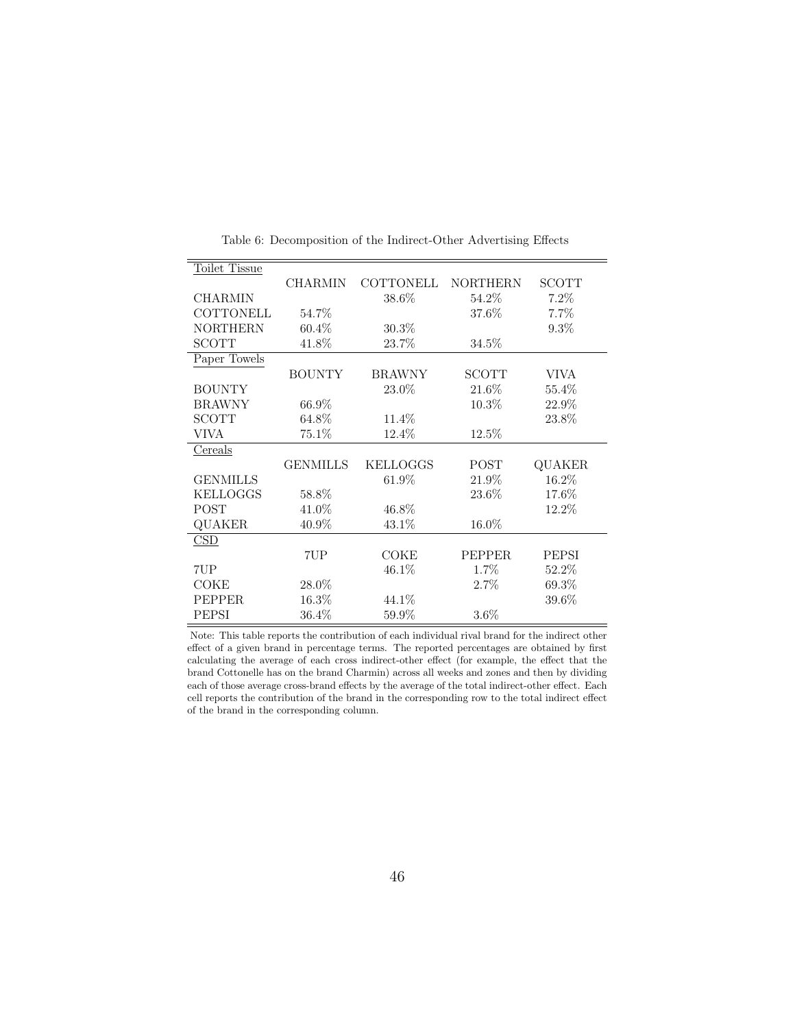Table 6: Decomposition of the Indirect-Other Advertising Effects

| Toilet Tissue | | | | |
|---|---|---|---|---|
| | CHARMIN | COTTONELL | NORTHERN | SCOTT |
| CHARMIN | | 38.6% | 54.2% | 7.2% |
| COTTONELL | 54.7% | | 37.6% | 7.7% |
| NORTHERN | 60.4% | 30.3% | | 9.3% |
| SCOTT | 41.8% | 23.7% | 34.5% | |
| Paper Towels | | | | |
| | BOUNTY | BRAWNY | SCOTT | VIVA |
| BOUNTY | | 23.0% | 21.6% | 55.4% |
| BRAWNY | 66.9% | | 10.3% | 22.9% |
| SCOTT | 64.8% | 11.4% | | 23.8% |
| VIVA | 75.1% | 12.4% | 12.5% | |
| Cereals | | | | |
| | GENMILLS | KELLOGGS | POST | QUAKER |
| GENMILLS | | 61.9% | 21.9% | 16.2% |
| KELLOGGS | 58.8% | | 23.6% | 17.6% |
| POST | 41.0% | 46.8% | | 12.2% |
| QUAKER | 40.9% | 43.1% | 16.0% | |
| CSD | | | | |
| | 7UP | COKE | PEPPER | PEPSI |
| 7UP | | 46.1% | 1.7% | 52.2% |
| COKE | 28.0% | | 2.7% | 69.3% |
| PEPPER | 16.3% | 44.1% | | 39.6% |
| PEPSI | 36.4% | 59.9% | 3.6% | |

Note: This table reports the contribution of each individual rival brand for the indirect other effect of a given brand in percentage terms. The reported percentages are obtained by first calculating the average of each cross indirect-other effect (for example, the effect that the brand Cottonelle has on the brand Charmin) across all weeks and zones and then by dividing each of those average cross-brand effects by the average of the total indirect-other effect. Each cell reports the contribution of the brand in the corresponding row to the total indirect effect of the brand in the corresponding column.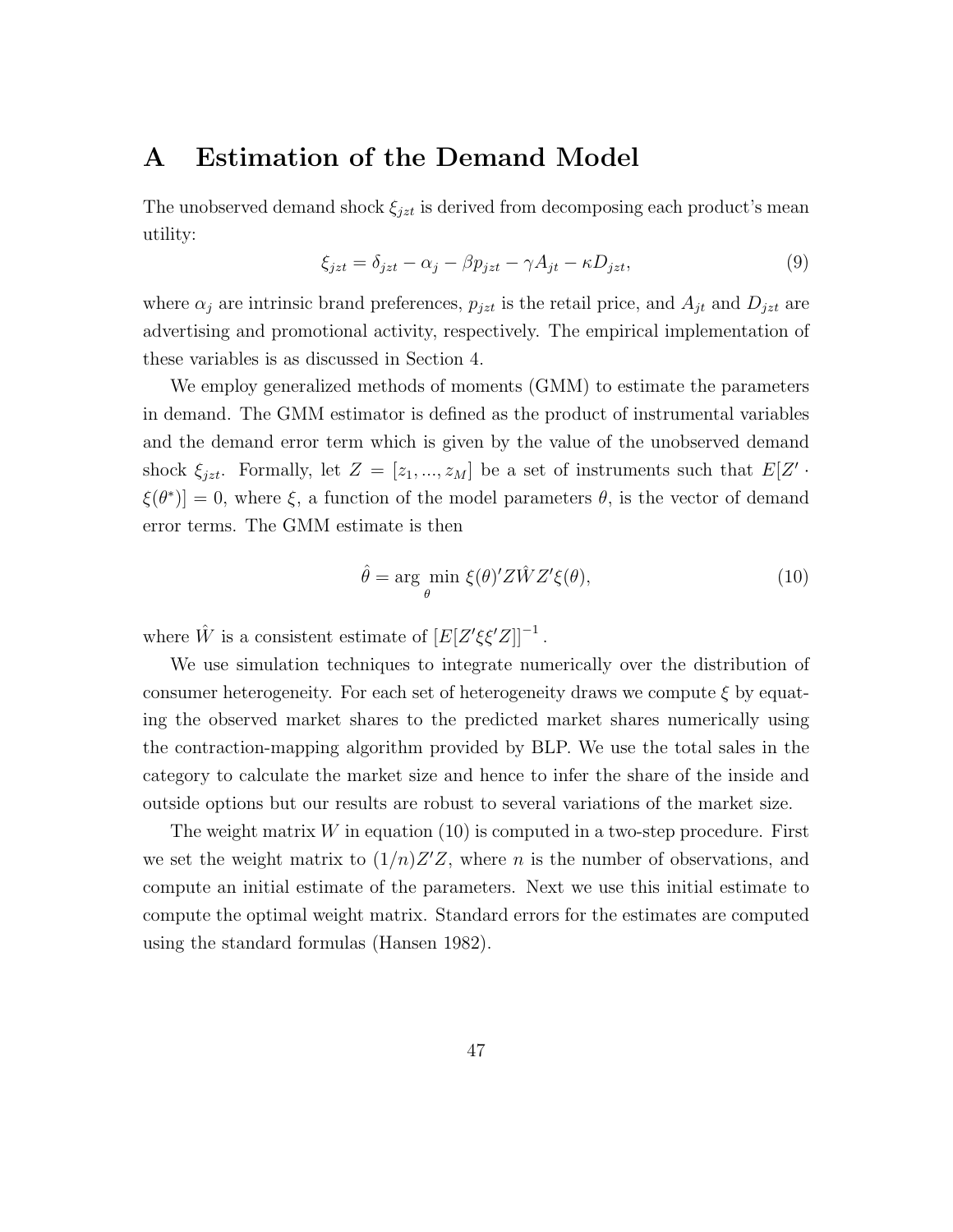# A Estimation of the Demand Model

The unobserved demand shock $\xi_{jzt}$ is derived from decomposing each product's mean utility:

$$\xi_{jzt} = \delta_{jzt} - \alpha_j - \beta p_{jzt} - \gamma A_{jt} - \kappa D_{jzt}, \tag{9}$$

where $\alpha_j$ are intrinsic brand preferences, $p_{jzt}$ is the retail price, and $A_{jt}$ and $D_{jzt}$ are advertising and promotional activity, respectively. The empirical implementation of these variables is as discussed in Section 4.

We employ generalized methods of moments (GMM) to estimate the parameters in demand. The GMM estimator is defined as the product of instrumental variables and the demand error term which is given by the value of the unobserved demand shock $\xi_{jzt}$. Formally, let $Z = [z_1, ..., z_M]$ be a set of instruments such that $E[Z' \cdot \xi(\theta^*)] = 0$, where $\xi$, a function of the model parameters $\theta$, is the vector of demand error terms. The GMM estimate is then

$$\hat{\theta} = \arg \min_{\theta} \xi(\theta)' Z \hat{W} Z' \xi(\theta), \tag{10}$$

where $\hat{W}$ is a consistent estimate of $\left[E[Z'\xi\xi'Z]\right]^{-1}$.

We use simulation techniques to integrate numerically over the distribution of consumer heterogeneity. For each set of heterogeneity draws we compute $\xi$ by equating the observed market shares to the predicted market shares numerically using the contraction-mapping algorithm provided by BLP. We use the total sales in the category to calculate the market size and hence to infer the share of the inside and outside options but our results are robust to several variations of the market size.

The weight matrix $W$ in equation (10) is computed in a two-step procedure. First we set the weight matrix to $(1/n)Z'Z$, where $n$ is the number of observations, and compute an initial estimate of the parameters. Next we use this initial estimate to compute the optimal weight matrix. Standard errors for the estimates are computed using the standard formulas (Hansen 1982).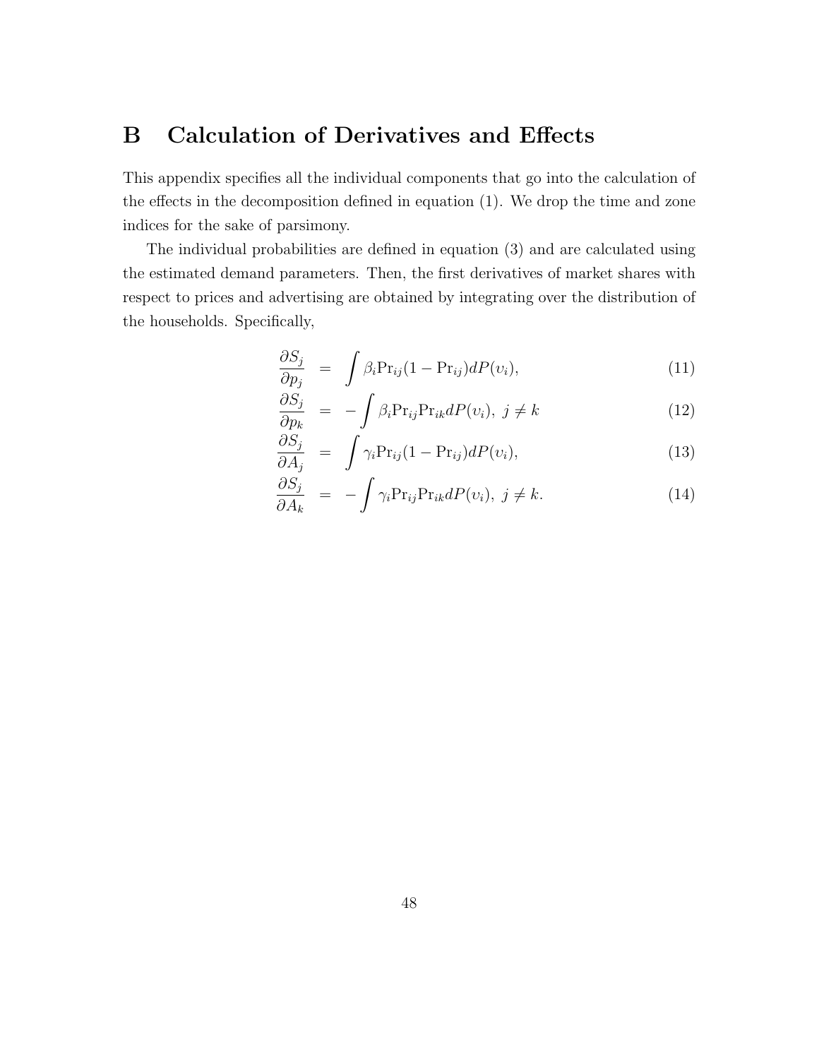# B Calculation of Derivatives and Effects

This appendix specifies all the individual components that go into the calculation of the effects in the decomposition defined in equation (1). We drop the time and zone indices for the sake of parsimony.

The individual probabilities are defined in equation (3) and are calculated using the estimated demand parameters. Then, the first derivatives of market shares with respect to prices and advertising are obtained by integrating over the distribution of the households. Specifically,

$$\frac{\partial S_j}{\partial p_j} = \int \beta_i \text{Pr}_{ij}(1 - \text{Pr}_{ij}) dP(\upsilon_i), \tag{11}$$

$$\frac{\partial S_j}{\partial p_k} = -\int \beta_i \text{Pr}_{ij} \text{Pr}_{ik} dP(\upsilon_i), \; j \neq k \tag{12}$$

$$\frac{\partial S_j}{\partial A_j} = \int \gamma_i \text{Pr}_{ij}(1 - \text{Pr}_{ij}) dP(\upsilon_i), \tag{13}$$

$$\frac{\partial S_j}{\partial A_k} = -\int \gamma_i \text{Pr}_{ij} \text{Pr}_{ik} dP(\upsilon_i), \; j \neq k. \tag{14}$$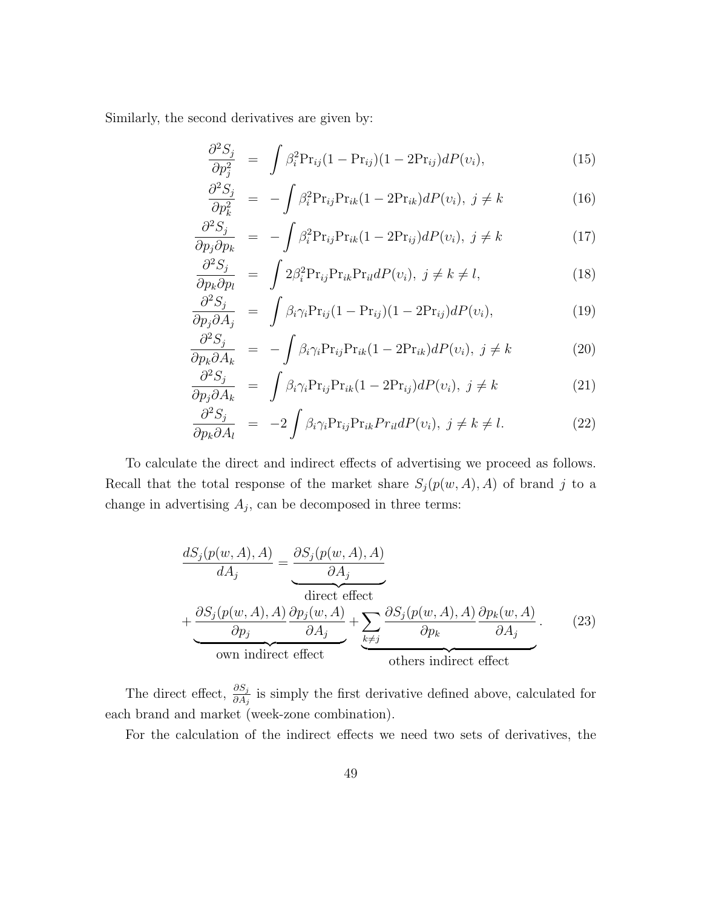Similarly, the second derivatives are given by:

$$
\begin{aligned}
\frac{\partial^2 S_j}{\partial p_j^2} &= \int \beta_i^2 \mathrm{Pr}_{ij}(1-\mathrm{Pr}_{ij})(1-2\mathrm{Pr}_{ij})dP(\upsilon_i), && (15)\\
\frac{\partial^2 S_j}{\partial p_k^2} &= -\int \beta_i^2 \mathrm{Pr}_{ij}\mathrm{Pr}_{ik}(1-2\mathrm{Pr}_{ik})dP(\upsilon_i),\ j \neq k && (16)\\
\frac{\partial^2 S_j}{\partial p_j \partial p_k} &= -\int \beta_i^2 \mathrm{Pr}_{ij}\mathrm{Pr}_{ik}(1-2\mathrm{Pr}_{ij})dP(\upsilon_i),\ j \neq k && (17)\\
\frac{\partial^2 S_j}{\partial p_k \partial p_l} &= \int 2\beta_i^2 \mathrm{Pr}_{ij}\mathrm{Pr}_{ik}\mathrm{Pr}_{il}dP(\upsilon_i),\ j \neq k \neq l, && (18)\\
\frac{\partial^2 S_j}{\partial p_j \partial A_j} &= \int \beta_i \gamma_i \mathrm{Pr}_{ij}(1-\mathrm{Pr}_{ij})(1-2\mathrm{Pr}_{ij})dP(\upsilon_i), && (19)\\
\frac{\partial^2 S_j}{\partial p_k \partial A_k} &= -\int \beta_i \gamma_i \mathrm{Pr}_{ij}\mathrm{Pr}_{ik}(1-2\mathrm{Pr}_{ik})dP(\upsilon_i),\ j \neq k && (20)\\
\frac{\partial^2 S_j}{\partial p_j \partial A_k} &= \int \beta_i \gamma_i \mathrm{Pr}_{ij}\mathrm{Pr}_{ik}(1-2\mathrm{Pr}_{ij})dP(\upsilon_i),\ j \neq k && (21)\\
\frac{\partial^2 S_j}{\partial p_k \partial A_l} &= -2\int \beta_i \gamma_i \mathrm{Pr}_{ij}\mathrm{Pr}_{ik}Pr_{il}dP(\upsilon_i),\ j \neq k \neq l. && (22)
\end{aligned}
$$

To calculate the direct and indirect effects of advertising we proceed as follows. Recall that the total response of the market share $S_j(p(w,A),A)$ of brand $j$ to a change in advertising $A_j$, can be decomposed in three terms:

$$
\frac{dS_j(p(w,A),A)}{dA_j} = \underbrace{\frac{\partial S_j(p(w,A),A)}{\partial A_j}}_{\text{direct effect}} + \underbrace{\frac{\partial S_j(p(w,A),A)}{\partial p_j}\frac{\partial p_j(w,A)}{\partial A_j}}_{\text{own indirect effect}} + \underbrace{\sum_{k \neq j} \frac{\partial S_j(p(w,A),A)}{\partial p_k}\frac{\partial p_k(w,A)}{\partial A_j}}_{\text{others indirect effect}}. \quad (23)
$$

The direct effect, $\frac{\partial S_j}{\partial A_j}$ is simply the first derivative defined above, calculated for each brand and market (week-zone combination).

For the calculation of the indirect effects we need two sets of derivatives, the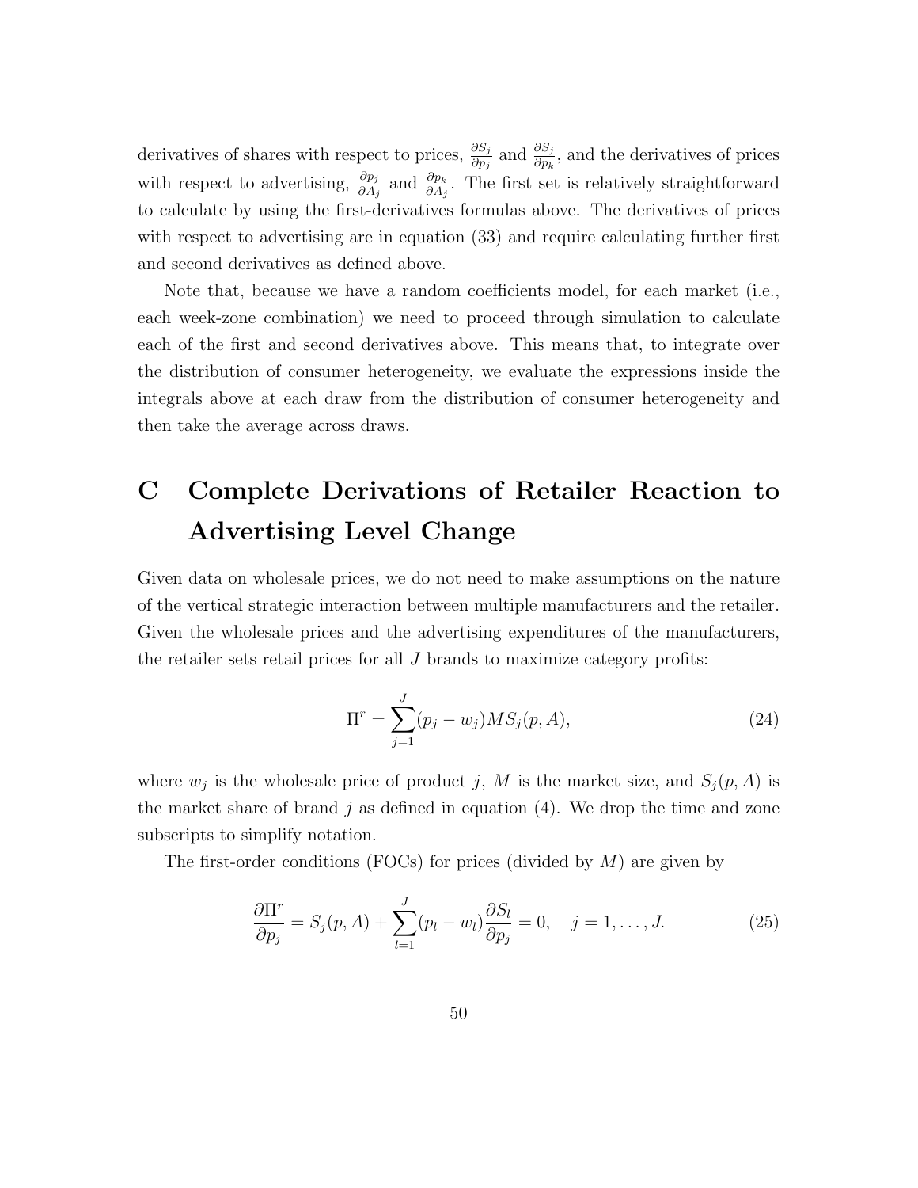derivatives of shares with respect to prices, $\frac{\partial S_j}{\partial p_j}$ and $\frac{\partial S_j}{\partial p_k}$, and the derivatives of prices with respect to advertising, $\frac{\partial p_j}{\partial A_j}$ and $\frac{\partial p_k}{\partial A_j}$. The first set is relatively straightforward to calculate by using the first-derivatives formulas above. The derivatives of prices with respect to advertising are in equation (33) and require calculating further first and second derivatives as defined above.

Note that, because we have a random coefficients model, for each market (i.e., each week-zone combination) we need to proceed through simulation to calculate each of the first and second derivatives above. This means that, to integrate over the distribution of consumer heterogeneity, we evaluate the expressions inside the integrals above at each draw from the distribution of consumer heterogeneity and then take the average across draws.

# C Complete Derivations of Retailer Reaction to Advertising Level Change

Given data on wholesale prices, we do not need to make assumptions on the nature of the vertical strategic interaction between multiple manufacturers and the retailer. Given the wholesale prices and the advertising expenditures of the manufacturers, the retailer sets retail prices for all $J$ brands to maximize category profits:

$$\Pi^r = \sum_{j=1}^{J} (p_j - w_j) M S_j(p, A), \tag{24}$$

where $w_j$ is the wholesale price of product $j$, $M$ is the market size, and $S_j(p, A)$ is the market share of brand $j$ as defined in equation (4). We drop the time and zone subscripts to simplify notation.

The first-order conditions (FOCs) for prices (divided by $M$) are given by

$$\frac{\partial \Pi^r}{\partial p_j} = S_j(p, A) + \sum_{l=1}^{J} (p_l - w_l) \frac{\partial S_l}{\partial p_j} = 0, \quad j = 1, \ldots, J. \tag{25}$$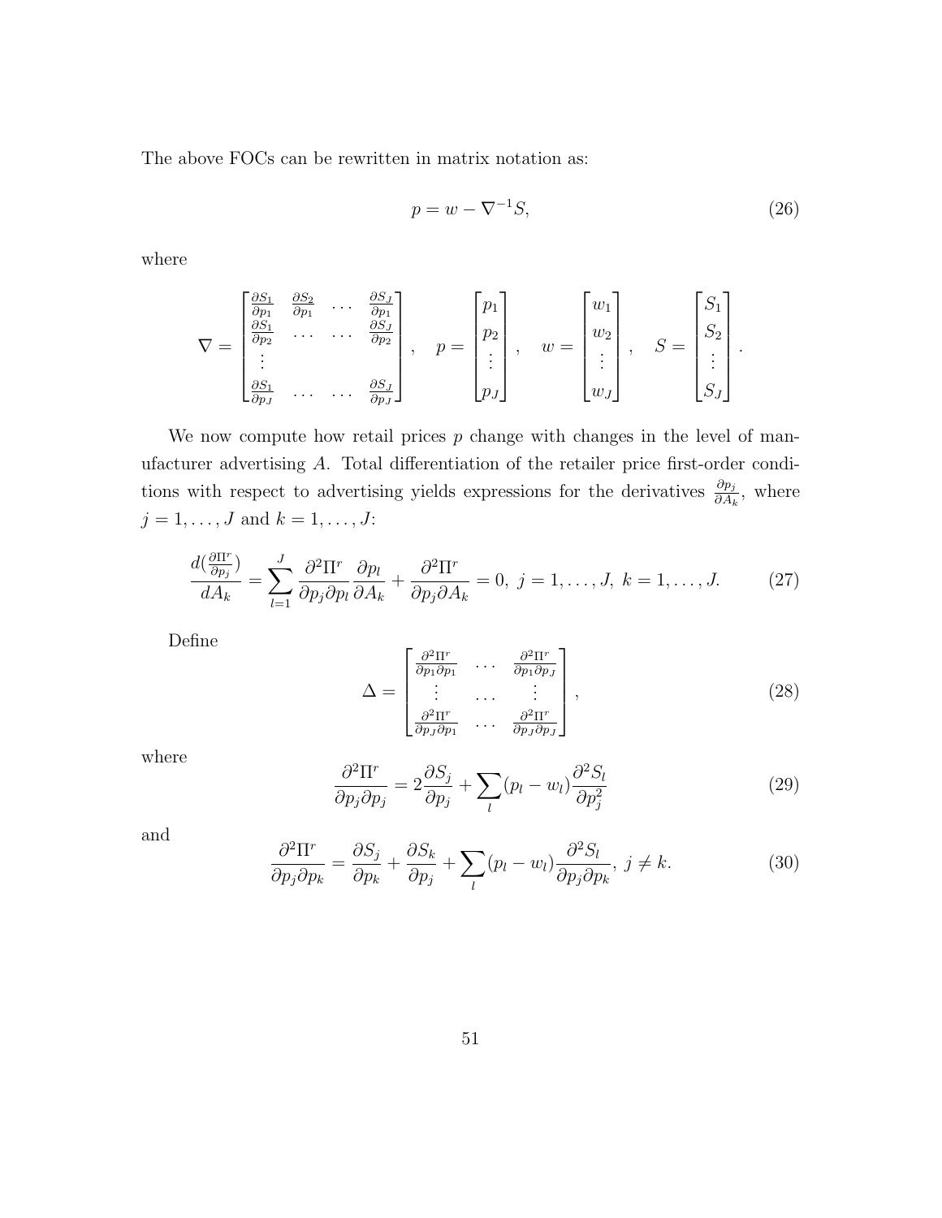The above FOCs can be rewritten in matrix notation as:

$$p = w - \nabla^{-1} S, \tag{26}$$

where

$$\nabla = \begin{bmatrix} \frac{\partial S_1}{\partial p_1} & \frac{\partial S_2}{\partial p_1} & \dots & \frac{\partial S_J}{\partial p_1} \\ \frac{\partial S_1}{\partial p_2} & \dots & \dots & \frac{\partial S_J}{\partial p_2} \\ \vdots & & & \\ \frac{\partial S_1}{\partial p_J} & \dots & \dots & \frac{\partial S_J}{\partial p_J} \end{bmatrix}, \quad p = \begin{bmatrix} p_1 \\ p_2 \\ \vdots \\ p_J \end{bmatrix}, \quad w = \begin{bmatrix} w_1 \\ w_2 \\ \vdots \\ w_J \end{bmatrix}, \quad S = \begin{bmatrix} S_1 \\ S_2 \\ \vdots \\ S_J \end{bmatrix}.$$

We now compute how retail prices $p$ change with changes in the level of manufacturer advertising $A$. Total differentiation of the retailer price first-order conditions with respect to advertising yields expressions for the derivatives $\frac{\partial p_j}{\partial A_k}$, where $j = 1, \dots, J$ and $k = 1, \dots, J$:

$$\frac{d(\frac{\partial \Pi^r}{\partial p_j})}{dA_k} = \sum_{l=1}^{J} \frac{\partial^2 \Pi^r}{\partial p_j \partial p_l} \frac{\partial p_l}{\partial A_k} + \frac{\partial^2 \Pi^r}{\partial p_j \partial A_k} = 0, \; j = 1, \dots, J, \; k = 1, \dots, J. \tag{27}$$

Define

$$\Delta = \begin{bmatrix} \frac{\partial^2 \Pi^r}{\partial p_1 \partial p_1} & \dots & \frac{\partial^2 \Pi^r}{\partial p_1 \partial p_J} \\ \vdots & \dots & \vdots \\ \frac{\partial^2 \Pi^r}{\partial p_J \partial p_1} & \dots & \frac{\partial^2 \Pi^r}{\partial p_J \partial p_J} \end{bmatrix}, \tag{28}$$

where

$$\frac{\partial^2 \Pi^r}{\partial p_j \partial p_j} = 2 \frac{\partial S_j}{\partial p_j} + \sum_l (p_l - w_l) \frac{\partial^2 S_l}{\partial p_j^2} \tag{29}$$

and

$$\frac{\partial^2 \Pi^r}{\partial p_j \partial p_k} = \frac{\partial S_j}{\partial p_k} + \frac{\partial S_k}{\partial p_j} + \sum_l (p_l - w_l) \frac{\partial^2 S_l}{\partial p_j \partial p_k}, \; j \neq k. \tag{30}$$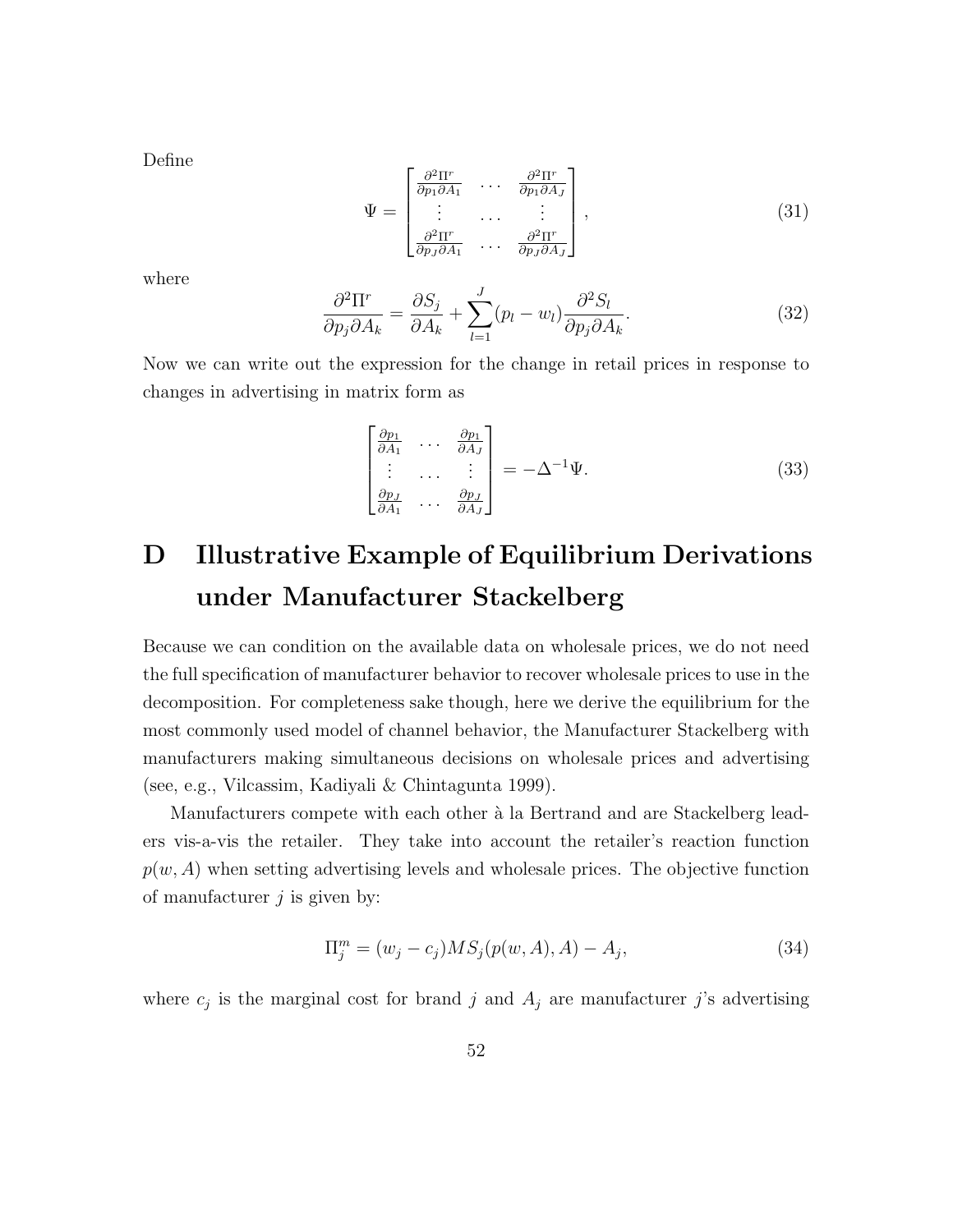Define

$$
\Psi = \begin{bmatrix} \frac{\partial^2 \Pi^r}{\partial p_1 \partial A_1} & \cdots & \frac{\partial^2 \Pi^r}{\partial p_1 \partial A_J} \\ \vdots & \cdots & \vdots \\ \frac{\partial^2 \Pi^r}{\partial p_J \partial A_1} & \cdots & \frac{\partial^2 \Pi^r}{\partial p_J \partial A_J} \end{bmatrix}, \tag{31}
$$

where

$$
\frac{\partial^2 \Pi^r}{\partial p_j \partial A_k} = \frac{\partial S_j}{\partial A_k} + \sum_{l=1}^{J} (p_l - w_l) \frac{\partial^2 S_l}{\partial p_j \partial A_k}. \tag{32}
$$

Now we can write out the expression for the change in retail prices in response to changes in advertising in matrix form as

$$
\begin{bmatrix} \frac{\partial p_1}{\partial A_1} & \cdots & \frac{\partial p_1}{\partial A_J} \\ \vdots & \cdots & \vdots \\ \frac{\partial p_J}{\partial A_1} & \cdots & \frac{\partial p_J}{\partial A_J} \end{bmatrix} = -\Delta^{-1} \Psi. \tag{33}
$$

# D Illustrative Example of Equilibrium Derivations under Manufacturer Stackelberg

Because we can condition on the available data on wholesale prices, we do not need the full specification of manufacturer behavior to recover wholesale prices to use in the decomposition. For completeness sake though, here we derive the equilibrium for the most commonly used model of channel behavior, the Manufacturer Stackelberg with manufacturers making simultaneous decisions on wholesale prices and advertising (see, e.g., Vilcassim, Kadiyali & Chintagunta 1999).

Manufacturers compete with each other à la Bertrand and are Stackelberg leaders vis-a-vis the retailer. They take into account the retailer's reaction function $p(w, A)$ when setting advertising levels and wholesale prices. The objective function of manufacturer $j$ is given by:

$$
\Pi_j^m = (w_j - c_j) M S_j(p(w, A), A) - A_j, \tag{34}
$$

where $c_j$ is the marginal cost for brand $j$ and $A_j$ are manufacturer $j$'s advertising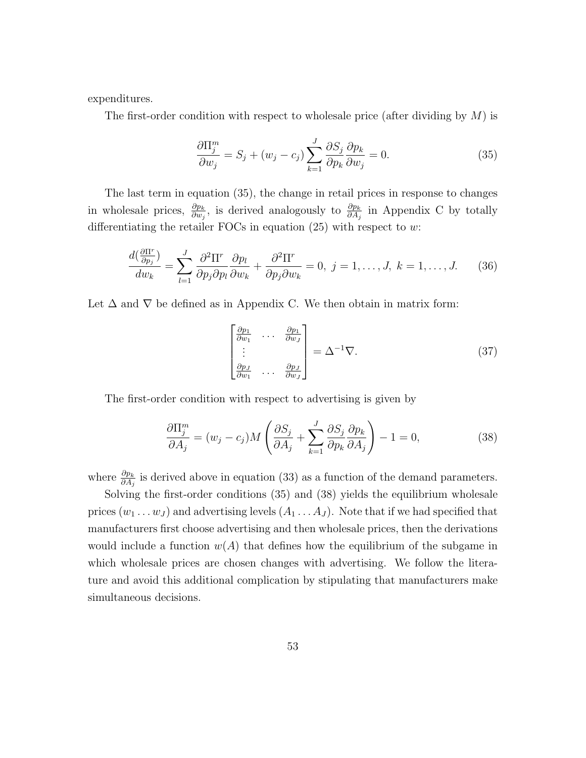expenditures.

The first-order condition with respect to wholesale price (after dividing by $M$) is

$$\frac{\partial \Pi_j^m}{\partial w_j} = S_j + (w_j - c_j) \sum_{k=1}^{J} \frac{\partial S_j}{\partial p_k} \frac{\partial p_k}{\partial w_j} = 0. \tag{35}$$

The last term in equation (35), the change in retail prices in response to changes in wholesale prices, $\frac{\partial p_k}{\partial w_j}$, is derived analogously to $\frac{\partial p_k}{\partial A_j}$ in Appendix C by totally differentiating the retailer FOCs in equation (25) with respect to $w$:

$$\frac{d(\frac{\partial \Pi^r}{\partial p_j})}{dw_k} = \sum_{l=1}^{J} \frac{\partial^2 \Pi^r}{\partial p_j \partial p_l} \frac{\partial p_l}{\partial w_k} + \frac{\partial^2 \Pi^r}{\partial p_j \partial w_k} = 0, \; j = 1, \ldots, J, \; k = 1, \ldots, J. \tag{36}$$

Let $\Delta$ and $\nabla$ be defined as in Appendix C. We then obtain in matrix form:

$$\begin{bmatrix} \frac{\partial p_1}{\partial w_1} & \ldots & \frac{\partial p_1}{\partial w_J} \\ \vdots & & \\ \frac{\partial p_J}{\partial w_1} & \ldots & \frac{\partial p_J}{\partial w_J} \end{bmatrix} = \Delta^{-1} \nabla. \tag{37}$$

The first-order condition with respect to advertising is given by

$$\frac{\partial \Pi_j^m}{\partial A_j} = (w_j - c_j) M \left( \frac{\partial S_j}{\partial A_j} + \sum_{k=1}^{J} \frac{\partial S_j}{\partial p_k} \frac{\partial p_k}{\partial A_j} \right) - 1 = 0, \tag{38}$$

where $\frac{\partial p_k}{\partial A_j}$ is derived above in equation (33) as a function of the demand parameters.

Solving the first-order conditions (35) and (38) yields the equilibrium wholesale prices $(w_1 \ldots w_J)$ and advertising levels $(A_1 \ldots A_J)$. Note that if we had specified that manufacturers first choose advertising and then wholesale prices, then the derivations would include a function $w(A)$ that defines how the equilibrium of the subgame in which wholesale prices are chosen changes with advertising. We follow the literature and avoid this additional complication by stipulating that manufacturers make simultaneous decisions.